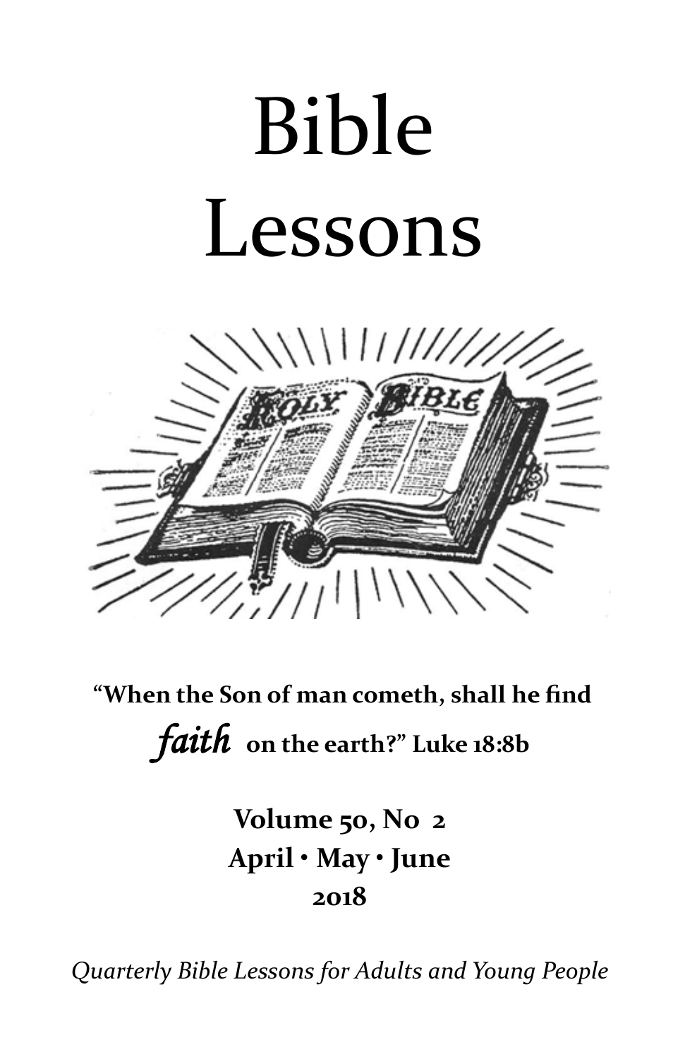# Bible Lessons

**"When the Son of man cometh, shall he find *faith* on the earth?" Luke 18:8b**

**Volume 50, No 2**
**April • May • June**
**2018**

*Quarterly Bible Lessons for Adults and Young People*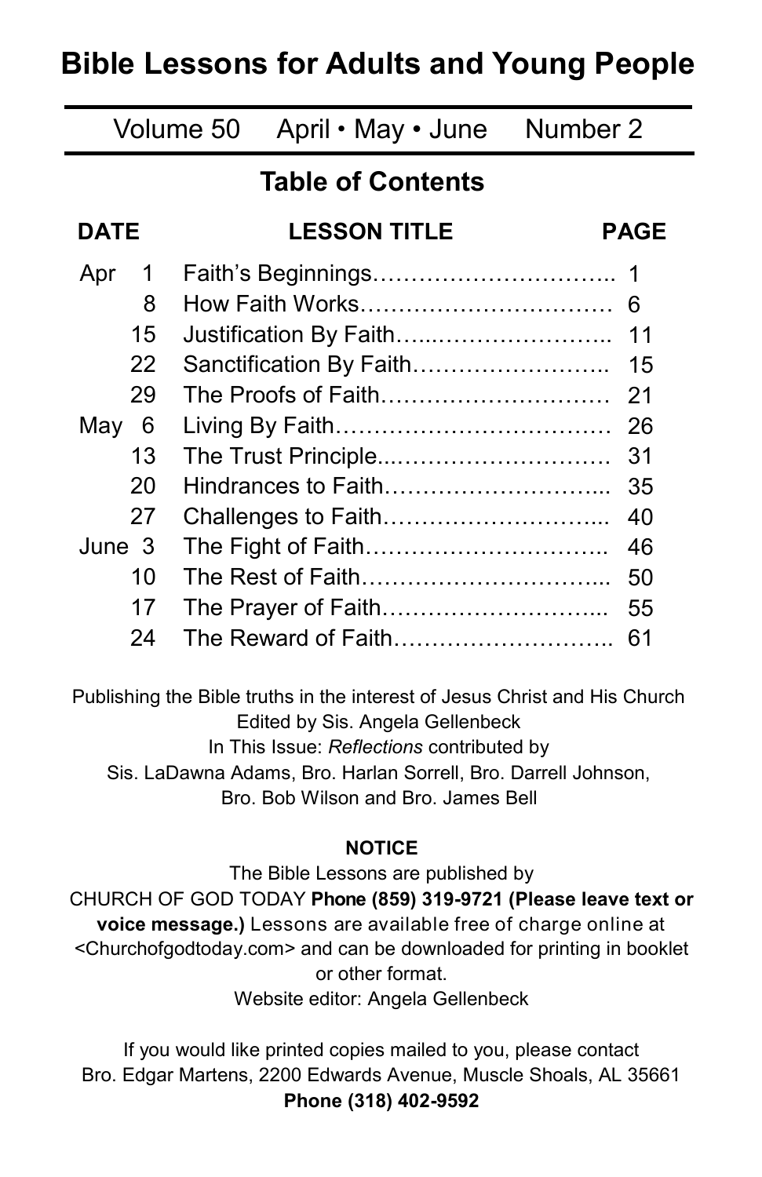# Bible Lessons for Adults and Young People

Volume 50 April • May • June Number 2

## Table of Contents

| DATE | LESSON TITLE | PAGE |
|---|---|---|
| Apr 1 | Faith's Beginnings | 1 |
| 8 | How Faith Works | 6 |
| 15 | Justification By Faith | 11 |
| 22 | Sanctification By Faith | 15 |
| 29 | The Proofs of Faith | 21 |
| May 6 | Living By Faith | 26 |
| 13 | The Trust Principle | 31 |
| 20 | Hindrances to Faith | 35 |
| 27 | Challenges to Faith | 40 |
| June 3 | The Fight of Faith | 46 |
| 10 | The Rest of Faith | 50 |
| 17 | The Prayer of Faith | 55 |
| 24 | The Reward of Faith | 61 |

Publishing the Bible truths in the interest of Jesus Christ and His Church
Edited by Sis. Angela Gellenbeck
In This Issue: *Reflections* contributed by
Sis. LaDawna Adams, Bro. Harlan Sorrell, Bro. Darrell Johnson,
Bro. Bob Wilson and Bro. James Bell

**NOTICE**

The Bible Lessons are published by
CHURCH OF GOD TODAY **Phone (859) 319-9721 (Please leave text or voice message.)** Lessons are available free of charge online at <Churchofgodtoday.com> and can be downloaded for printing in booklet or other format.
Website editor: Angela Gellenbeck

If you would like printed copies mailed to you, please contact
Bro. Edgar Martens, 2200 Edwards Avenue, Muscle Shoals, AL 35661
**Phone (318) 402-9592**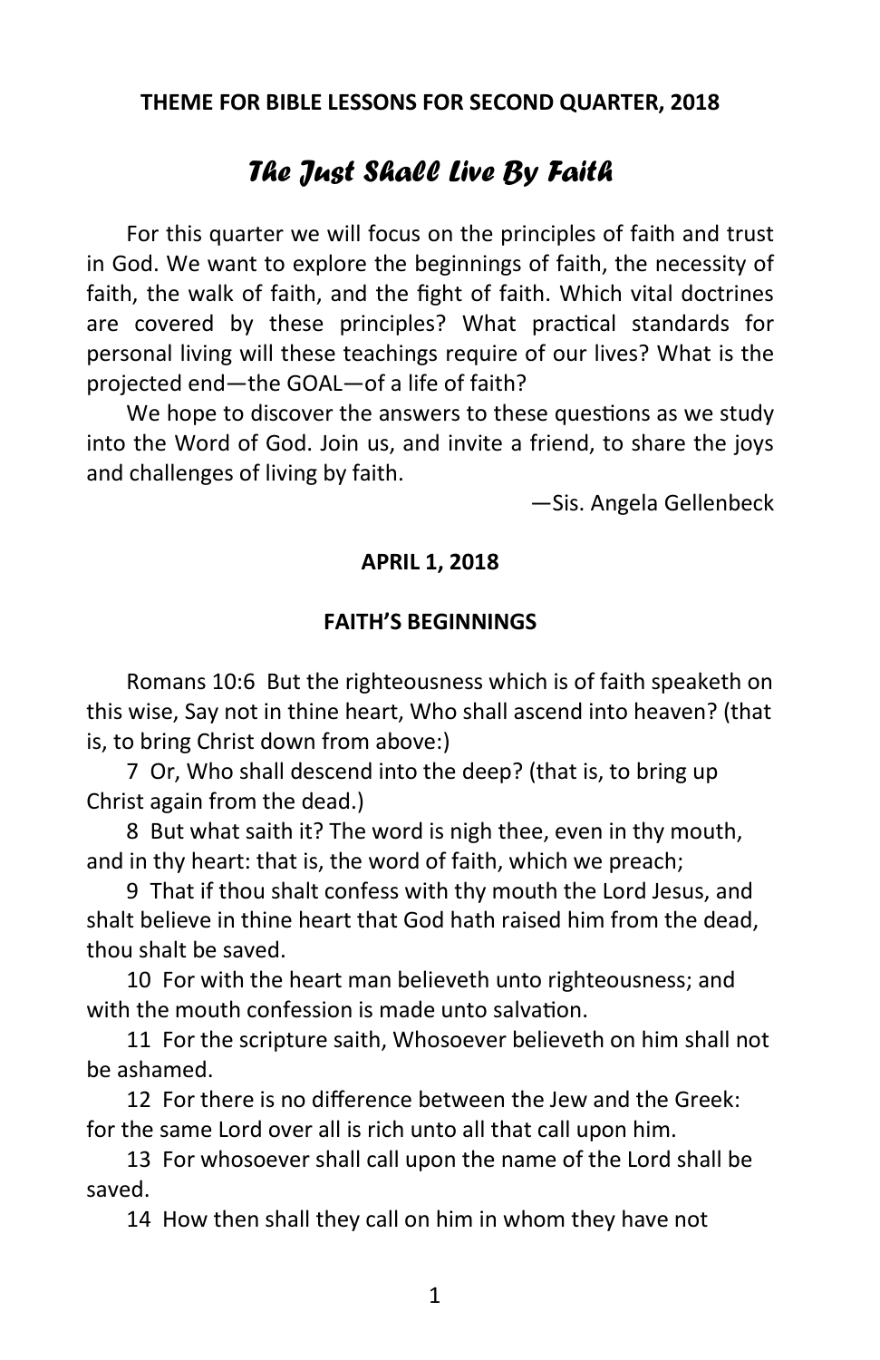**THEME FOR BIBLE LESSONS FOR SECOND QUARTER, 2018**

# *The Just Shall Live By Faith*

For this quarter we will focus on the principles of faith and trust in God. We want to explore the beginnings of faith, the necessity of faith, the walk of faith, and the fight of faith. Which vital doctrines are covered by these principles? What practical standards for personal living will these teachings require of our lives? What is the projected end—the GOAL—of a life of faith?

We hope to discover the answers to these questions as we study into the Word of God. Join us, and invite a friend, to share the joys and challenges of living by faith.

—Sis. Angela Gellenbeck

**APRIL 1, 2018**

## FAITH'S BEGINNINGS

Romans 10:6 But the righteousness which is of faith speaketh on this wise, Say not in thine heart, Who shall ascend into heaven? (that is, to bring Christ down from above:)

7 Or, Who shall descend into the deep? (that is, to bring up Christ again from the dead.)

8 But what saith it? The word is nigh thee, even in thy mouth, and in thy heart: that is, the word of faith, which we preach;

9 That if thou shalt confess with thy mouth the Lord Jesus, and shalt believe in thine heart that God hath raised him from the dead, thou shalt be saved.

10 For with the heart man believeth unto righteousness; and with the mouth confession is made unto salvation.

11 For the scripture saith, Whosoever believeth on him shall not be ashamed.

12 For there is no difference between the Jew and the Greek: for the same Lord over all is rich unto all that call upon him.

13 For whosoever shall call upon the name of the Lord shall be saved.

14 How then shall they call on him in whom they have not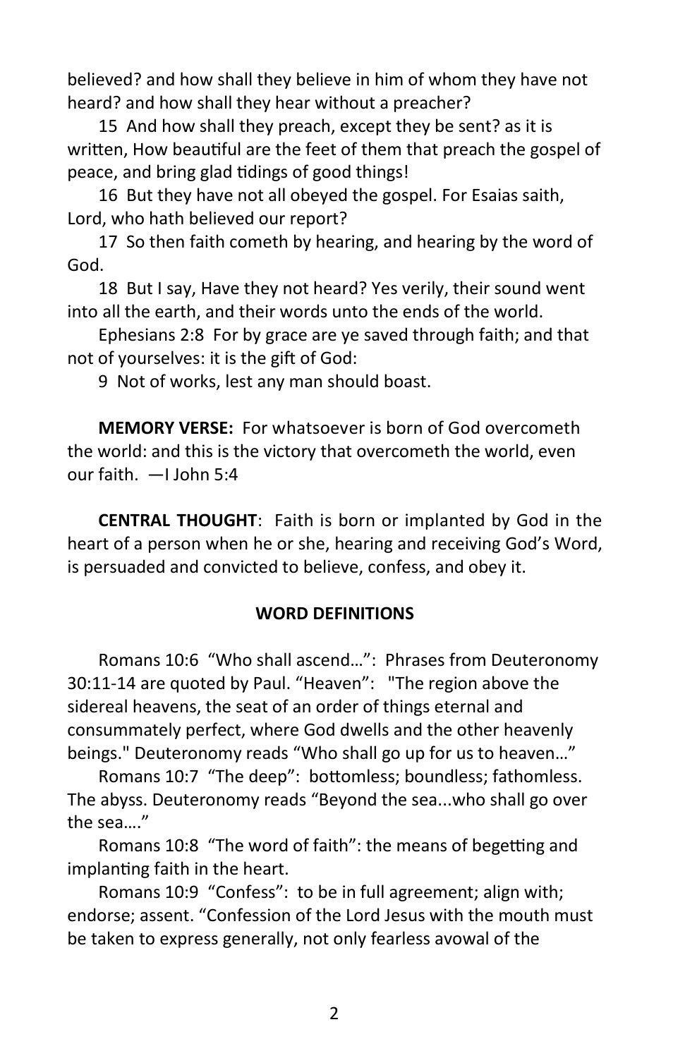believed? and how shall they believe in him of whom they have not heard? and how shall they hear without a preacher?

15 And how shall they preach, except they be sent? as it is written, How beautiful are the feet of them that preach the gospel of peace, and bring glad tidings of good things!

16 But they have not all obeyed the gospel. For Esaias saith, Lord, who hath believed our report?

17 So then faith cometh by hearing, and hearing by the word of God.

18 But I say, Have they not heard? Yes verily, their sound went into all the earth, and their words unto the ends of the world.

Ephesians 2:8 For by grace are ye saved through faith; and that not of yourselves: it is the gift of God:

9 Not of works, lest any man should boast.

**MEMORY VERSE:** For whatsoever is born of God overcometh the world: and this is the victory that overcometh the world, even our faith. —I John 5:4

**CENTRAL THOUGHT**: Faith is born or implanted by God in the heart of a person when he or she, hearing and receiving God's Word, is persuaded and convicted to believe, confess, and obey it.

**WORD DEFINITIONS**

Romans 10:6 "Who shall ascend…": Phrases from Deuteronomy 30:11-14 are quoted by Paul. "Heaven": "The region above the sidereal heavens, the seat of an order of things eternal and consummately perfect, where God dwells and the other heavenly beings." Deuteronomy reads "Who shall go up for us to heaven…"

Romans 10:7 "The deep": bottomless; boundless; fathomless. The abyss. Deuteronomy reads "Beyond the sea...who shall go over the sea…."

Romans 10:8 "The word of faith": the means of begetting and implanting faith in the heart.

Romans 10:9 "Confess": to be in full agreement; align with; endorse; assent. "Confession of the Lord Jesus with the mouth must be taken to express generally, not only fearless avowal of the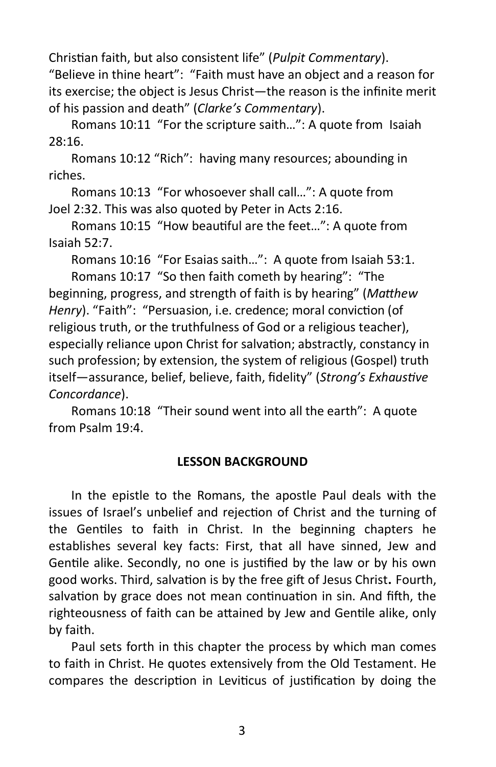Christian faith, but also consistent life" (*Pulpit Commentary*). "Believe in thine heart": "Faith must have an object and a reason for its exercise; the object is Jesus Christ—the reason is the infinite merit of his passion and death" (*Clarke's Commentary*).

Romans 10:11 "For the scripture saith…": A quote from Isaiah 28:16.

Romans 10:12 "Rich": having many resources; abounding in riches.

Romans 10:13 "For whosoever shall call…": A quote from Joel 2:32. This was also quoted by Peter in Acts 2:16.

Romans 10:15 "How beautiful are the feet…": A quote from Isaiah 52:7.

Romans 10:16 "For Esaias saith…": A quote from Isaiah 53:1.

Romans 10:17 "So then faith cometh by hearing": "The beginning, progress, and strength of faith is by hearing" (*Matthew Henry*). "Faith": "Persuasion, i.e. credence; moral conviction (of religious truth, or the truthfulness of God or a religious teacher), especially reliance upon Christ for salvation; abstractly, constancy in such profession; by extension, the system of religious (Gospel) truth itself—assurance, belief, believe, faith, fidelity" (*Strong's Exhaustive Concordance*).

Romans 10:18 "Their sound went into all the earth": A quote from Psalm 19:4.

## LESSON BACKGROUND

In the epistle to the Romans, the apostle Paul deals with the issues of Israel's unbelief and rejection of Christ and the turning of the Gentiles to faith in Christ. In the beginning chapters he establishes several key facts: First, that all have sinned, Jew and Gentile alike. Secondly, no one is justified by the law or by his own good works. Third, salvation is by the free gift of Jesus Christ**.** Fourth, salvation by grace does not mean continuation in sin. And fifth, the righteousness of faith can be attained by Jew and Gentile alike, only by faith.

Paul sets forth in this chapter the process by which man comes to faith in Christ. He quotes extensively from the Old Testament. He compares the description in Leviticus of justification by doing the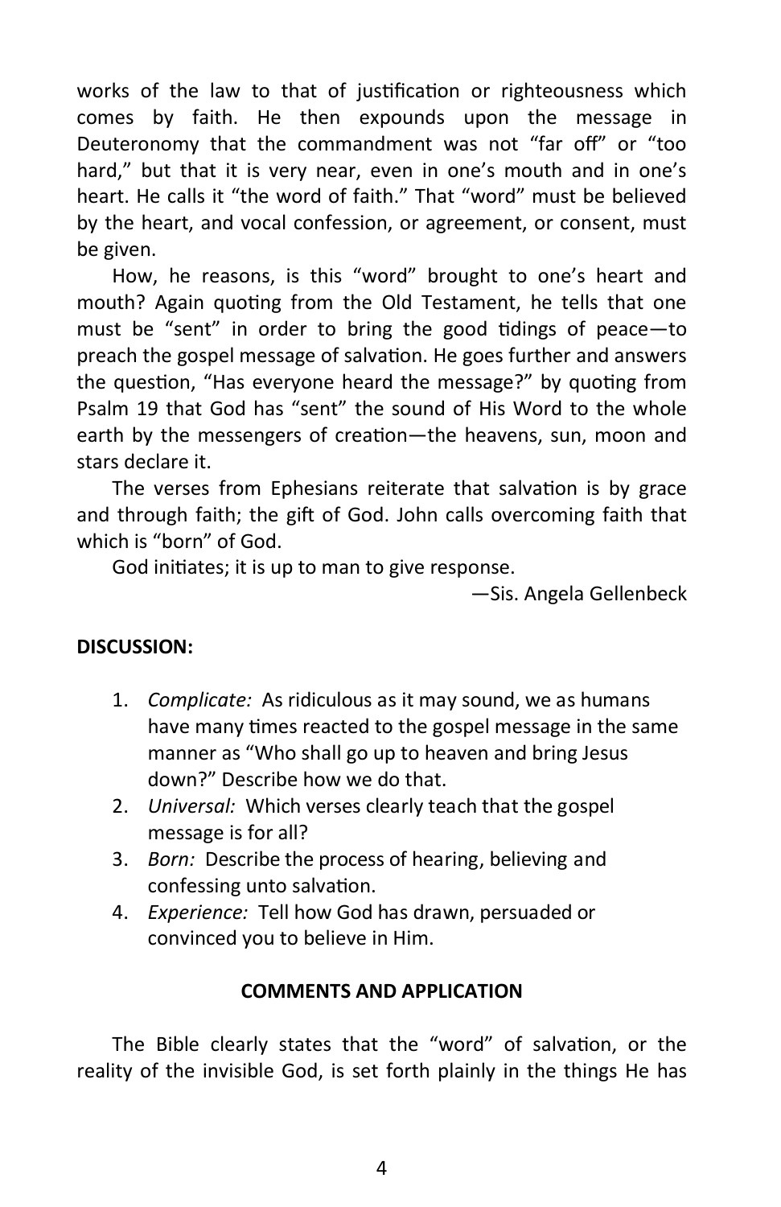works of the law to that of justification or righteousness which comes by faith. He then expounds upon the message in Deuteronomy that the commandment was not "far off" or "too hard," but that it is very near, even in one's mouth and in one's heart. He calls it "the word of faith." That "word" must be believed by the heart, and vocal confession, or agreement, or consent, must be given.

How, he reasons, is this "word" brought to one's heart and mouth? Again quoting from the Old Testament, he tells that one must be "sent" in order to bring the good tidings of peace—to preach the gospel message of salvation. He goes further and answers the question, "Has everyone heard the message?" by quoting from Psalm 19 that God has "sent" the sound of His Word to the whole earth by the messengers of creation—the heavens, sun, moon and stars declare it.

The verses from Ephesians reiterate that salvation is by grace and through faith; the gift of God. John calls overcoming faith that which is "born" of God.

God initiates; it is up to man to give response.

—Sis. Angela Gellenbeck

**DISCUSSION:**

1. *Complicate:* As ridiculous as it may sound, we as humans have many times reacted to the gospel message in the same manner as "Who shall go up to heaven and bring Jesus down?" Describe how we do that.
2. *Universal:* Which verses clearly teach that the gospel message is for all?
3. *Born:* Describe the process of hearing, believing and confessing unto salvation.
4. *Experience:* Tell how God has drawn, persuaded or convinced you to believe in Him.

## COMMENTS AND APPLICATION

The Bible clearly states that the "word" of salvation, or the reality of the invisible God, is set forth plainly in the things He has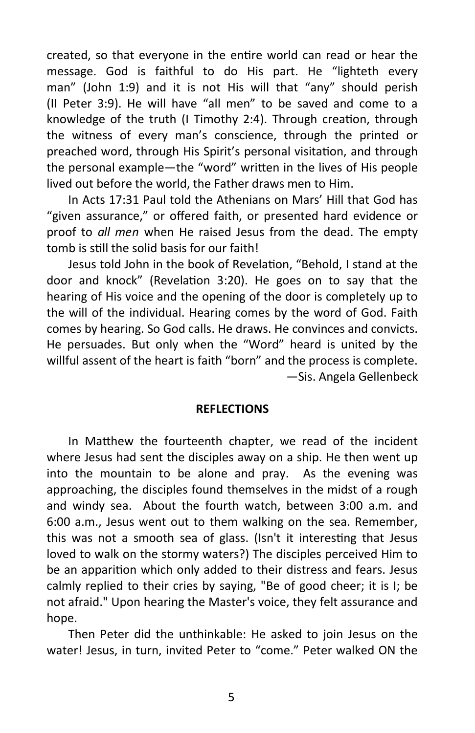created, so that everyone in the entire world can read or hear the message. God is faithful to do His part. He "lighteth every man" (John 1:9) and it is not His will that "any" should perish (II Peter 3:9). He will have "all men" to be saved and come to a knowledge of the truth (I Timothy 2:4). Through creation, through the witness of every man's conscience, through the printed or preached word, through His Spirit's personal visitation, and through the personal example—the "word" written in the lives of His people lived out before the world, the Father draws men to Him.

In Acts 17:31 Paul told the Athenians on Mars' Hill that God has "given assurance," or offered faith, or presented hard evidence or proof to *all men* when He raised Jesus from the dead. The empty tomb is still the solid basis for our faith!

Jesus told John in the book of Revelation, "Behold, I stand at the door and knock" (Revelation 3:20). He goes on to say that the hearing of His voice and the opening of the door is completely up to the will of the individual. Hearing comes by the word of God. Faith comes by hearing. So God calls. He draws. He convinces and convicts. He persuades. But only when the "Word" heard is united by the willful assent of the heart is faith "born" and the process is complete.

—Sis. Angela Gellenbeck

## REFLECTIONS

In Matthew the fourteenth chapter, we read of the incident where Jesus had sent the disciples away on a ship. He then went up into the mountain to be alone and pray. As the evening was approaching, the disciples found themselves in the midst of a rough and windy sea. About the fourth watch, between 3:00 a.m. and 6:00 a.m., Jesus went out to them walking on the sea. Remember, this was not a smooth sea of glass. (Isn't it interesting that Jesus loved to walk on the stormy waters?) The disciples perceived Him to be an apparition which only added to their distress and fears. Jesus calmly replied to their cries by saying, "Be of good cheer; it is I; be not afraid." Upon hearing the Master's voice, they felt assurance and hope.

Then Peter did the unthinkable: He asked to join Jesus on the water! Jesus, in turn, invited Peter to "come." Peter walked ON the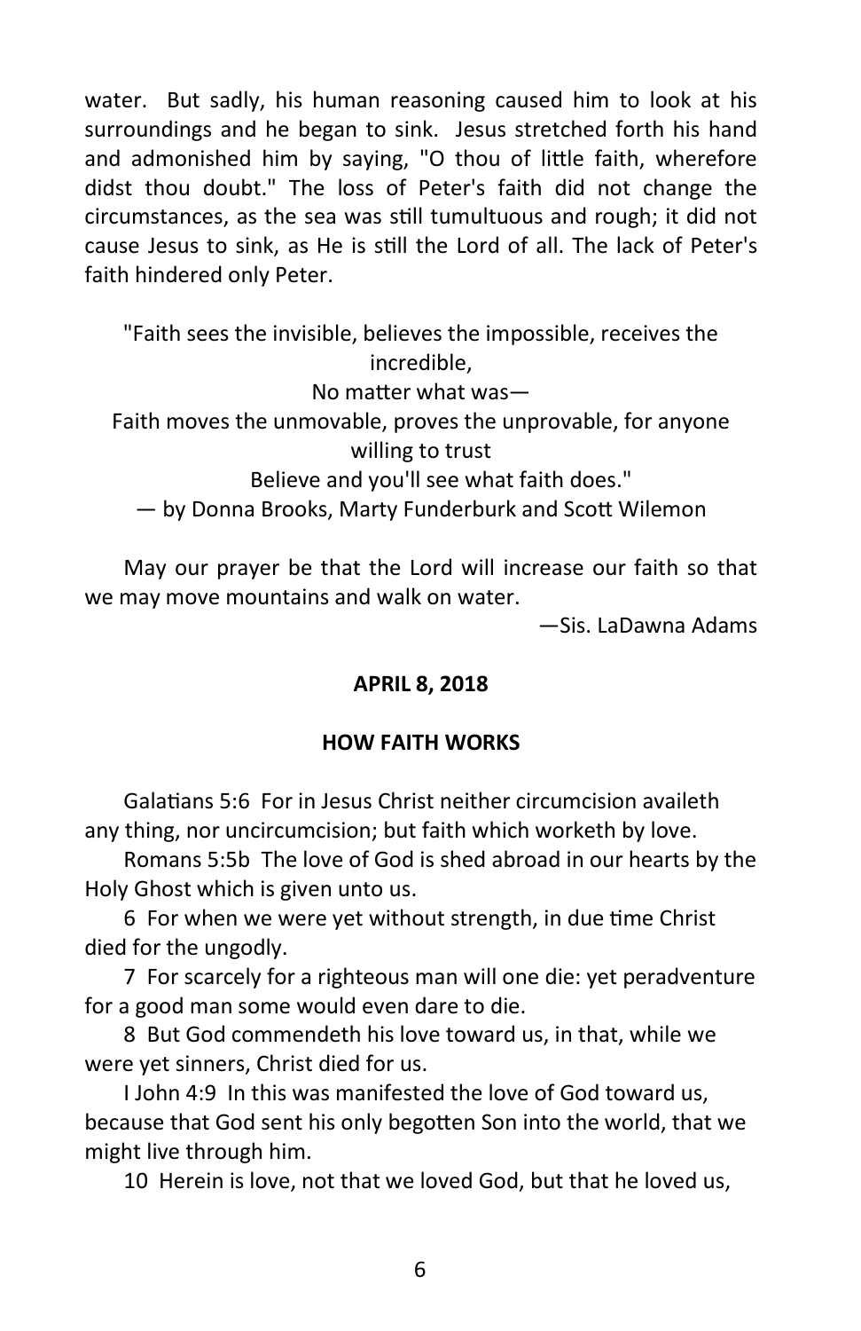water. But sadly, his human reasoning caused him to look at his surroundings and he began to sink. Jesus stretched forth his hand and admonished him by saying, "O thou of little faith, wherefore didst thou doubt." The loss of Peter's faith did not change the circumstances, as the sea was still tumultuous and rough; it did not cause Jesus to sink, as He is still the Lord of all. The lack of Peter's faith hindered only Peter.

"Faith sees the invisible, believes the impossible, receives the incredible,  
No matter what was—  
Faith moves the unmovable, proves the unprovable, for anyone willing to trust  
Believe and you'll see what faith does."  
— by Donna Brooks, Marty Funderburk and Scott Wilemon

May our prayer be that the Lord will increase our faith so that we may move mountains and walk on water.

—Sis. LaDawna Adams

**APRIL 8, 2018**

**HOW FAITH WORKS**

Galatians 5:6 For in Jesus Christ neither circumcision availeth any thing, nor uncircumcision; but faith which worketh by love.

Romans 5:5b The love of God is shed abroad in our hearts by the Holy Ghost which is given unto us.

6 For when we were yet without strength, in due time Christ died for the ungodly.

7 For scarcely for a righteous man will one die: yet peradventure for a good man some would even dare to die.

8 But God commendeth his love toward us, in that, while we were yet sinners, Christ died for us.

I John 4:9 In this was manifested the love of God toward us, because that God sent his only begotten Son into the world, that we might live through him.

10 Herein is love, not that we loved God, but that he loved us,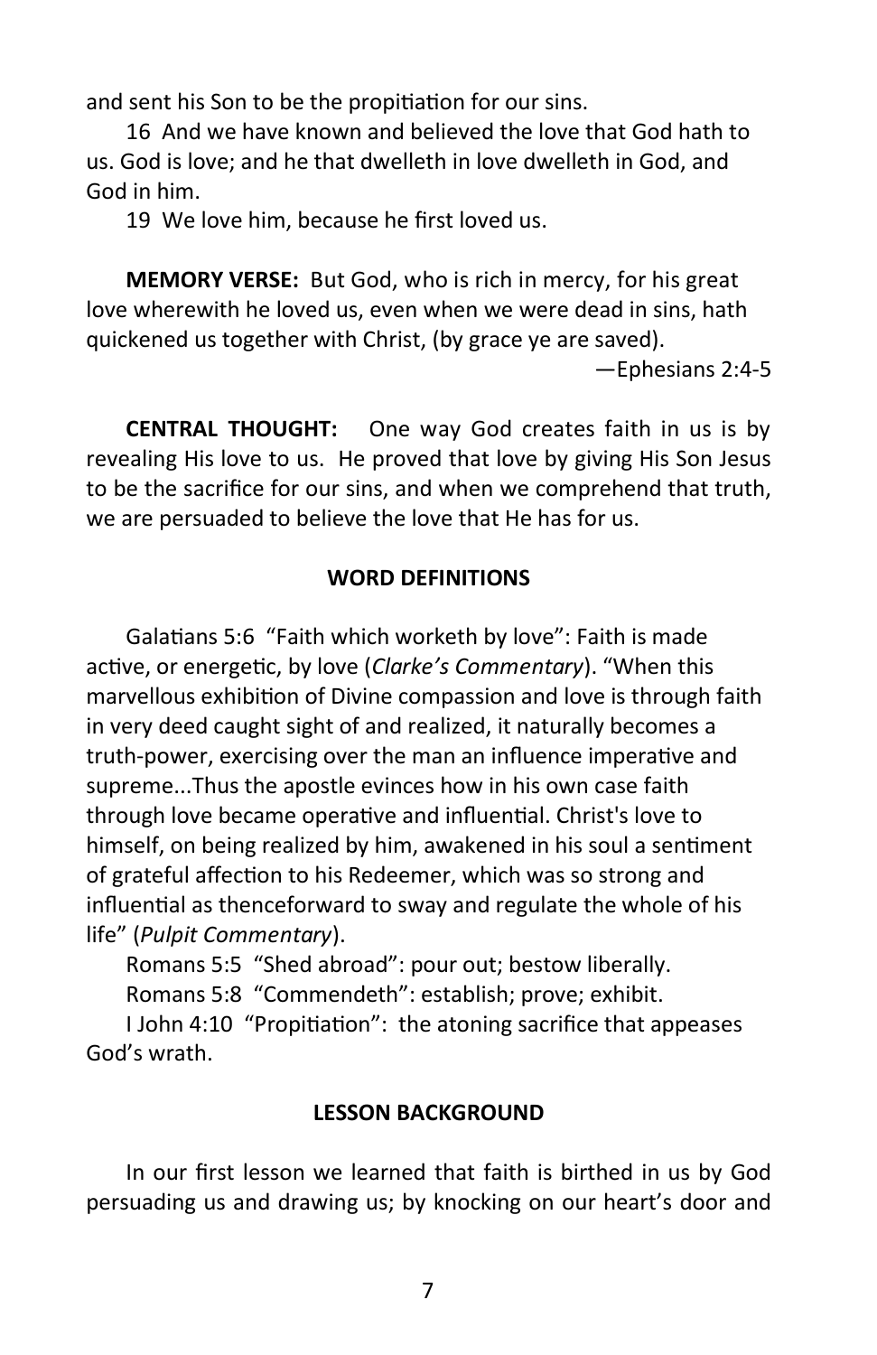and sent his Son to be the propitiation for our sins.

16 And we have known and believed the love that God hath to us. God is love; and he that dwelleth in love dwelleth in God, and God in him.

19 We love him, because he first loved us.

**MEMORY VERSE:** But God, who is rich in mercy, for his great love wherewith he loved us, even when we were dead in sins, hath quickened us together with Christ, (by grace ye are saved).

—Ephesians 2:4-5

**CENTRAL THOUGHT:** One way God creates faith in us is by revealing His love to us. He proved that love by giving His Son Jesus to be the sacrifice for our sins, and when we comprehend that truth, we are persuaded to believe the love that He has for us.

## WORD DEFINITIONS

Galatians 5:6 "Faith which worketh by love": Faith is made active, or energetic, by love (*Clarke's Commentary*). "When this marvellous exhibition of Divine compassion and love is through faith in very deed caught sight of and realized, it naturally becomes a truth-power, exercising over the man an influence imperative and supreme...Thus the apostle evinces how in his own case faith through love became operative and influential. Christ's love to himself, on being realized by him, awakened in his soul a sentiment of grateful affection to his Redeemer, which was so strong and influential as thenceforward to sway and regulate the whole of his life" (*Pulpit Commentary*).

Romans 5:5 "Shed abroad": pour out; bestow liberally.

Romans 5:8 "Commendeth": establish; prove; exhibit.

I John 4:10 "Propitiation": the atoning sacrifice that appeases God's wrath.

## LESSON BACKGROUND

In our first lesson we learned that faith is birthed in us by God persuading us and drawing us; by knocking on our heart's door and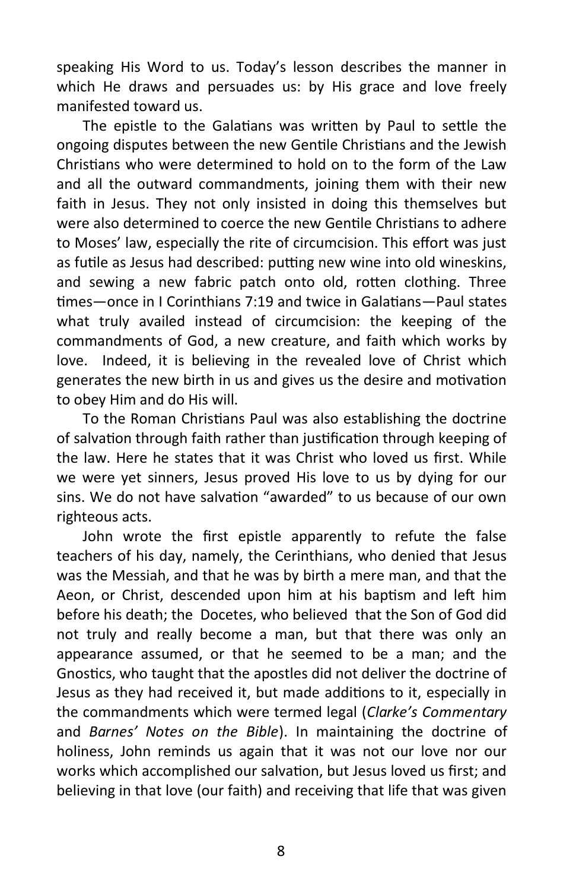speaking His Word to us. Today's lesson describes the manner in which He draws and persuades us: by His grace and love freely manifested toward us.

The epistle to the Galatians was written by Paul to settle the ongoing disputes between the new Gentile Christians and the Jewish Christians who were determined to hold on to the form of the Law and all the outward commandments, joining them with their new faith in Jesus. They not only insisted in doing this themselves but were also determined to coerce the new Gentile Christians to adhere to Moses' law, especially the rite of circumcision. This effort was just as futile as Jesus had described: putting new wine into old wineskins, and sewing a new fabric patch onto old, rotten clothing. Three times—once in I Corinthians 7:19 and twice in Galatians—Paul states what truly availed instead of circumcision: the keeping of the commandments of God, a new creature, and faith which works by love. Indeed, it is believing in the revealed love of Christ which generates the new birth in us and gives us the desire and motivation to obey Him and do His will.

To the Roman Christians Paul was also establishing the doctrine of salvation through faith rather than justification through keeping of the law. Here he states that it was Christ who loved us first. While we were yet sinners, Jesus proved His love to us by dying for our sins. We do not have salvation "awarded" to us because of our own righteous acts.

John wrote the first epistle apparently to refute the false teachers of his day, namely, the Cerinthians, who denied that Jesus was the Messiah, and that he was by birth a mere man, and that the Aeon, or Christ, descended upon him at his baptism and left him before his death; the Docetes, who believed that the Son of God did not truly and really become a man, but that there was only an appearance assumed, or that he seemed to be a man; and the Gnostics, who taught that the apostles did not deliver the doctrine of Jesus as they had received it, but made additions to it, especially in the commandments which were termed legal (*Clarke's Commentary* and *Barnes' Notes on the Bible*). In maintaining the doctrine of holiness, John reminds us again that it was not our love nor our works which accomplished our salvation, but Jesus loved us first; and believing in that love (our faith) and receiving that life that was given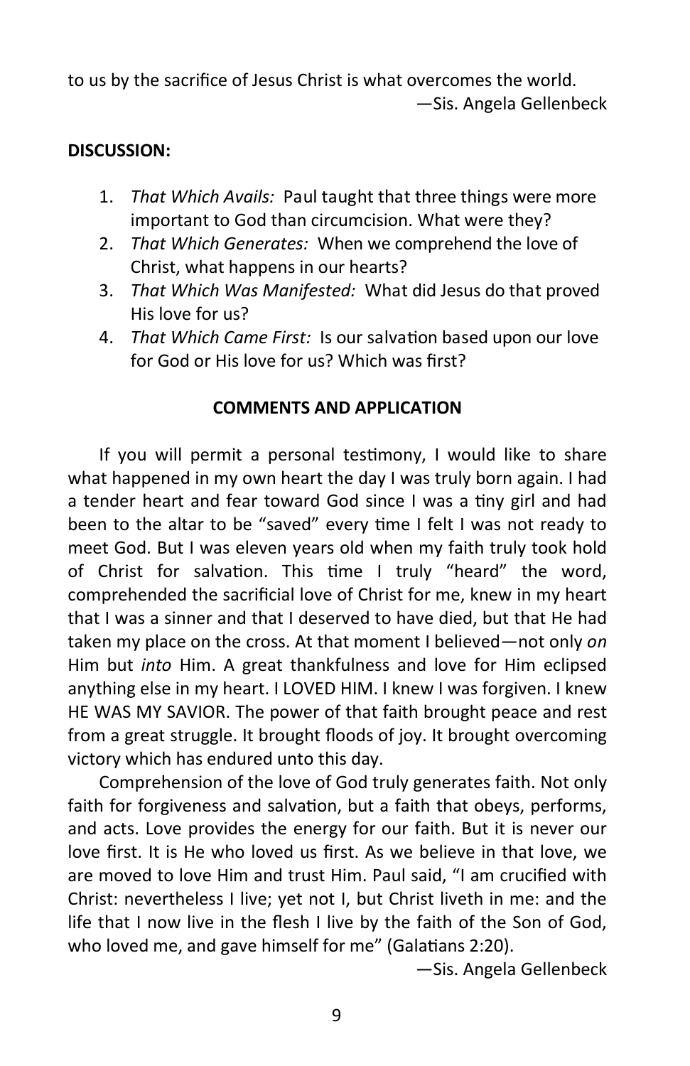to us by the sacrifice of Jesus Christ is what overcomes the world.

—Sis. Angela Gellenbeck

**DISCUSSION:**

1. *That Which Avails:* Paul taught that three things were more important to God than circumcision. What were they?
2. *That Which Generates:* When we comprehend the love of Christ, what happens in our hearts?
3. *That Which Was Manifested:* What did Jesus do that proved His love for us?
4. *That Which Came First:* Is our salvation based upon our love for God or His love for us? Which was first?

**COMMENTS AND APPLICATION**

If you will permit a personal testimony, I would like to share what happened in my own heart the day I was truly born again. I had a tender heart and fear toward God since I was a tiny girl and had been to the altar to be "saved" every time I felt I was not ready to meet God. But I was eleven years old when my faith truly took hold of Christ for salvation. This time I truly "heard" the word, comprehended the sacrificial love of Christ for me, knew in my heart that I was a sinner and that I deserved to have died, but that He had taken my place on the cross. At that moment I believed—not only *on* Him but *into* Him. A great thankfulness and love for Him eclipsed anything else in my heart. I LOVED HIM. I knew I was forgiven. I knew HE WAS MY SAVIOR. The power of that faith brought peace and rest from a great struggle. It brought floods of joy. It brought overcoming victory which has endured unto this day.

Comprehension of the love of God truly generates faith. Not only faith for forgiveness and salvation, but a faith that obeys, performs, and acts. Love provides the energy for our faith. But it is never our love first. It is He who loved us first. As we believe in that love, we are moved to love Him and trust Him. Paul said, "I am crucified with Christ: nevertheless I live; yet not I, but Christ liveth in me: and the life that I now live in the flesh I live by the faith of the Son of God, who loved me, and gave himself for me" (Galatians 2:20).

—Sis. Angela Gellenbeck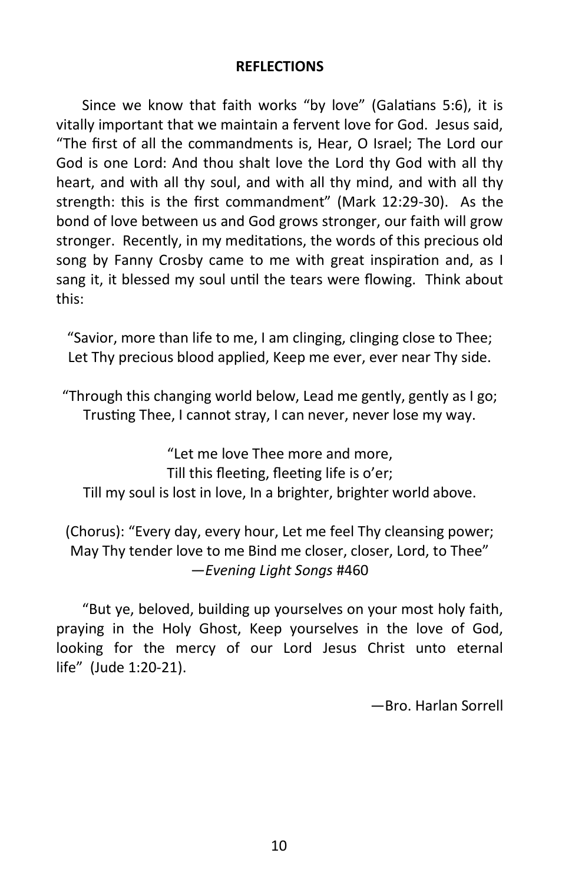## REFLECTIONS

Since we know that faith works "by love" (Galatians 5:6), it is vitally important that we maintain a fervent love for God. Jesus said, "The first of all the commandments is, Hear, O Israel; The Lord our God is one Lord: And thou shalt love the Lord thy God with all thy heart, and with all thy soul, and with all thy mind, and with all thy strength: this is the first commandment" (Mark 12:29-30). As the bond of love between us and God grows stronger, our faith will grow stronger. Recently, in my meditations, the words of this precious old song by Fanny Crosby came to me with great inspiration and, as I sang it, it blessed my soul until the tears were flowing. Think about this:

"Savior, more than life to me, I am clinging, clinging close to Thee;
Let Thy precious blood applied, Keep me ever, ever near Thy side.

"Through this changing world below, Lead me gently, gently as I go;
Trusting Thee, I cannot stray, I can never, never lose my way.

"Let me love Thee more and more,
Till this fleeting, fleeting life is o'er;
Till my soul is lost in love, In a brighter, brighter world above.

(Chorus): "Every day, every hour, Let me feel Thy cleansing power;
May Thy tender love to me Bind me closer, closer, Lord, to Thee"
—*Evening Light Songs* #460

"But ye, beloved, building up yourselves on your most holy faith, praying in the Holy Ghost, Keep yourselves in the love of God, looking for the mercy of our Lord Jesus Christ unto eternal life" (Jude 1:20-21).

—Bro. Harlan Sorrell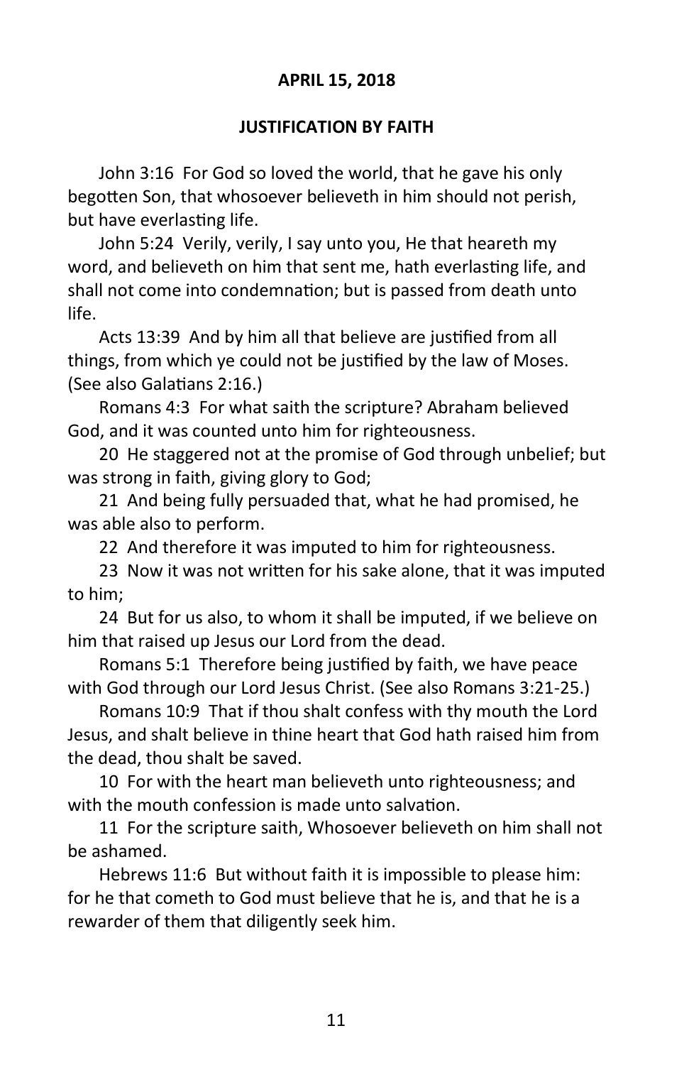**APRIL 15, 2018**

## JUSTIFICATION BY FAITH

John 3:16 For God so loved the world, that he gave his only begotten Son, that whosoever believeth in him should not perish, but have everlasting life.

John 5:24 Verily, verily, I say unto you, He that heareth my word, and believeth on him that sent me, hath everlasting life, and shall not come into condemnation; but is passed from death unto life.

Acts 13:39 And by him all that believe are justified from all things, from which ye could not be justified by the law of Moses. (See also Galatians 2:16.)

Romans 4:3 For what saith the scripture? Abraham believed God, and it was counted unto him for righteousness.

20 He staggered not at the promise of God through unbelief; but was strong in faith, giving glory to God;

21 And being fully persuaded that, what he had promised, he was able also to perform.

22 And therefore it was imputed to him for righteousness.

23 Now it was not written for his sake alone, that it was imputed to him;

24 But for us also, to whom it shall be imputed, if we believe on him that raised up Jesus our Lord from the dead.

Romans 5:1 Therefore being justified by faith, we have peace with God through our Lord Jesus Christ. (See also Romans 3:21-25.)

Romans 10:9 That if thou shalt confess with thy mouth the Lord Jesus, and shalt believe in thine heart that God hath raised him from the dead, thou shalt be saved.

10 For with the heart man believeth unto righteousness; and with the mouth confession is made unto salvation.

11 For the scripture saith, Whosoever believeth on him shall not be ashamed.

Hebrews 11:6 But without faith it is impossible to please him: for he that cometh to God must believe that he is, and that he is a rewarder of them that diligently seek him.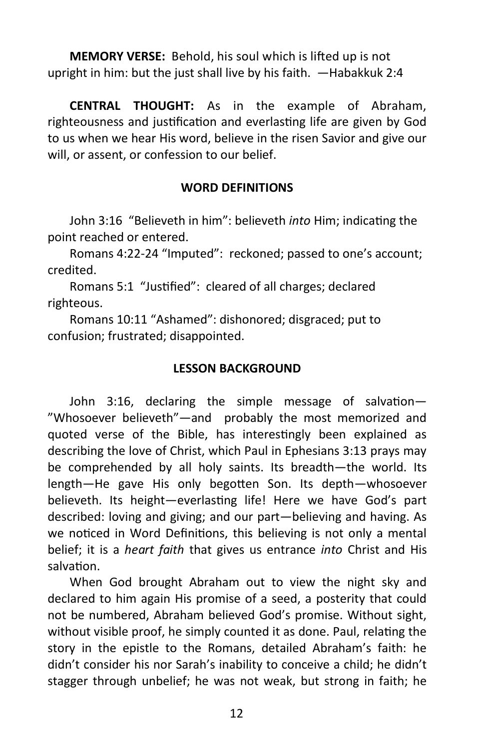**MEMORY VERSE:** Behold, his soul which is lifted up is not upright in him: but the just shall live by his faith. —Habakkuk 2:4

**CENTRAL THOUGHT:** As in the example of Abraham, righteousness and justification and everlasting life are given by God to us when we hear His word, believe in the risen Savior and give our will, or assent, or confession to our belief.

## WORD DEFINITIONS

John 3:16 "Believeth in him": believeth *into* Him; indicating the point reached or entered.

Romans 4:22-24 "Imputed": reckoned; passed to one's account; credited.

Romans 5:1 "Justified": cleared of all charges; declared righteous.

Romans 10:11 "Ashamed": dishonored; disgraced; put to confusion; frustrated; disappointed.

## LESSON BACKGROUND

John 3:16, declaring the simple message of salvation—"Whosoever believeth"—and probably the most memorized and quoted verse of the Bible, has interestingly been explained as describing the love of Christ, which Paul in Ephesians 3:13 prays may be comprehended by all holy saints. Its breadth—the world. Its length—He gave His only begotten Son. Its depth—whosoever believeth. Its height—everlasting life! Here we have God's part described: loving and giving; and our part—believing and having. As we noticed in Word Definitions, this believing is not only a mental belief; it is a *heart faith* that gives us entrance *into* Christ and His salvation.

When God brought Abraham out to view the night sky and declared to him again His promise of a seed, a posterity that could not be numbered, Abraham believed God's promise. Without sight, without visible proof, he simply counted it as done. Paul, relating the story in the epistle to the Romans, detailed Abraham's faith: he didn't consider his nor Sarah's inability to conceive a child; he didn't stagger through unbelief; he was not weak, but strong in faith; he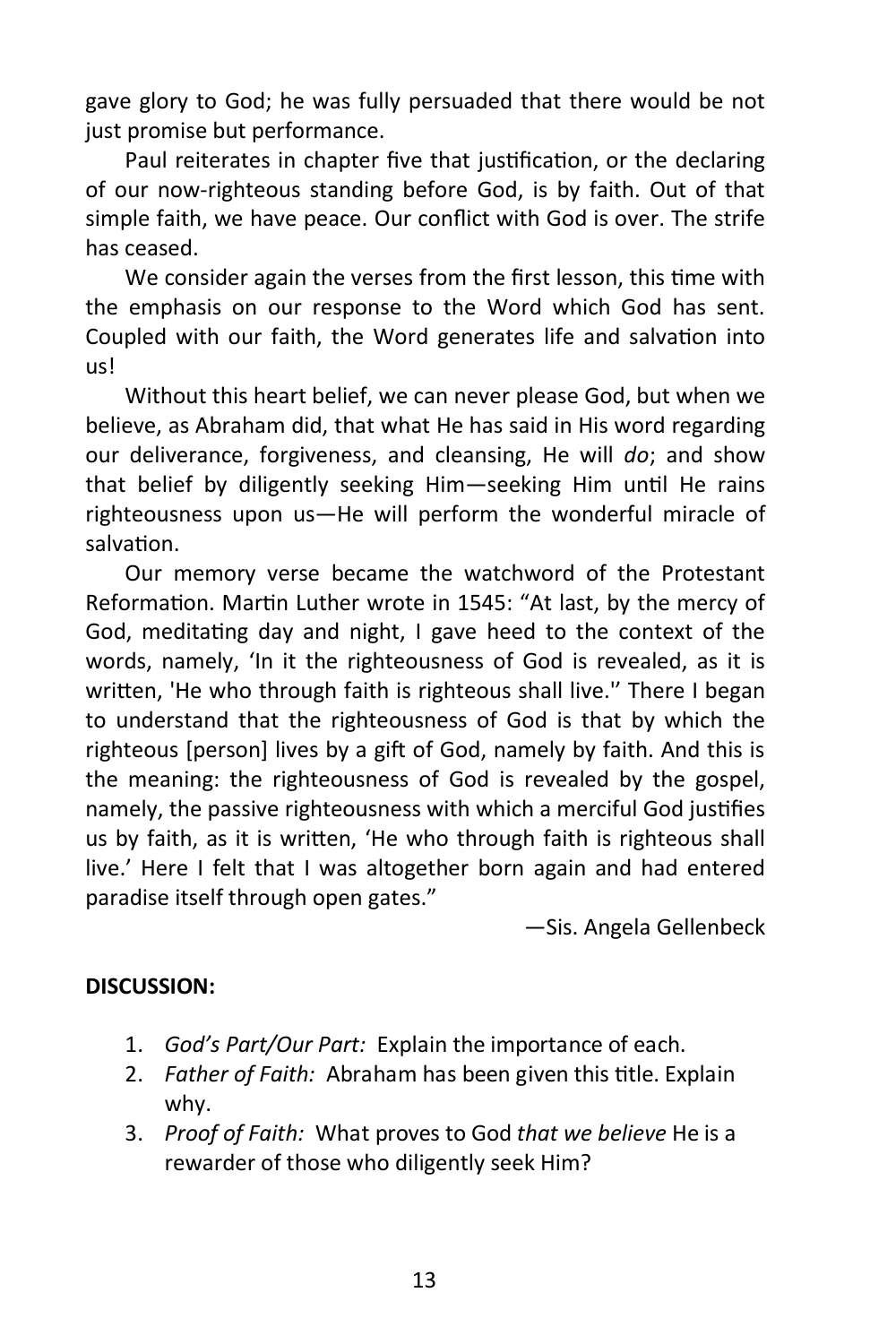gave glory to God; he was fully persuaded that there would be not just promise but performance.

Paul reiterates in chapter five that justification, or the declaring of our now-righteous standing before God, is by faith. Out of that simple faith, we have peace. Our conflict with God is over. The strife has ceased.

We consider again the verses from the first lesson, this time with the emphasis on our response to the Word which God has sent. Coupled with our faith, the Word generates life and salvation into us!

Without this heart belief, we can never please God, but when we believe, as Abraham did, that what He has said in His word regarding our deliverance, forgiveness, and cleansing, He will *do*; and show that belief by diligently seeking Him—seeking Him until He rains righteousness upon us—He will perform the wonderful miracle of salvation.

Our memory verse became the watchword of the Protestant Reformation. Martin Luther wrote in 1545: "At last, by the mercy of God, meditating day and night, I gave heed to the context of the words, namely, 'In it the righteousness of God is revealed, as it is written, 'He who through faith is righteous shall live.'' There I began to understand that the righteousness of God is that by which the righteous [person] lives by a gift of God, namely by faith. And this is the meaning: the righteousness of God is revealed by the gospel, namely, the passive righteousness with which a merciful God justifies us by faith, as it is written, 'He who through faith is righteous shall live.' Here I felt that I was altogether born again and had entered paradise itself through open gates."

—Sis. Angela Gellenbeck

**DISCUSSION:**

1. *God's Part/Our Part:* Explain the importance of each.
2. *Father of Faith:* Abraham has been given this title. Explain why.
3. *Proof of Faith:* What proves to God *that we believe* He is a rewarder of those who diligently seek Him?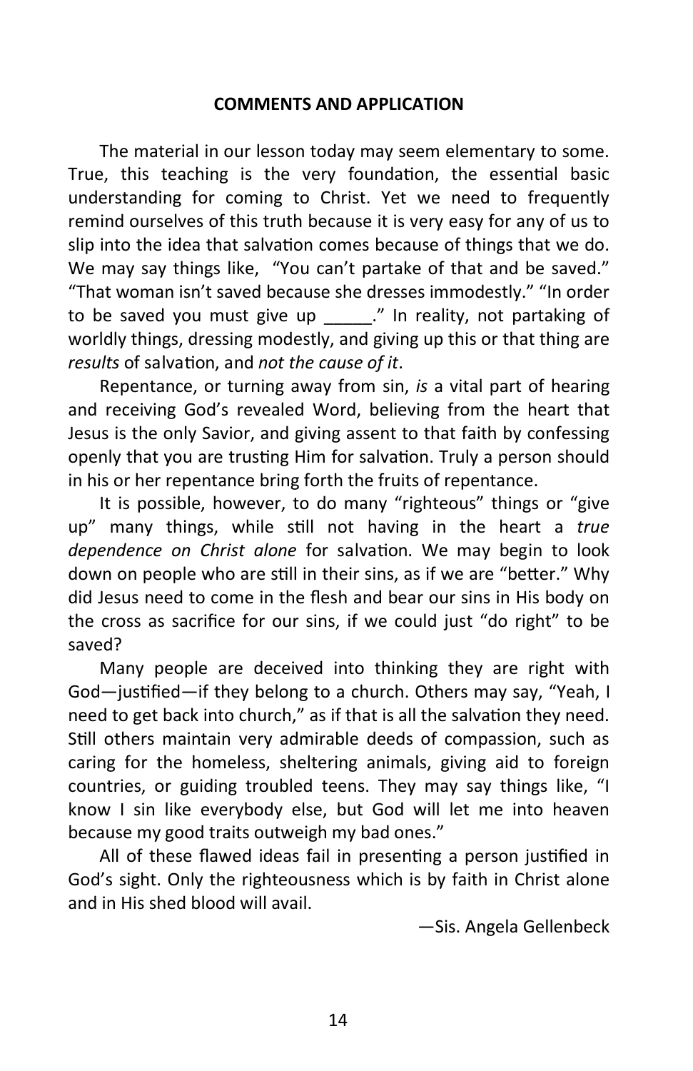## COMMENTS AND APPLICATION

The material in our lesson today may seem elementary to some. True, this teaching is the very foundation, the essential basic understanding for coming to Christ. Yet we need to frequently remind ourselves of this truth because it is very easy for any of us to slip into the idea that salvation comes because of things that we do. We may say things like, "You can't partake of that and be saved." "That woman isn't saved because she dresses immodestly." "In order to be saved you must give up _____." In reality, not partaking of worldly things, dressing modestly, and giving up this or that thing are *results* of salvation, and *not the cause of it*.

Repentance, or turning away from sin, *is* a vital part of hearing and receiving God's revealed Word, believing from the heart that Jesus is the only Savior, and giving assent to that faith by confessing openly that you are trusting Him for salvation. Truly a person should in his or her repentance bring forth the fruits of repentance.

It is possible, however, to do many "righteous" things or "give up" many things, while still not having in the heart a *true dependence on Christ alone* for salvation. We may begin to look down on people who are still in their sins, as if we are "better." Why did Jesus need to come in the flesh and bear our sins in His body on the cross as sacrifice for our sins, if we could just "do right" to be saved?

Many people are deceived into thinking they are right with God—justified—if they belong to a church. Others may say, "Yeah, I need to get back into church," as if that is all the salvation they need. Still others maintain very admirable deeds of compassion, such as caring for the homeless, sheltering animals, giving aid to foreign countries, or guiding troubled teens. They may say things like, "I know I sin like everybody else, but God will let me into heaven because my good traits outweigh my bad ones."

All of these flawed ideas fail in presenting a person justified in God's sight. Only the righteousness which is by faith in Christ alone and in His shed blood will avail.

—Sis. Angela Gellenbeck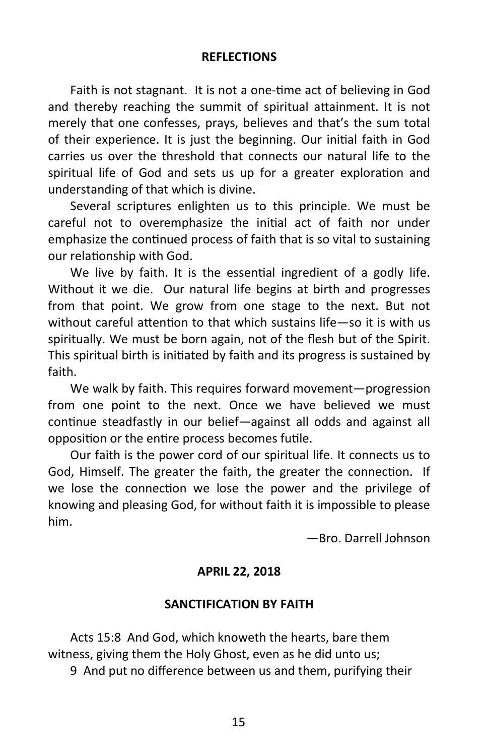## REFLECTIONS

Faith is not stagnant. It is not a one-time act of believing in God and thereby reaching the summit of spiritual attainment. It is not merely that one confesses, prays, believes and that's the sum total of their experience. It is just the beginning. Our initial faith in God carries us over the threshold that connects our natural life to the spiritual life of God and sets us up for a greater exploration and understanding of that which is divine.

Several scriptures enlighten us to this principle. We must be careful not to overemphasize the initial act of faith nor under emphasize the continued process of faith that is so vital to sustaining our relationship with God.

We live by faith. It is the essential ingredient of a godly life. Without it we die. Our natural life begins at birth and progresses from that point. We grow from one stage to the next. But not without careful attention to that which sustains life—so it is with us spiritually. We must be born again, not of the flesh but of the Spirit. This spiritual birth is initiated by faith and its progress is sustained by faith.

We walk by faith. This requires forward movement—progression from one point to the next. Once we have believed we must continue steadfastly in our belief—against all odds and against all opposition or the entire process becomes futile.

Our faith is the power cord of our spiritual life. It connects us to God, Himself. The greater the faith, the greater the connection. If we lose the connection we lose the power and the privilege of knowing and pleasing God, for without faith it is impossible to please him.

—Bro. Darrell Johnson

## APRIL 22, 2018

## SANCTIFICATION BY FAITH

Acts 15:8 And God, which knoweth the hearts, bare them witness, giving them the Holy Ghost, even as he did unto us;

9 And put no difference between us and them, purifying their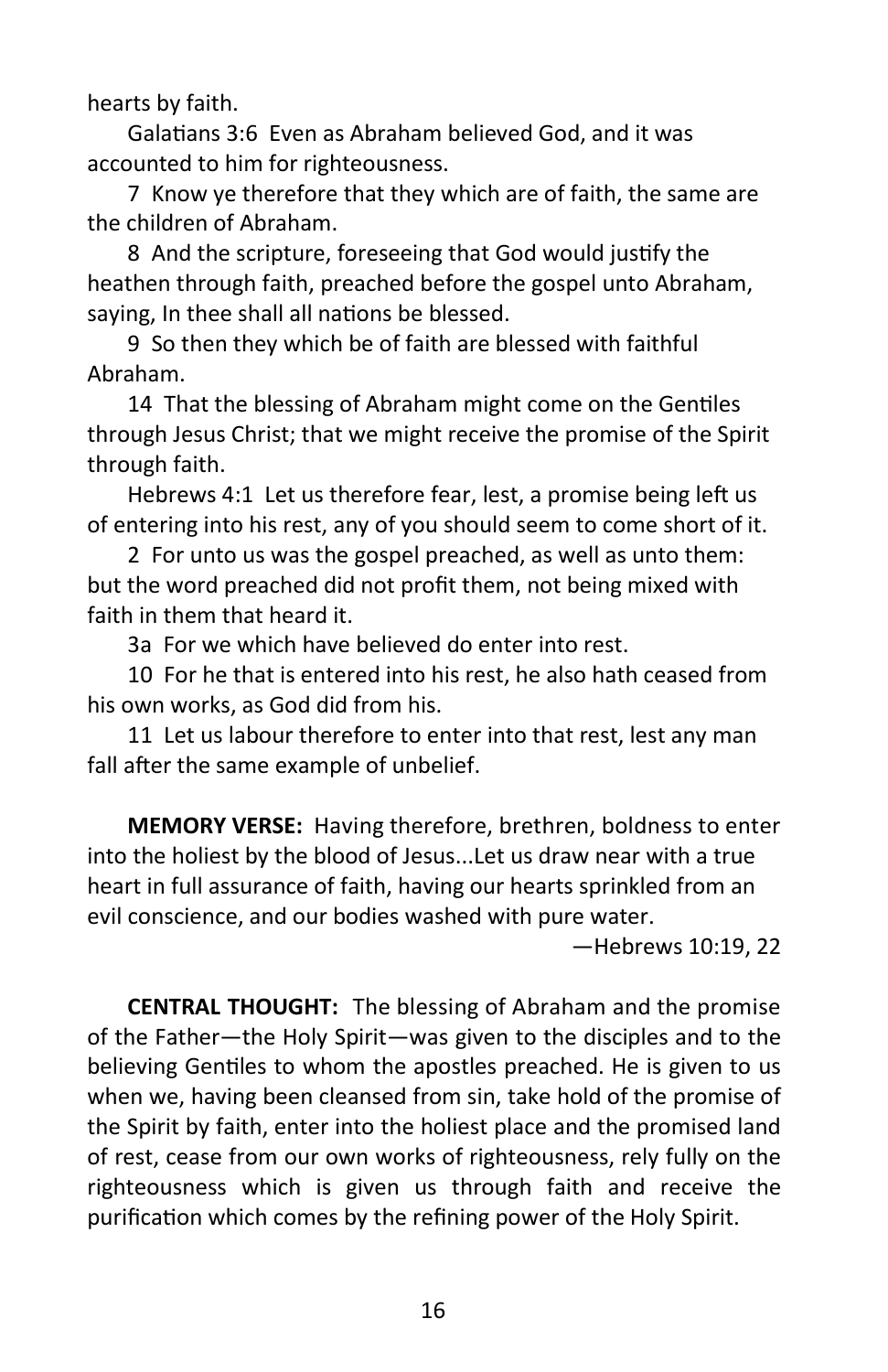hearts by faith.

Galatians 3:6 Even as Abraham believed God, and it was accounted to him for righteousness.

7 Know ye therefore that they which are of faith, the same are the children of Abraham.

8 And the scripture, foreseeing that God would justify the heathen through faith, preached before the gospel unto Abraham, saying, In thee shall all nations be blessed.

9 So then they which be of faith are blessed with faithful Abraham.

14 That the blessing of Abraham might come on the Gentiles through Jesus Christ; that we might receive the promise of the Spirit through faith.

Hebrews 4:1 Let us therefore fear, lest, a promise being left us of entering into his rest, any of you should seem to come short of it.

2 For unto us was the gospel preached, as well as unto them: but the word preached did not profit them, not being mixed with faith in them that heard it.

3a For we which have believed do enter into rest.

10 For he that is entered into his rest, he also hath ceased from his own works, as God did from his.

11 Let us labour therefore to enter into that rest, lest any man fall after the same example of unbelief.

**MEMORY VERSE:** Having therefore, brethren, boldness to enter into the holiest by the blood of Jesus...Let us draw near with a true heart in full assurance of faith, having our hearts sprinkled from an evil conscience, and our bodies washed with pure water.

—Hebrews 10:19, 22

**CENTRAL THOUGHT:** The blessing of Abraham and the promise of the Father—the Holy Spirit—was given to the disciples and to the believing Gentiles to whom the apostles preached. He is given to us when we, having been cleansed from sin, take hold of the promise of the Spirit by faith, enter into the holiest place and the promised land of rest, cease from our own works of righteousness, rely fully on the righteousness which is given us through faith and receive the purification which comes by the refining power of the Holy Spirit.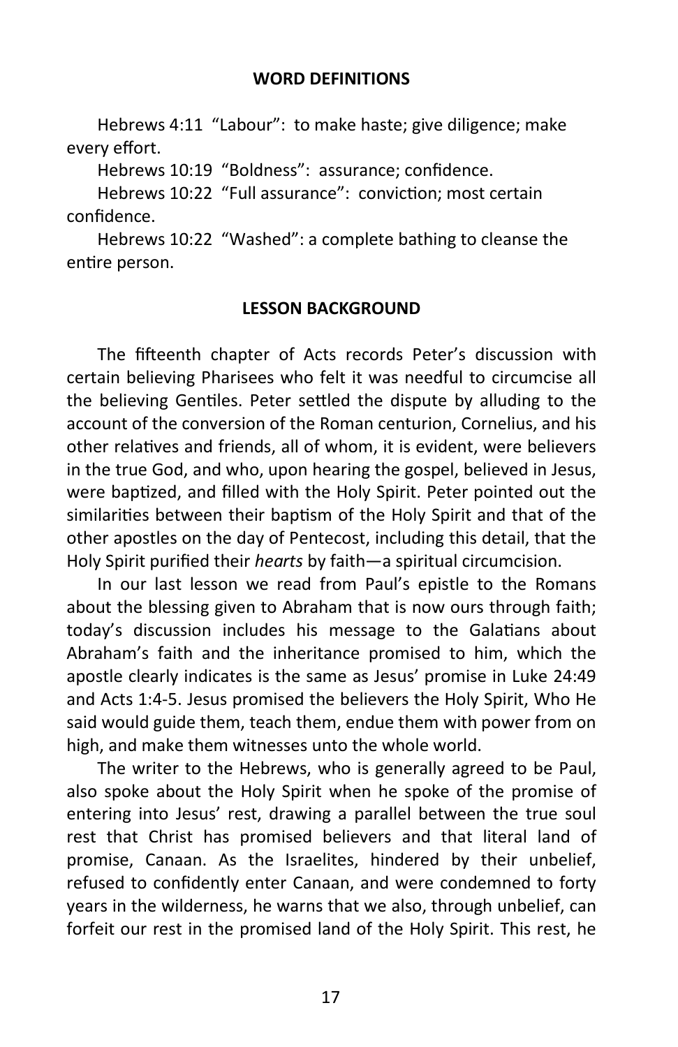## WORD DEFINITIONS

Hebrews 4:11 "Labour": to make haste; give diligence; make every effort.

Hebrews 10:19 "Boldness": assurance; confidence.

Hebrews 10:22 "Full assurance": conviction; most certain confidence.

Hebrews 10:22 "Washed": a complete bathing to cleanse the entire person.

## LESSON BACKGROUND

The fifteenth chapter of Acts records Peter's discussion with certain believing Pharisees who felt it was needful to circumcise all the believing Gentiles. Peter settled the dispute by alluding to the account of the conversion of the Roman centurion, Cornelius, and his other relatives and friends, all of whom, it is evident, were believers in the true God, and who, upon hearing the gospel, believed in Jesus, were baptized, and filled with the Holy Spirit. Peter pointed out the similarities between their baptism of the Holy Spirit and that of the other apostles on the day of Pentecost, including this detail, that the Holy Spirit purified their *hearts* by faith—a spiritual circumcision.

In our last lesson we read from Paul's epistle to the Romans about the blessing given to Abraham that is now ours through faith; today's discussion includes his message to the Galatians about Abraham's faith and the inheritance promised to him, which the apostle clearly indicates is the same as Jesus' promise in Luke 24:49 and Acts 1:4-5. Jesus promised the believers the Holy Spirit, Who He said would guide them, teach them, endue them with power from on high, and make them witnesses unto the whole world.

The writer to the Hebrews, who is generally agreed to be Paul, also spoke about the Holy Spirit when he spoke of the promise of entering into Jesus' rest, drawing a parallel between the true soul rest that Christ has promised believers and that literal land of promise, Canaan. As the Israelites, hindered by their unbelief, refused to confidently enter Canaan, and were condemned to forty years in the wilderness, he warns that we also, through unbelief, can forfeit our rest in the promised land of the Holy Spirit. This rest, he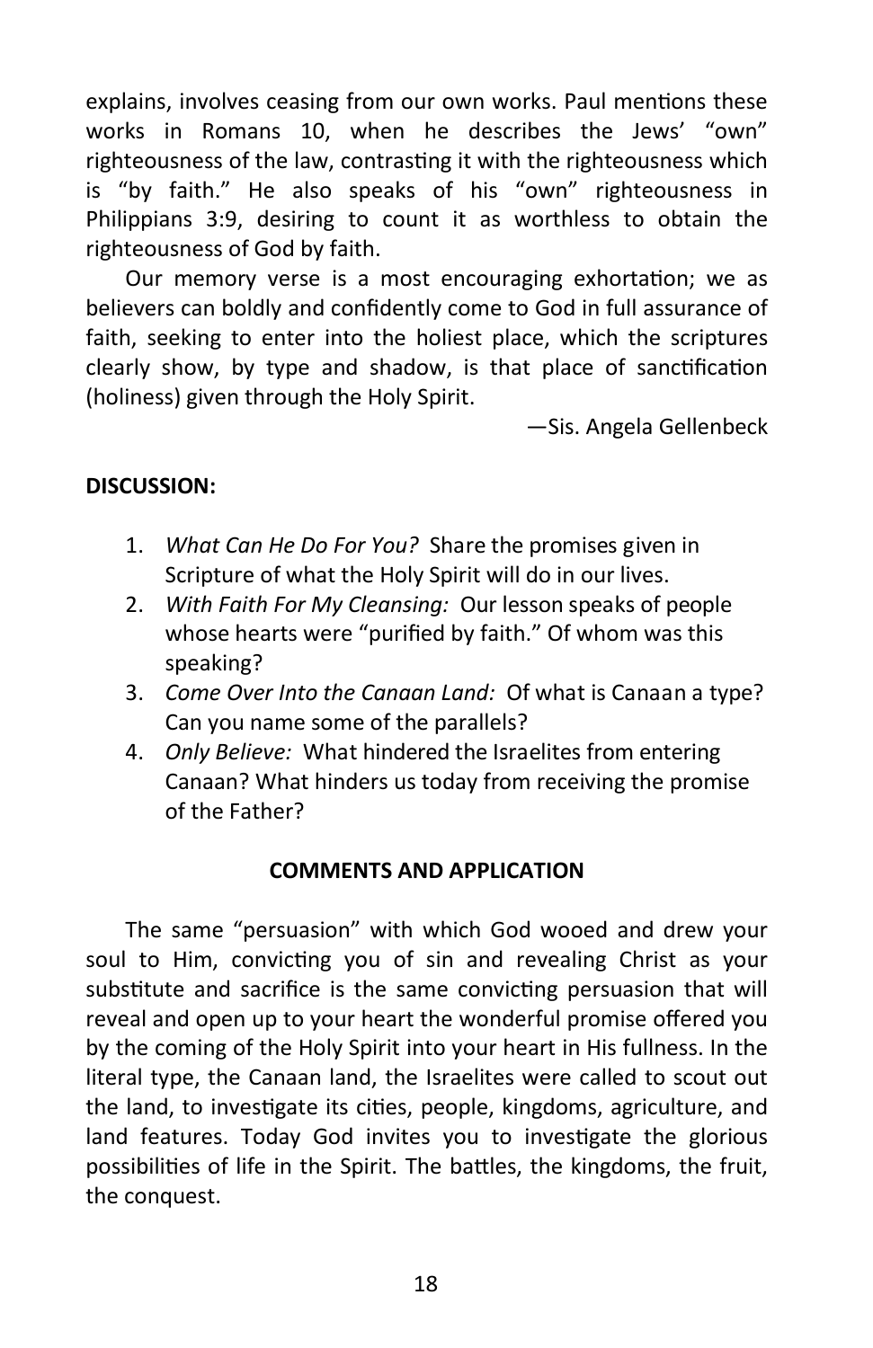explains, involves ceasing from our own works. Paul mentions these works in Romans 10, when he describes the Jews' "own" righteousness of the law, contrasting it with the righteousness which is "by faith." He also speaks of his "own" righteousness in Philippians 3:9, desiring to count it as worthless to obtain the righteousness of God by faith.

Our memory verse is a most encouraging exhortation; we as believers can boldly and confidently come to God in full assurance of faith, seeking to enter into the holiest place, which the scriptures clearly show, by type and shadow, is that place of sanctification (holiness) given through the Holy Spirit.

—Sis. Angela Gellenbeck

**DISCUSSION:**

1. *What Can He Do For You?* Share the promises given in Scripture of what the Holy Spirit will do in our lives.
2. *With Faith For My Cleansing:* Our lesson speaks of people whose hearts were "purified by faith." Of whom was this speaking?
3. *Come Over Into the Canaan Land:* Of what is Canaan a type? Can you name some of the parallels?
4. *Only Believe:* What hindered the Israelites from entering Canaan? What hinders us today from receiving the promise of the Father?

**COMMENTS AND APPLICATION**

The same "persuasion" with which God wooed and drew your soul to Him, convicting you of sin and revealing Christ as your substitute and sacrifice is the same convicting persuasion that will reveal and open up to your heart the wonderful promise offered you by the coming of the Holy Spirit into your heart in His fullness. In the literal type, the Canaan land, the Israelites were called to scout out the land, to investigate its cities, people, kingdoms, agriculture, and land features. Today God invites you to investigate the glorious possibilities of life in the Spirit. The battles, the kingdoms, the fruit, the conquest.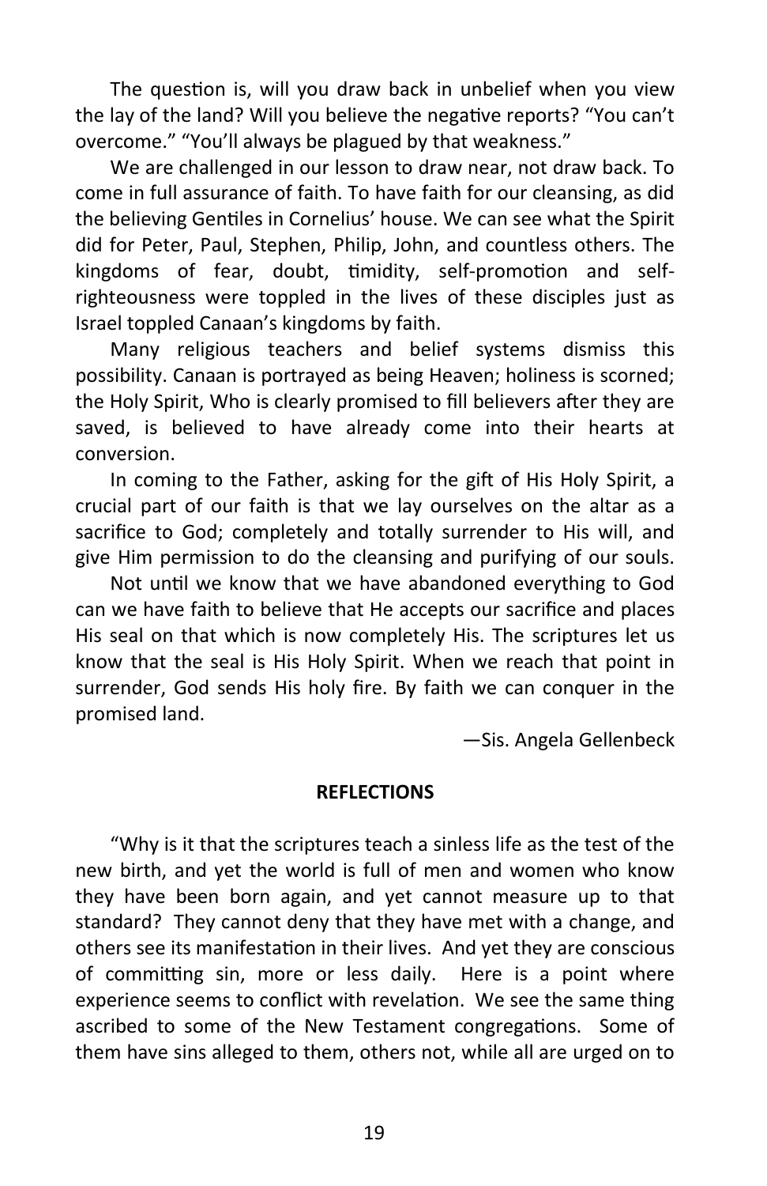The question is, will you draw back in unbelief when you view the lay of the land? Will you believe the negative reports? "You can't overcome." "You'll always be plagued by that weakness."

We are challenged in our lesson to draw near, not draw back. To come in full assurance of faith. To have faith for our cleansing, as did the believing Gentiles in Cornelius' house. We can see what the Spirit did for Peter, Paul, Stephen, Philip, John, and countless others. The kingdoms of fear, doubt, timidity, self-promotion and self-righteousness were toppled in the lives of these disciples just as Israel toppled Canaan's kingdoms by faith.

Many religious teachers and belief systems dismiss this possibility. Canaan is portrayed as being Heaven; holiness is scorned; the Holy Spirit, Who is clearly promised to fill believers after they are saved, is believed to have already come into their hearts at conversion.

In coming to the Father, asking for the gift of His Holy Spirit, a crucial part of our faith is that we lay ourselves on the altar as a sacrifice to God; completely and totally surrender to His will, and give Him permission to do the cleansing and purifying of our souls.

Not until we know that we have abandoned everything to God can we have faith to believe that He accepts our sacrifice and places His seal on that which is now completely His. The scriptures let us know that the seal is His Holy Spirit. When we reach that point in surrender, God sends His holy fire. By faith we can conquer in the promised land.

—Sis. Angela Gellenbeck

**REFLECTIONS**

"Why is it that the scriptures teach a sinless life as the test of the new birth, and yet the world is full of men and women who know they have been born again, and yet cannot measure up to that standard? They cannot deny that they have met with a change, and others see its manifestation in their lives. And yet they are conscious of committing sin, more or less daily. Here is a point where experience seems to conflict with revelation. We see the same thing ascribed to some of the New Testament congregations. Some of them have sins alleged to them, others not, while all are urged on to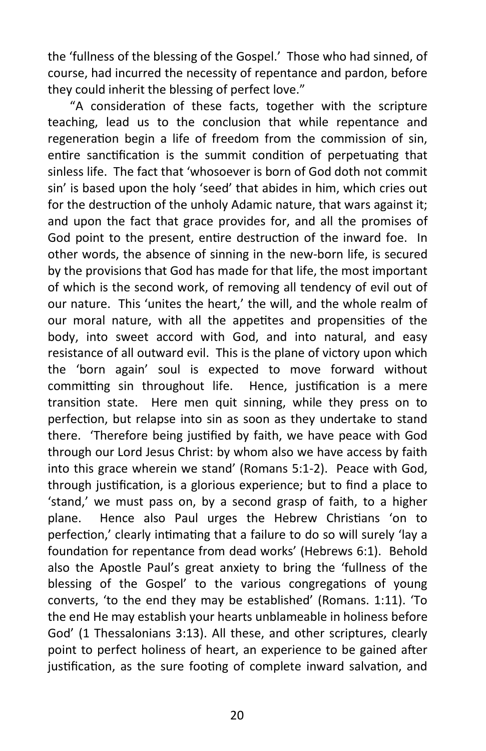the 'fullness of the blessing of the Gospel.' Those who had sinned, of course, had incurred the necessity of repentance and pardon, before they could inherit the blessing of perfect love."

"A consideration of these facts, together with the scripture teaching, lead us to the conclusion that while repentance and regeneration begin a life of freedom from the commission of sin, entire sanctification is the summit condition of perpetuating that sinless life. The fact that 'whosoever is born of God doth not commit sin' is based upon the holy 'seed' that abides in him, which cries out for the destruction of the unholy Adamic nature, that wars against it; and upon the fact that grace provides for, and all the promises of God point to the present, entire destruction of the inward foe. In other words, the absence of sinning in the new-born life, is secured by the provisions that God has made for that life, the most important of which is the second work, of removing all tendency of evil out of our nature. This 'unites the heart,' the will, and the whole realm of our moral nature, with all the appetites and propensities of the body, into sweet accord with God, and into natural, and easy resistance of all outward evil. This is the plane of victory upon which the 'born again' soul is expected to move forward without committing sin throughout life. Hence, justification is a mere transition state. Here men quit sinning, while they press on to perfection, but relapse into sin as soon as they undertake to stand there. 'Therefore being justified by faith, we have peace with God through our Lord Jesus Christ: by whom also we have access by faith into this grace wherein we stand' (Romans 5:1-2). Peace with God, through justification, is a glorious experience; but to find a place to 'stand,' we must pass on, by a second grasp of faith, to a higher plane. Hence also Paul urges the Hebrew Christians 'on to perfection,' clearly intimating that a failure to do so will surely 'lay a foundation for repentance from dead works' (Hebrews 6:1). Behold also the Apostle Paul's great anxiety to bring the 'fullness of the blessing of the Gospel' to the various congregations of young converts, 'to the end they may be established' (Romans. 1:11). 'To the end He may establish your hearts unblameable in holiness before God' (1 Thessalonians 3:13). All these, and other scriptures, clearly point to perfect holiness of heart, an experience to be gained after justification, as the sure footing of complete inward salvation, and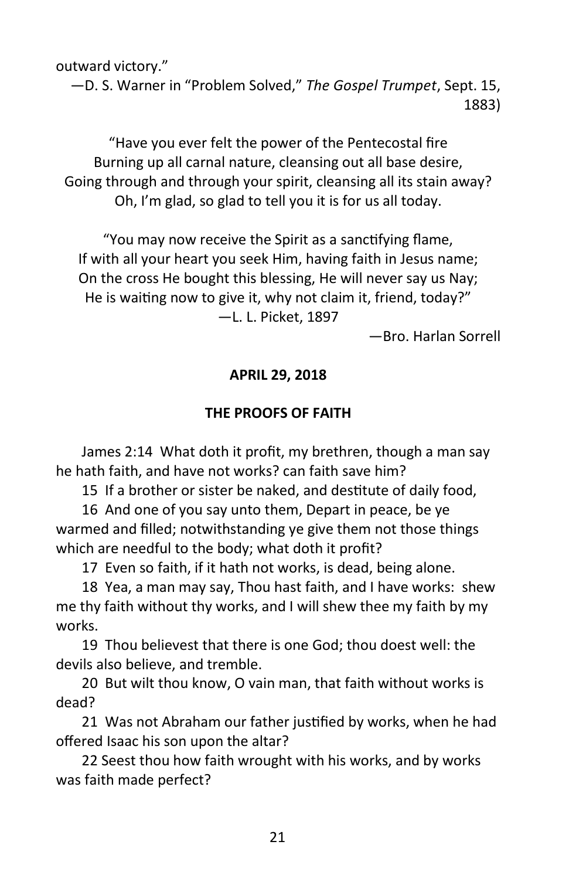outward victory."

—D. S. Warner in "Problem Solved," *The Gospel Trumpet*, Sept. 15, 1883)

"Have you ever felt the power of the Pentecostal fire
Burning up all carnal nature, cleansing out all base desire,
Going through and through your spirit, cleansing all its stain away?
Oh, I'm glad, so glad to tell you it is for us all today.

"You may now receive the Spirit as a sanctifying flame,
If with all your heart you seek Him, having faith in Jesus name;
On the cross He bought this blessing, He will never say us Nay;
He is waiting now to give it, why not claim it, friend, today?"
—L. L. Picket, 1897

—Bro. Harlan Sorrell

**APRIL 29, 2018**

**THE PROOFS OF FAITH**

James 2:14 What doth it profit, my brethren, though a man say he hath faith, and have not works? can faith save him?

15 If a brother or sister be naked, and destitute of daily food,

16 And one of you say unto them, Depart in peace, be ye warmed and filled; notwithstanding ye give them not those things which are needful to the body; what doth it profit?

17 Even so faith, if it hath not works, is dead, being alone.

18 Yea, a man may say, Thou hast faith, and I have works: shew me thy faith without thy works, and I will shew thee my faith by my works.

19 Thou believest that there is one God; thou doest well: the devils also believe, and tremble.

20 But wilt thou know, O vain man, that faith without works is dead?

21 Was not Abraham our father justified by works, when he had offered Isaac his son upon the altar?

22 Seest thou how faith wrought with his works, and by works was faith made perfect?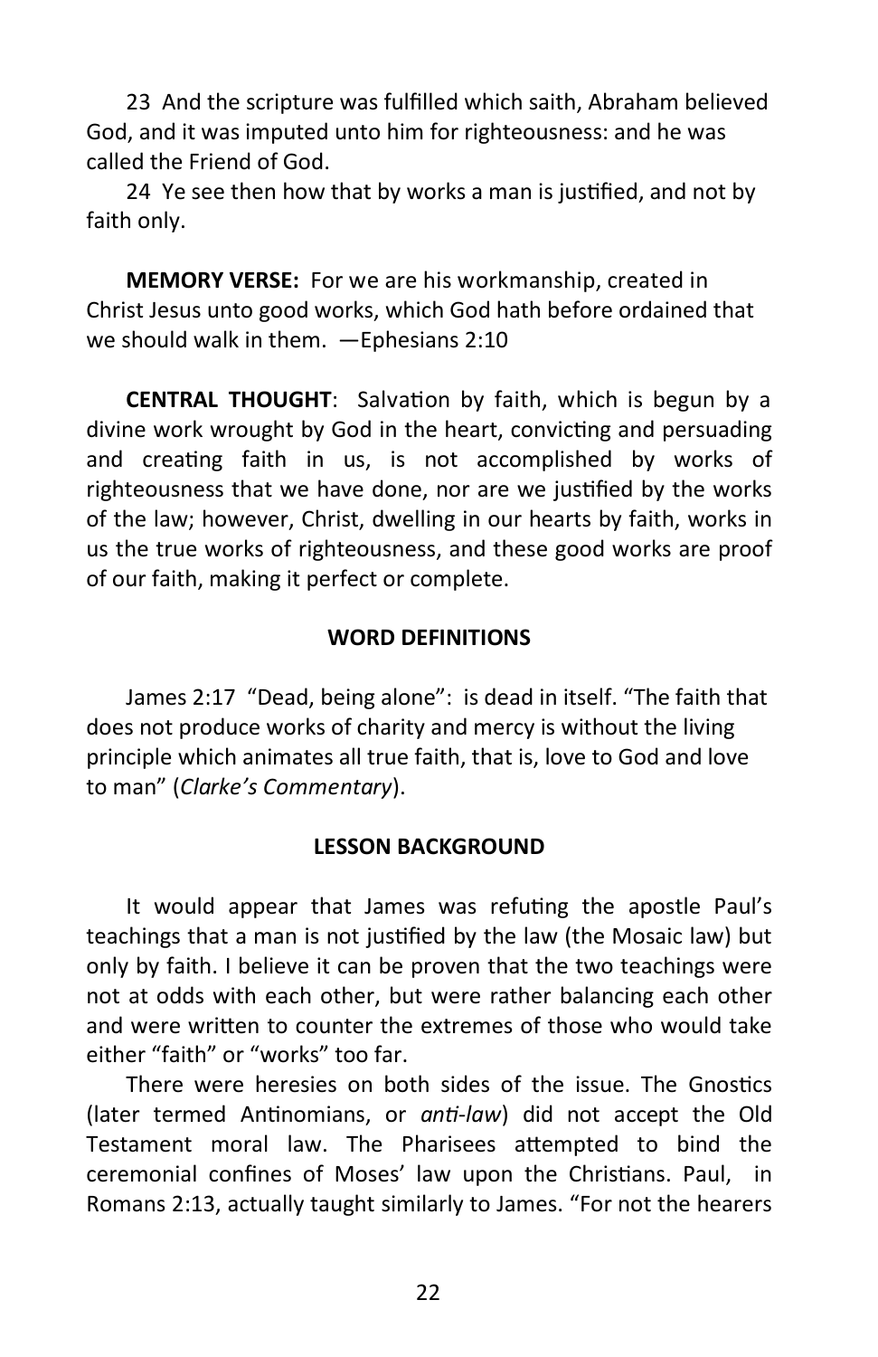23 And the scripture was fulfilled which saith, Abraham believed God, and it was imputed unto him for righteousness: and he was called the Friend of God.

24 Ye see then how that by works a man is justified, and not by faith only.

**MEMORY VERSE:** For we are his workmanship, created in Christ Jesus unto good works, which God hath before ordained that we should walk in them. —Ephesians 2:10

**CENTRAL THOUGHT**: Salvation by faith, which is begun by a divine work wrought by God in the heart, convicting and persuading and creating faith in us, is not accomplished by works of righteousness that we have done, nor are we justified by the works of the law; however, Christ, dwelling in our hearts by faith, works in us the true works of righteousness, and these good works are proof of our faith, making it perfect or complete.

## WORD DEFINITIONS

James 2:17 "Dead, being alone": is dead in itself. "The faith that does not produce works of charity and mercy is without the living principle which animates all true faith, that is, love to God and love to man" (*Clarke's Commentary*).

## LESSON BACKGROUND

It would appear that James was refuting the apostle Paul's teachings that a man is not justified by the law (the Mosaic law) but only by faith. I believe it can be proven that the two teachings were not at odds with each other, but were rather balancing each other and were written to counter the extremes of those who would take either "faith" or "works" too far.

There were heresies on both sides of the issue. The Gnostics (later termed Antinomians, or *anti-law*) did not accept the Old Testament moral law. The Pharisees attempted to bind the ceremonial confines of Moses' law upon the Christians. Paul, in Romans 2:13, actually taught similarly to James. "For not the hearers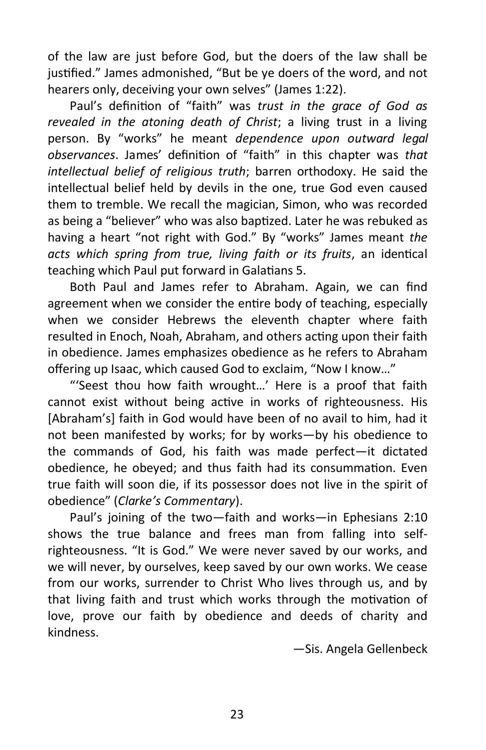of the law are just before God, but the doers of the law shall be justified." James admonished, "But be ye doers of the word, and not hearers only, deceiving your own selves" (James 1:22).

Paul's definition of "faith" was *trust in the grace of God as revealed in the atoning death of Christ*; a living trust in a living person. By "works" he meant *dependence upon outward legal observances*. James' definition of "faith" in this chapter was *that intellectual belief of religious truth*; barren orthodoxy. He said the intellectual belief held by devils in the one, true God even caused them to tremble. We recall the magician, Simon, who was recorded as being a "believer" who was also baptized. Later he was rebuked as having a heart "not right with God." By "works" James meant *the acts which spring from true, living faith or its fruits*, an identical teaching which Paul put forward in Galatians 5.

Both Paul and James refer to Abraham. Again, we can find agreement when we consider the entire body of teaching, especially when we consider Hebrews the eleventh chapter where faith resulted in Enoch, Noah, Abraham, and others acting upon their faith in obedience. James emphasizes obedience as he refers to Abraham offering up Isaac, which caused God to exclaim, "Now I know…"

"'Seest thou how faith wrought…' Here is a proof that faith cannot exist without being active in works of righteousness. His [Abraham's] faith in God would have been of no avail to him, had it not been manifested by works; for by works—by his obedience to the commands of God, his faith was made perfect—it dictated obedience, he obeyed; and thus faith had its consummation. Even true faith will soon die, if its possessor does not live in the spirit of obedience" (*Clarke's Commentary*).

Paul's joining of the two—faith and works—in Ephesians 2:10 shows the true balance and frees man from falling into self-righteousness. "It is God." We were never saved by our works, and we will never, by ourselves, keep saved by our own works. We cease from our works, surrender to Christ Who lives through us, and by that living faith and trust which works through the motivation of love, prove our faith by obedience and deeds of charity and kindness.

—Sis. Angela Gellenbeck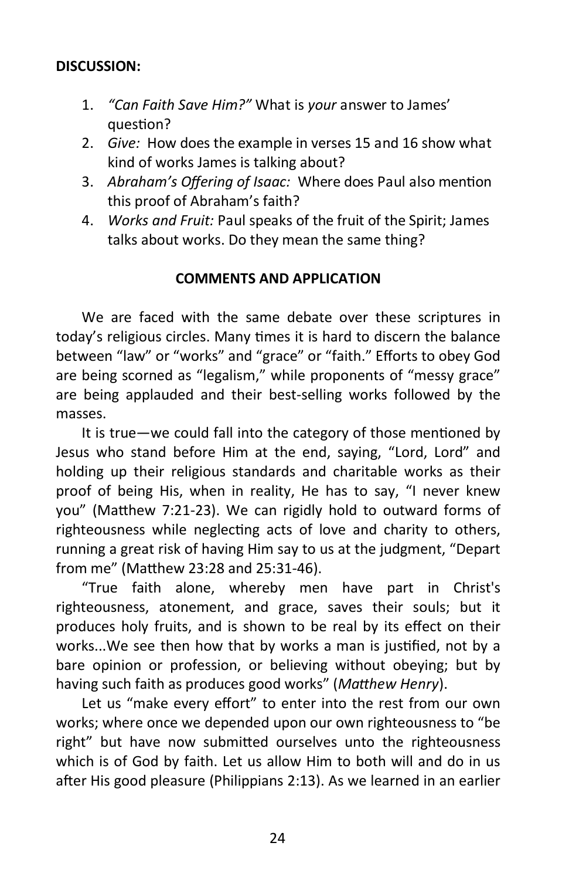**DISCUSSION:**

1. *"Can Faith Save Him?"* What is *your* answer to James' question?
2. *Give:* How does the example in verses 15 and 16 show what kind of works James is talking about?
3. *Abraham's Offering of Isaac:* Where does Paul also mention this proof of Abraham's faith?
4. *Works and Fruit:* Paul speaks of the fruit of the Spirit; James talks about works. Do they mean the same thing?

**COMMENTS AND APPLICATION**

We are faced with the same debate over these scriptures in today's religious circles. Many times it is hard to discern the balance between "law" or "works" and "grace" or "faith." Efforts to obey God are being scorned as "legalism," while proponents of "messy grace" are being applauded and their best-selling works followed by the masses.

It is true—we could fall into the category of those mentioned by Jesus who stand before Him at the end, saying, "Lord, Lord" and holding up their religious standards and charitable works as their proof of being His, when in reality, He has to say, "I never knew you" (Matthew 7:21-23). We can rigidly hold to outward forms of righteousness while neglecting acts of love and charity to others, running a great risk of having Him say to us at the judgment, "Depart from me" (Matthew 23:28 and 25:31-46).

"True faith alone, whereby men have part in Christ's righteousness, atonement, and grace, saves their souls; but it produces holy fruits, and is shown to be real by its effect on their works...We see then how that by works a man is justified, not by a bare opinion or profession, or believing without obeying; but by having such faith as produces good works" (*Matthew Henry*).

Let us "make every effort" to enter into the rest from our own works; where once we depended upon our own righteousness to "be right" but have now submitted ourselves unto the righteousness which is of God by faith. Let us allow Him to both will and do in us after His good pleasure (Philippians 2:13). As we learned in an earlier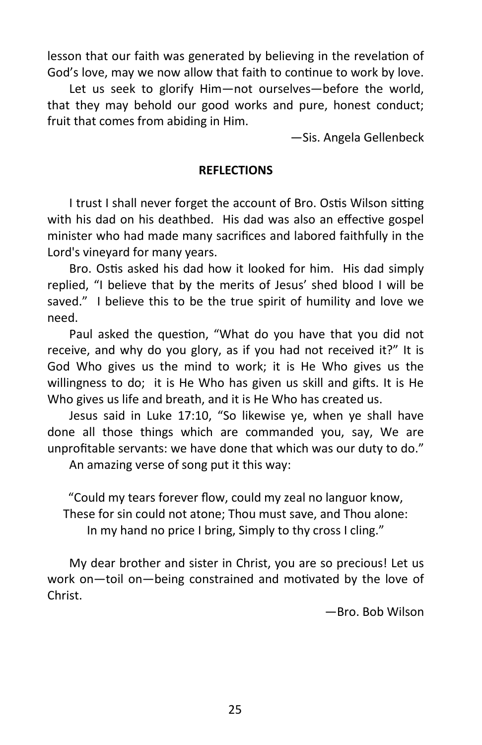lesson that our faith was generated by believing in the revelation of God's love, may we now allow that faith to continue to work by love.

Let us seek to glorify Him—not ourselves—before the world, that they may behold our good works and pure, honest conduct; fruit that comes from abiding in Him.

—Sis. Angela Gellenbeck

**REFLECTIONS**

I trust I shall never forget the account of Bro. Ostis Wilson sitting with his dad on his deathbed. His dad was also an effective gospel minister who had made many sacrifices and labored faithfully in the Lord's vineyard for many years.

Bro. Ostis asked his dad how it looked for him. His dad simply replied, "I believe that by the merits of Jesus' shed blood I will be saved." I believe this to be the true spirit of humility and love we need.

Paul asked the question, "What do you have that you did not receive, and why do you glory, as if you had not received it?" It is God Who gives us the mind to work; it is He Who gives us the willingness to do; it is He Who has given us skill and gifts. It is He Who gives us life and breath, and it is He Who has created us.

Jesus said in Luke 17:10, "So likewise ye, when ye shall have done all those things which are commanded you, say, We are unprofitable servants: we have done that which was our duty to do."

An amazing verse of song put it this way:

"Could my tears forever flow, could my zeal no languor know,
These for sin could not atone; Thou must save, and Thou alone:
In my hand no price I bring, Simply to thy cross I cling."

My dear brother and sister in Christ, you are so precious! Let us work on—toil on—being constrained and motivated by the love of Christ.

—Bro. Bob Wilson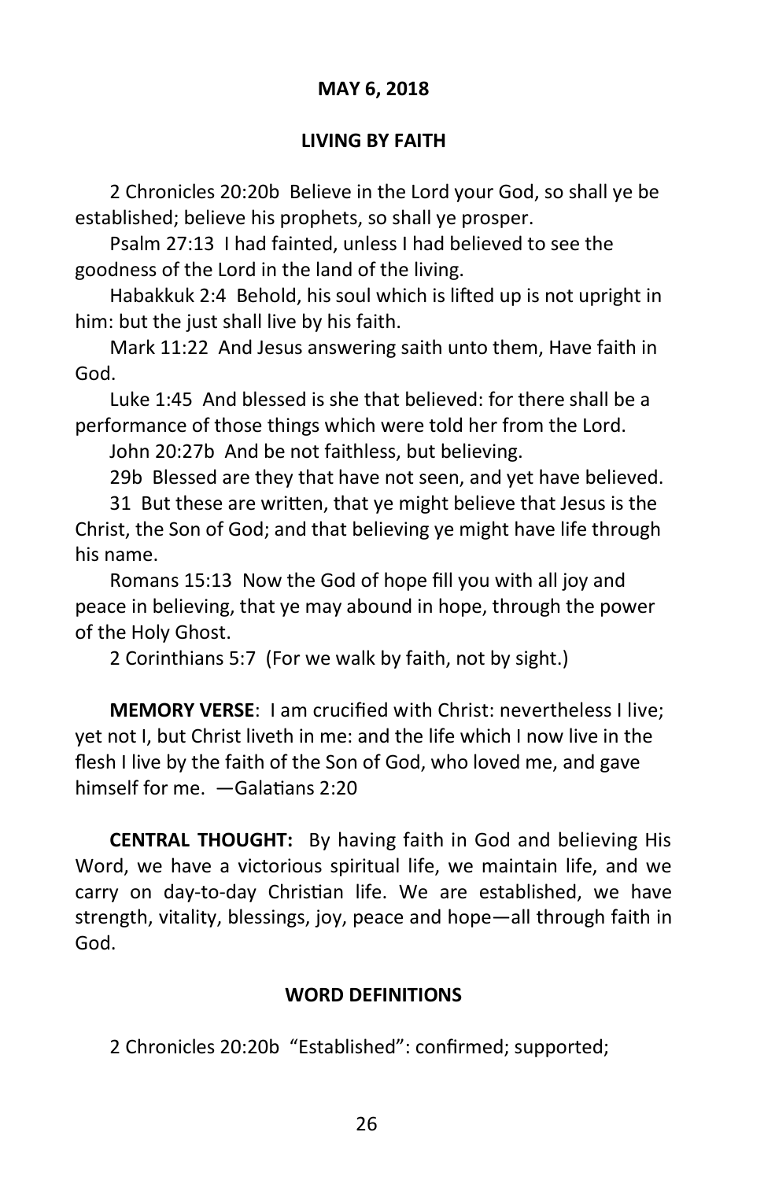**MAY 6, 2018**

**LIVING BY FAITH**

2 Chronicles 20:20b Believe in the Lord your God, so shall ye be established; believe his prophets, so shall ye prosper.

Psalm 27:13 I had fainted, unless I had believed to see the goodness of the Lord in the land of the living.

Habakkuk 2:4 Behold, his soul which is lifted up is not upright in him: but the just shall live by his faith.

Mark 11:22 And Jesus answering saith unto them, Have faith in God.

Luke 1:45 And blessed is she that believed: for there shall be a performance of those things which were told her from the Lord.

John 20:27b And be not faithless, but believing.

29b Blessed are they that have not seen, and yet have believed.

31 But these are written, that ye might believe that Jesus is the Christ, the Son of God; and that believing ye might have life through his name.

Romans 15:13 Now the God of hope fill you with all joy and peace in believing, that ye may abound in hope, through the power of the Holy Ghost.

2 Corinthians 5:7 (For we walk by faith, not by sight.)

**MEMORY VERSE**: I am crucified with Christ: nevertheless I live; yet not I, but Christ liveth in me: and the life which I now live in the flesh I live by the faith of the Son of God, who loved me, and gave himself for me. —Galatians 2:20

**CENTRAL THOUGHT:** By having faith in God and believing His Word, we have a victorious spiritual life, we maintain life, and we carry on day-to-day Christian life. We are established, we have strength, vitality, blessings, joy, peace and hope—all through faith in God.

**WORD DEFINITIONS**

2 Chronicles 20:20b "Established": confirmed; supported;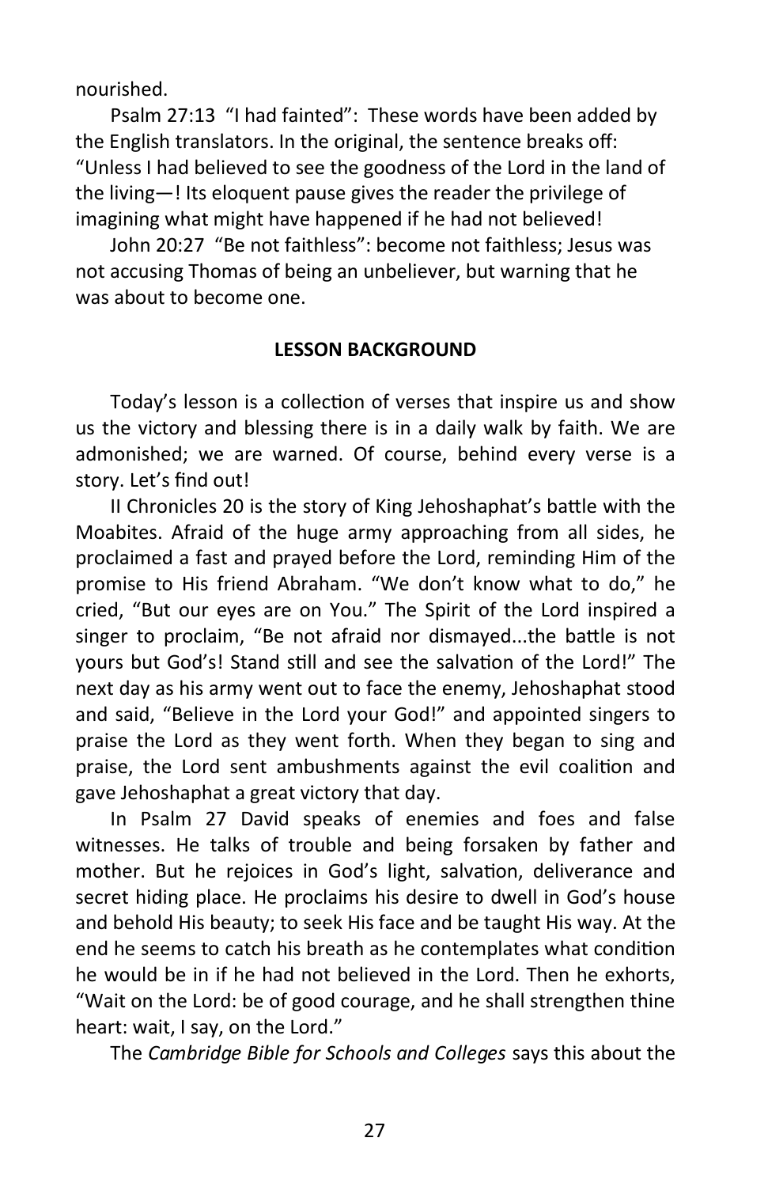nourished.

Psalm 27:13 "I had fainted": These words have been added by the English translators. In the original, the sentence breaks off: "Unless I had believed to see the goodness of the Lord in the land of the living—! Its eloquent pause gives the reader the privilege of imagining what might have happened if he had not believed!

John 20:27 "Be not faithless": become not faithless; Jesus was not accusing Thomas of being an unbeliever, but warning that he was about to become one.

**LESSON BACKGROUND**

Today's lesson is a collection of verses that inspire us and show us the victory and blessing there is in a daily walk by faith. We are admonished; we are warned. Of course, behind every verse is a story. Let's find out!

II Chronicles 20 is the story of King Jehoshaphat's battle with the Moabites. Afraid of the huge army approaching from all sides, he proclaimed a fast and prayed before the Lord, reminding Him of the promise to His friend Abraham. "We don't know what to do," he cried, "But our eyes are on You." The Spirit of the Lord inspired a singer to proclaim, "Be not afraid nor dismayed...the battle is not yours but God's! Stand still and see the salvation of the Lord!" The next day as his army went out to face the enemy, Jehoshaphat stood and said, "Believe in the Lord your God!" and appointed singers to praise the Lord as they went forth. When they began to sing and praise, the Lord sent ambushments against the evil coalition and gave Jehoshaphat a great victory that day.

In Psalm 27 David speaks of enemies and foes and false witnesses. He talks of trouble and being forsaken by father and mother. But he rejoices in God's light, salvation, deliverance and secret hiding place. He proclaims his desire to dwell in God's house and behold His beauty; to seek His face and be taught His way. At the end he seems to catch his breath as he contemplates what condition he would be in if he had not believed in the Lord. Then he exhorts, "Wait on the Lord: be of good courage, and he shall strengthen thine heart: wait, I say, on the Lord."

The *Cambridge Bible for Schools and Colleges* says this about the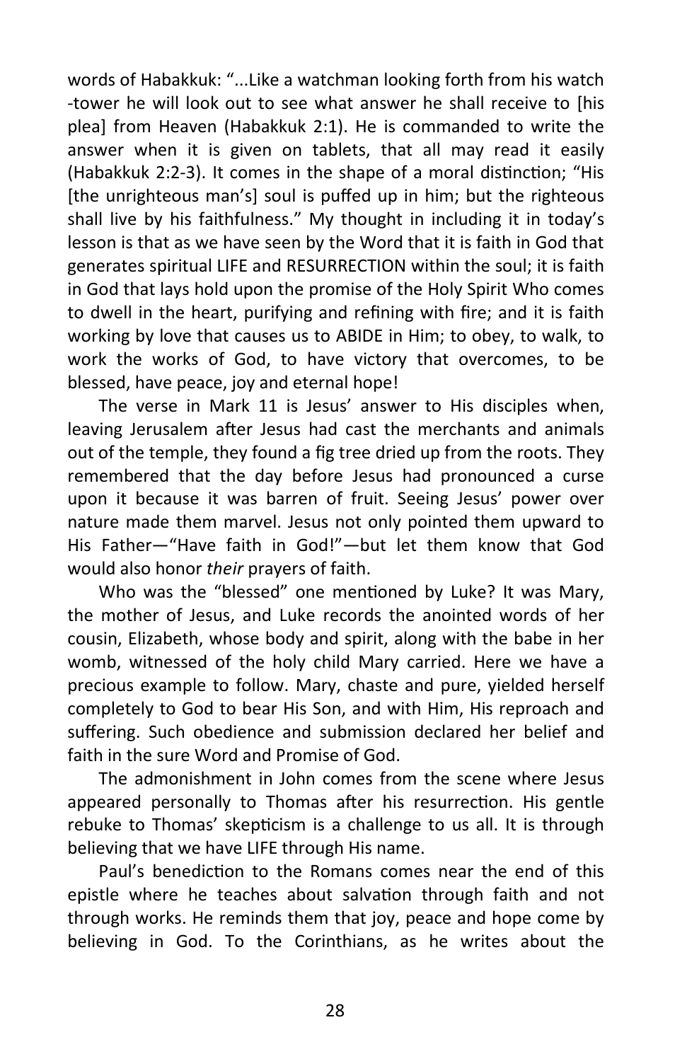words of Habakkuk: "...Like a watchman looking forth from his watch-tower he will look out to see what answer he shall receive to [his plea] from Heaven (Habakkuk 2:1). He is commanded to write the answer when it is given on tablets, that all may read it easily (Habakkuk 2:2-3). It comes in the shape of a moral distinction; "His [the unrighteous man's] soul is puffed up in him; but the righteous shall live by his faithfulness." My thought in including it in today's lesson is that as we have seen by the Word that it is faith in God that generates spiritual LIFE and RESURRECTION within the soul; it is faith in God that lays hold upon the promise of the Holy Spirit Who comes to dwell in the heart, purifying and refining with fire; and it is faith working by love that causes us to ABIDE in Him; to obey, to walk, to work the works of God, to have victory that overcomes, to be blessed, have peace, joy and eternal hope!

The verse in Mark 11 is Jesus' answer to His disciples when, leaving Jerusalem after Jesus had cast the merchants and animals out of the temple, they found a fig tree dried up from the roots. They remembered that the day before Jesus had pronounced a curse upon it because it was barren of fruit. Seeing Jesus' power over nature made them marvel. Jesus not only pointed them upward to His Father—"Have faith in God!"—but let them know that God would also honor *their* prayers of faith.

Who was the "blessed" one mentioned by Luke? It was Mary, the mother of Jesus, and Luke records the anointed words of her cousin, Elizabeth, whose body and spirit, along with the babe in her womb, witnessed of the holy child Mary carried. Here we have a precious example to follow. Mary, chaste and pure, yielded herself completely to God to bear His Son, and with Him, His reproach and suffering. Such obedience and submission declared her belief and faith in the sure Word and Promise of God.

The admonishment in John comes from the scene where Jesus appeared personally to Thomas after his resurrection. His gentle rebuke to Thomas' skepticism is a challenge to us all. It is through believing that we have LIFE through His name.

Paul's benediction to the Romans comes near the end of this epistle where he teaches about salvation through faith and not through works. He reminds them that joy, peace and hope come by believing in God. To the Corinthians, as he writes about the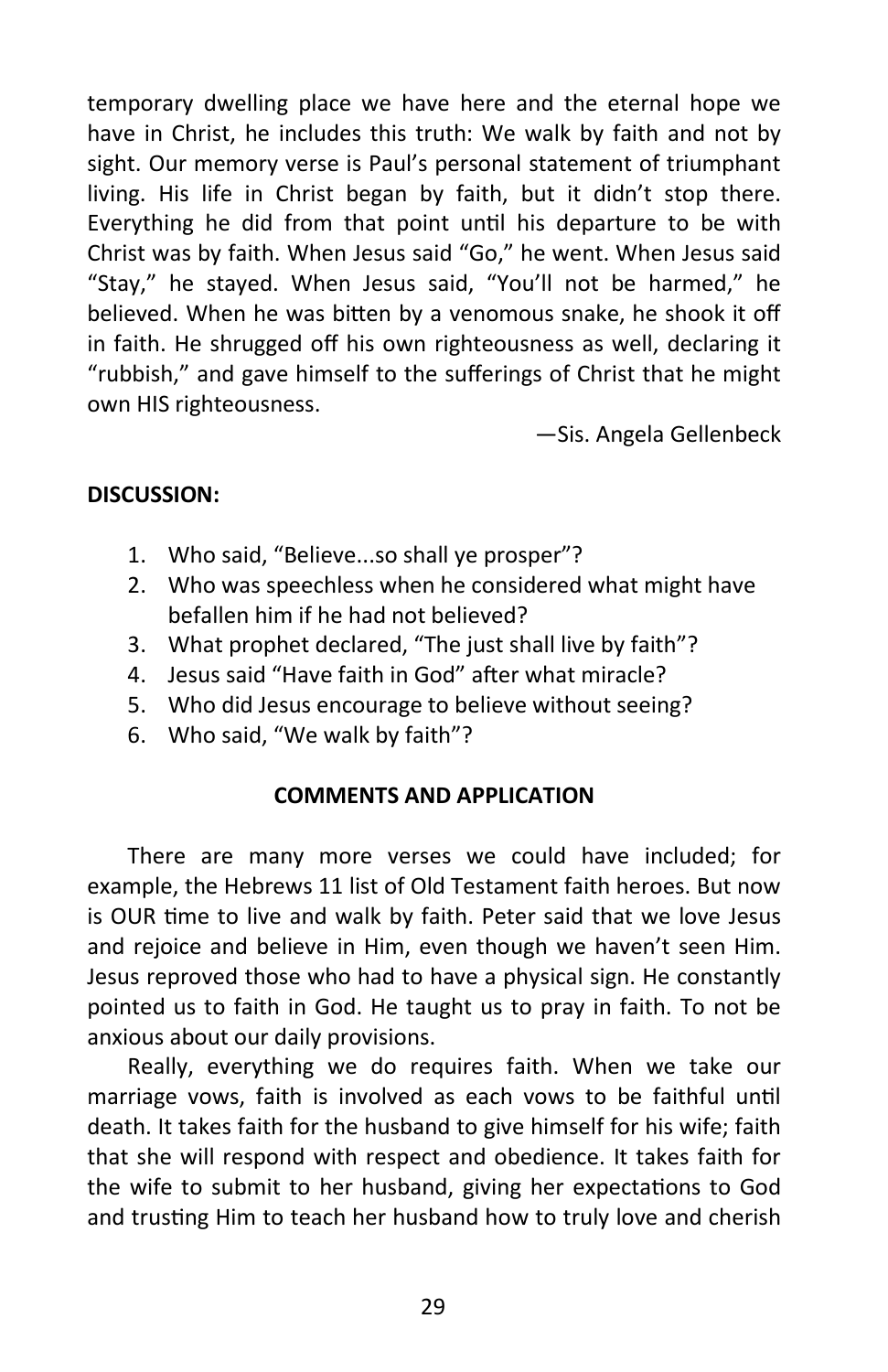temporary dwelling place we have here and the eternal hope we have in Christ, he includes this truth: We walk by faith and not by sight. Our memory verse is Paul's personal statement of triumphant living. His life in Christ began by faith, but it didn't stop there. Everything he did from that point until his departure to be with Christ was by faith. When Jesus said "Go," he went. When Jesus said "Stay," he stayed. When Jesus said, "You'll not be harmed," he believed. When he was bitten by a venomous snake, he shook it off in faith. He shrugged off his own righteousness as well, declaring it "rubbish," and gave himself to the sufferings of Christ that he might own HIS righteousness.

—Sis. Angela Gellenbeck

**DISCUSSION:**

1. Who said, "Believe...so shall ye prosper"?
2. Who was speechless when he considered what might have befallen him if he had not believed?
3. What prophet declared, "The just shall live by faith"?
4. Jesus said "Have faith in God" after what miracle?
5. Who did Jesus encourage to believe without seeing?
6. Who said, "We walk by faith"?

**COMMENTS AND APPLICATION**

There are many more verses we could have included; for example, the Hebrews 11 list of Old Testament faith heroes. But now is OUR time to live and walk by faith. Peter said that we love Jesus and rejoice and believe in Him, even though we haven't seen Him. Jesus reproved those who had to have a physical sign. He constantly pointed us to faith in God. He taught us to pray in faith. To not be anxious about our daily provisions.

Really, everything we do requires faith. When we take our marriage vows, faith is involved as each vows to be faithful until death. It takes faith for the husband to give himself for his wife; faith that she will respond with respect and obedience. It takes faith for the wife to submit to her husband, giving her expectations to God and trusting Him to teach her husband how to truly love and cherish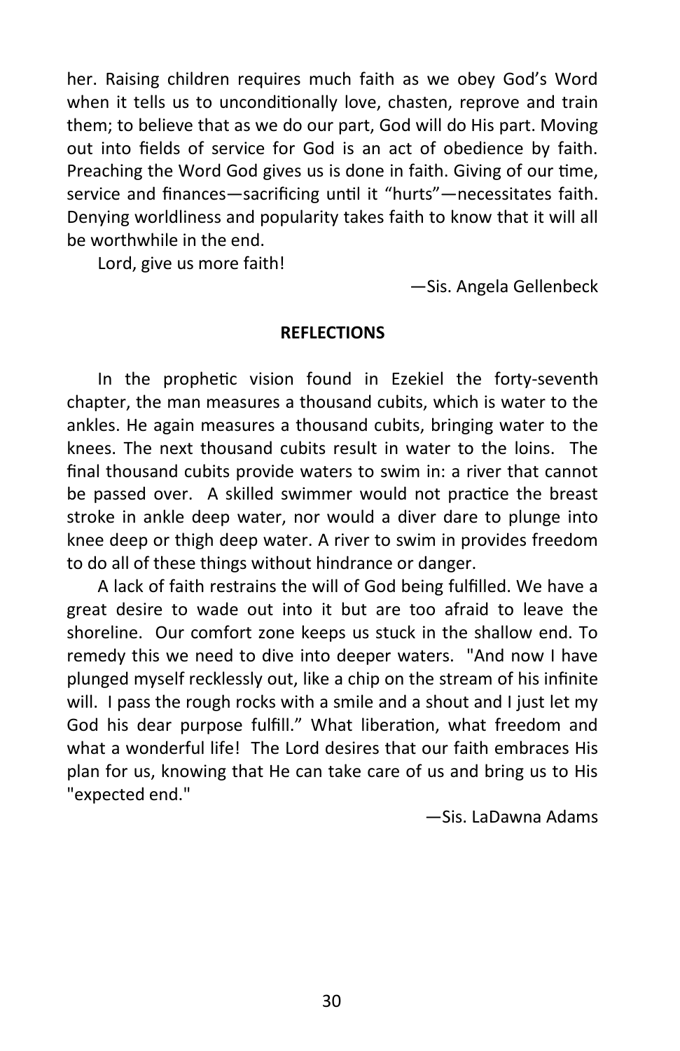her. Raising children requires much faith as we obey God's Word when it tells us to unconditionally love, chasten, reprove and train them; to believe that as we do our part, God will do His part. Moving out into fields of service for God is an act of obedience by faith. Preaching the Word God gives us is done in faith. Giving of our time, service and finances—sacrificing until it "hurts"—necessitates faith. Denying worldliness and popularity takes faith to know that it will all be worthwhile in the end.

Lord, give us more faith!

—Sis. Angela Gellenbeck

**REFLECTIONS**

In the prophetic vision found in Ezekiel the forty-seventh chapter, the man measures a thousand cubits, which is water to the ankles. He again measures a thousand cubits, bringing water to the knees. The next thousand cubits result in water to the loins. The final thousand cubits provide waters to swim in: a river that cannot be passed over. A skilled swimmer would not practice the breast stroke in ankle deep water, nor would a diver dare to plunge into knee deep or thigh deep water. A river to swim in provides freedom to do all of these things without hindrance or danger.

A lack of faith restrains the will of God being fulfilled. We have a great desire to wade out into it but are too afraid to leave the shoreline. Our comfort zone keeps us stuck in the shallow end. To remedy this we need to dive into deeper waters. "And now I have plunged myself recklessly out, like a chip on the stream of his infinite will. I pass the rough rocks with a smile and a shout and I just let my God his dear purpose fulfill." What liberation, what freedom and what a wonderful life! The Lord desires that our faith embraces His plan for us, knowing that He can take care of us and bring us to His "expected end."

—Sis. LaDawna Adams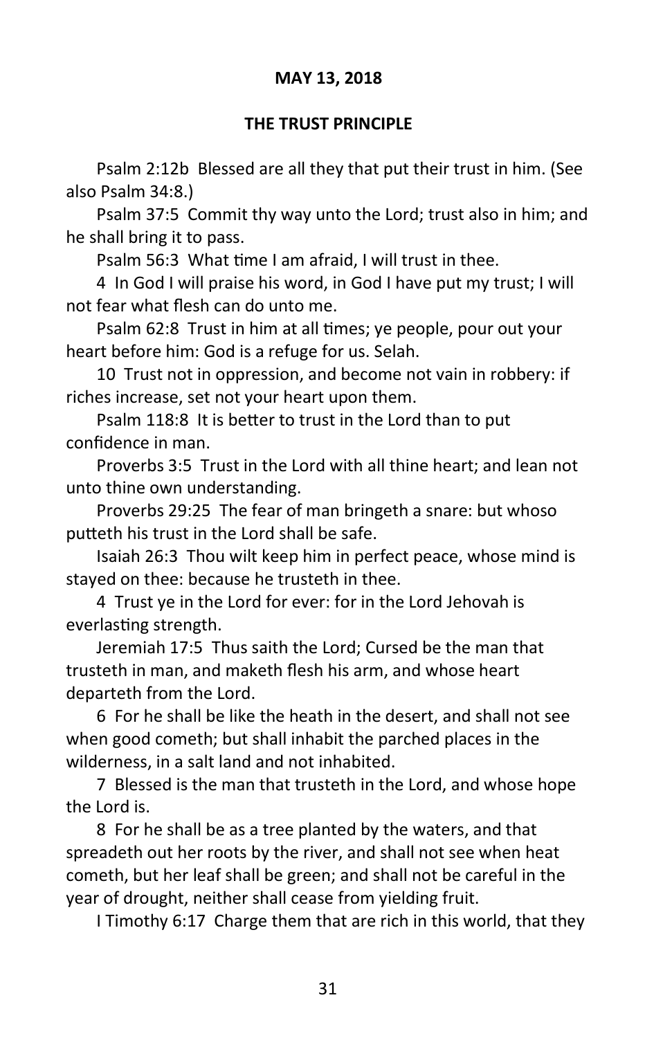**MAY 13, 2018**

**THE TRUST PRINCIPLE**

Psalm 2:12b  Blessed are all they that put their trust in him. (See also Psalm 34:8.)

Psalm 37:5  Commit thy way unto the Lord; trust also in him; and he shall bring it to pass.

Psalm 56:3  What time I am afraid, I will trust in thee.

4  In God I will praise his word, in God I have put my trust; I will not fear what flesh can do unto me.

Psalm 62:8  Trust in him at all times; ye people, pour out your heart before him: God is a refuge for us. Selah.

10  Trust not in oppression, and become not vain in robbery: if riches increase, set not your heart upon them.

Psalm 118:8  It is better to trust in the Lord than to put confidence in man.

Proverbs 3:5  Trust in the Lord with all thine heart; and lean not unto thine own understanding.

Proverbs 29:25  The fear of man bringeth a snare: but whoso putteth his trust in the Lord shall be safe.

Isaiah 26:3  Thou wilt keep him in perfect peace, whose mind is stayed on thee: because he trusteth in thee.

4  Trust ye in the Lord for ever: for in the Lord Jehovah is everlasting strength.

Jeremiah 17:5  Thus saith the Lord; Cursed be the man that trusteth in man, and maketh flesh his arm, and whose heart departeth from the Lord.

6  For he shall be like the heath in the desert, and shall not see when good cometh; but shall inhabit the parched places in the wilderness, in a salt land and not inhabited.

7  Blessed is the man that trusteth in the Lord, and whose hope the Lord is.

8  For he shall be as a tree planted by the waters, and that spreadeth out her roots by the river, and shall not see when heat cometh, but her leaf shall be green; and shall not be careful in the year of drought, neither shall cease from yielding fruit.

I Timothy 6:17  Charge them that are rich in this world, that they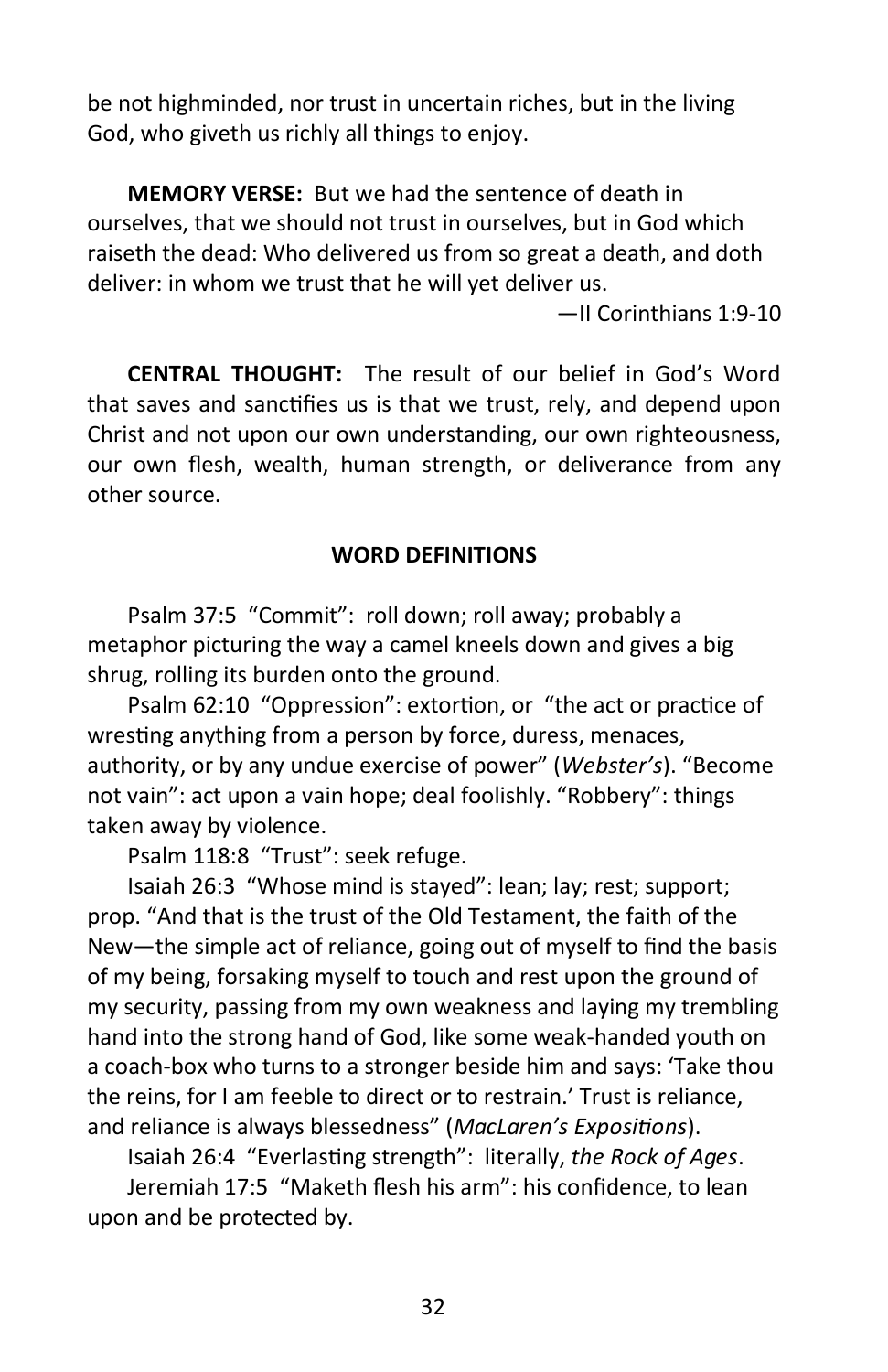be not highminded, nor trust in uncertain riches, but in the living God, who giveth us richly all things to enjoy.

**MEMORY VERSE:** But we had the sentence of death in ourselves, that we should not trust in ourselves, but in God which raiseth the dead: Who delivered us from so great a death, and doth deliver: in whom we trust that he will yet deliver us.

—II Corinthians 1:9-10

**CENTRAL THOUGHT:** The result of our belief in God's Word that saves and sanctifies us is that we trust, rely, and depend upon Christ and not upon our own understanding, our own righteousness, our own flesh, wealth, human strength, or deliverance from any other source.

**WORD DEFINITIONS**

Psalm 37:5 "Commit": roll down; roll away; probably a metaphor picturing the way a camel kneels down and gives a big shrug, rolling its burden onto the ground.

Psalm 62:10 "Oppression": extortion, or "the act or practice of wresting anything from a person by force, duress, menaces, authority, or by any undue exercise of power" (*Webster's*). "Become not vain": act upon a vain hope; deal foolishly. "Robbery": things taken away by violence.

Psalm 118:8 "Trust": seek refuge.

Isaiah 26:3 "Whose mind is stayed": lean; lay; rest; support; prop. "And that is the trust of the Old Testament, the faith of the New—the simple act of reliance, going out of myself to find the basis of my being, forsaking myself to touch and rest upon the ground of my security, passing from my own weakness and laying my trembling hand into the strong hand of God, like some weak-handed youth on a coach-box who turns to a stronger beside him and says: 'Take thou the reins, for I am feeble to direct or to restrain.' Trust is reliance, and reliance is always blessedness" (*MacLaren's Expositions*).

Isaiah 26:4 "Everlasting strength": literally, *the Rock of Ages*.

Jeremiah 17:5 "Maketh flesh his arm": his confidence, to lean upon and be protected by.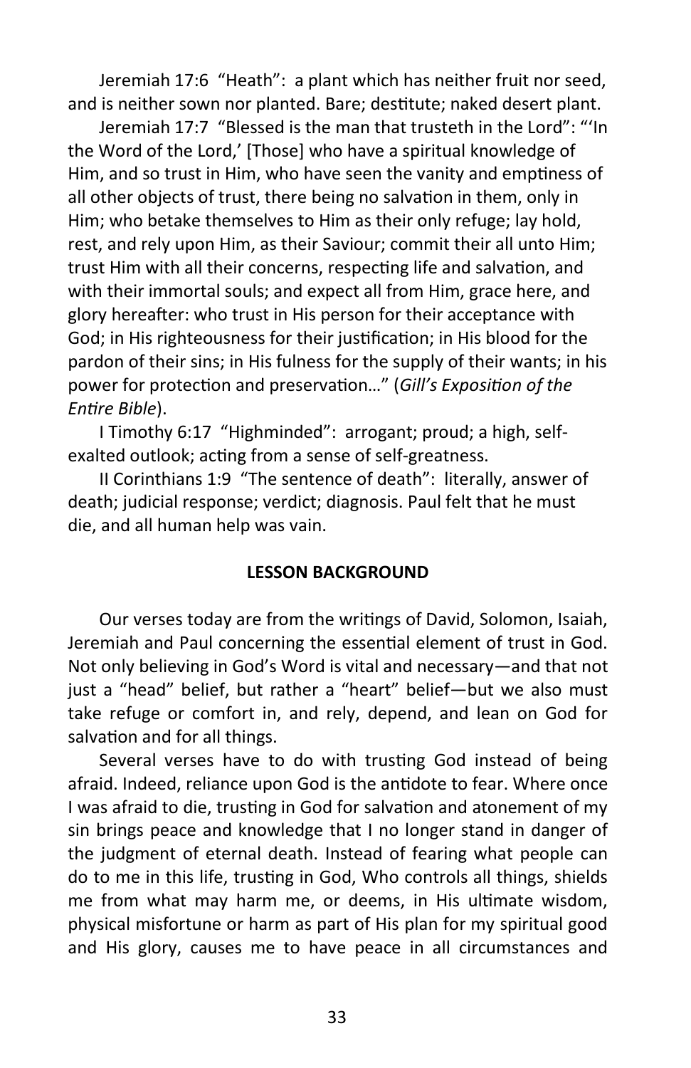Jeremiah 17:6 "Heath": a plant which has neither fruit nor seed, and is neither sown nor planted. Bare; destitute; naked desert plant.

Jeremiah 17:7 "Blessed is the man that trusteth in the Lord": "'In the Word of the Lord,' [Those] who have a spiritual knowledge of Him, and so trust in Him, who have seen the vanity and emptiness of all other objects of trust, there being no salvation in them, only in Him; who betake themselves to Him as their only refuge; lay hold, rest, and rely upon Him, as their Saviour; commit their all unto Him; trust Him with all their concerns, respecting life and salvation, and with their immortal souls; and expect all from Him, grace here, and glory hereafter: who trust in His person for their acceptance with God; in His righteousness for their justification; in His blood for the pardon of their sins; in His fulness for the supply of their wants; in his power for protection and preservation…" (*Gill's Exposition of the Entire Bible*).

I Timothy 6:17 "Highminded": arrogant; proud; a high, self-exalted outlook; acting from a sense of self-greatness.

II Corinthians 1:9 "The sentence of death": literally, answer of death; judicial response; verdict; diagnosis. Paul felt that he must die, and all human help was vain.

## LESSON BACKGROUND

Our verses today are from the writings of David, Solomon, Isaiah, Jeremiah and Paul concerning the essential element of trust in God. Not only believing in God's Word is vital and necessary—and that not just a "head" belief, but rather a "heart" belief—but we also must take refuge or comfort in, and rely, depend, and lean on God for salvation and for all things.

Several verses have to do with trusting God instead of being afraid. Indeed, reliance upon God is the antidote to fear. Where once I was afraid to die, trusting in God for salvation and atonement of my sin brings peace and knowledge that I no longer stand in danger of the judgment of eternal death. Instead of fearing what people can do to me in this life, trusting in God, Who controls all things, shields me from what may harm me, or deems, in His ultimate wisdom, physical misfortune or harm as part of His plan for my spiritual good and His glory, causes me to have peace in all circumstances and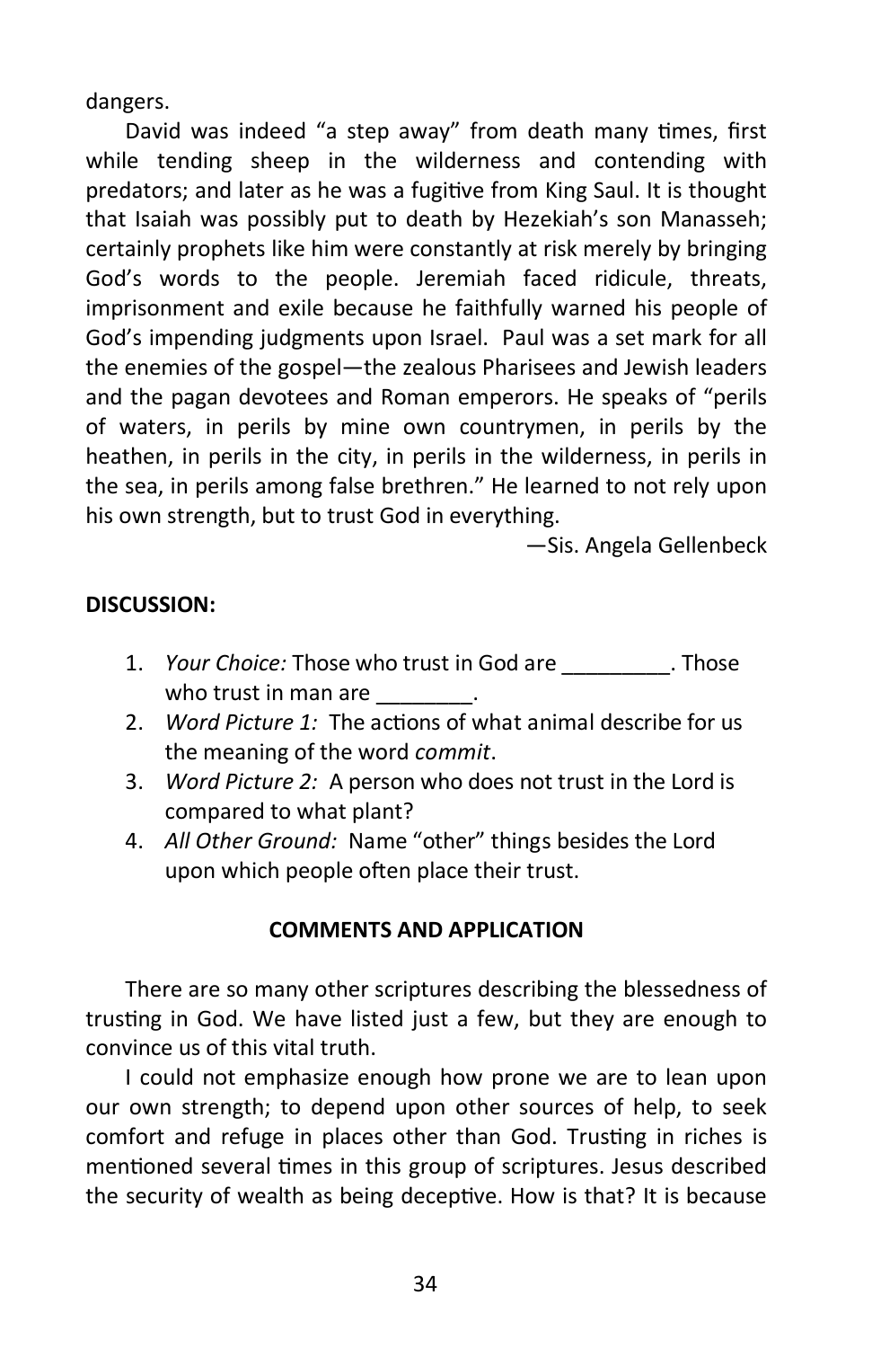dangers.

David was indeed "a step away" from death many times, first while tending sheep in the wilderness and contending with predators; and later as he was a fugitive from King Saul. It is thought that Isaiah was possibly put to death by Hezekiah's son Manasseh; certainly prophets like him were constantly at risk merely by bringing God's words to the people. Jeremiah faced ridicule, threats, imprisonment and exile because he faithfully warned his people of God's impending judgments upon Israel. Paul was a set mark for all the enemies of the gospel—the zealous Pharisees and Jewish leaders and the pagan devotees and Roman emperors. He speaks of "perils of waters, in perils by mine own countrymen, in perils by the heathen, in perils in the city, in perils in the wilderness, in perils in the sea, in perils among false brethren." He learned to not rely upon his own strength, but to trust God in everything.

—Sis. Angela Gellenbeck

**DISCUSSION:**

1. *Your Choice:* Those who trust in God are _________. Those who trust in man are ________.
2. *Word Picture 1:* The actions of what animal describe for us the meaning of the word *commit*.
3. *Word Picture 2:* A person who does not trust in the Lord is compared to what plant?
4. *All Other Ground:* Name "other" things besides the Lord upon which people often place their trust.

**COMMENTS AND APPLICATION**

There are so many other scriptures describing the blessedness of trusting in God. We have listed just a few, but they are enough to convince us of this vital truth.

I could not emphasize enough how prone we are to lean upon our own strength; to depend upon other sources of help, to seek comfort and refuge in places other than God. Trusting in riches is mentioned several times in this group of scriptures. Jesus described the security of wealth as being deceptive. How is that? It is because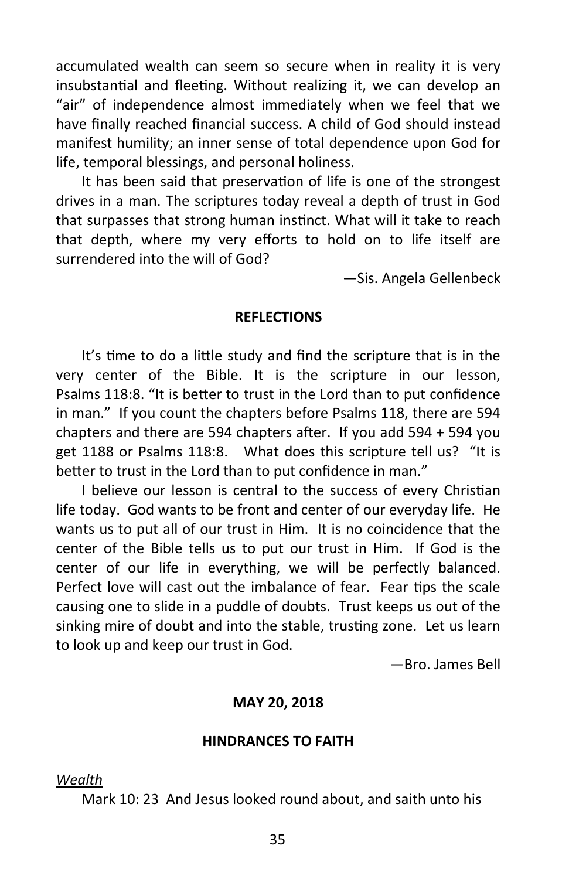accumulated wealth can seem so secure when in reality it is very insubstantial and fleeting. Without realizing it, we can develop an "air" of independence almost immediately when we feel that we have finally reached financial success. A child of God should instead manifest humility; an inner sense of total dependence upon God for life, temporal blessings, and personal holiness.

It has been said that preservation of life is one of the strongest drives in a man. The scriptures today reveal a depth of trust in God that surpasses that strong human instinct. What will it take to reach that depth, where my very efforts to hold on to life itself are surrendered into the will of God?

—Sis. Angela Gellenbeck

**REFLECTIONS**

It's time to do a little study and find the scripture that is in the very center of the Bible. It is the scripture in our lesson, Psalms 118:8. "It is better to trust in the Lord than to put confidence in man." If you count the chapters before Psalms 118, there are 594 chapters and there are 594 chapters after. If you add 594 + 594 you get 1188 or Psalms 118:8. What does this scripture tell us? "It is better to trust in the Lord than to put confidence in man."

I believe our lesson is central to the success of every Christian life today. God wants to be front and center of our everyday life. He wants us to put all of our trust in Him. It is no coincidence that the center of the Bible tells us to put our trust in Him. If God is the center of our life in everything, we will be perfectly balanced. Perfect love will cast out the imbalance of fear. Fear tips the scale causing one to slide in a puddle of doubts. Trust keeps us out of the sinking mire of doubt and into the stable, trusting zone. Let us learn to look up and keep our trust in God.

—Bro. James Bell

**MAY 20, 2018**

**HINDRANCES TO FAITH**

*Wealth*

Mark 10: 23 And Jesus looked round about, and saith unto his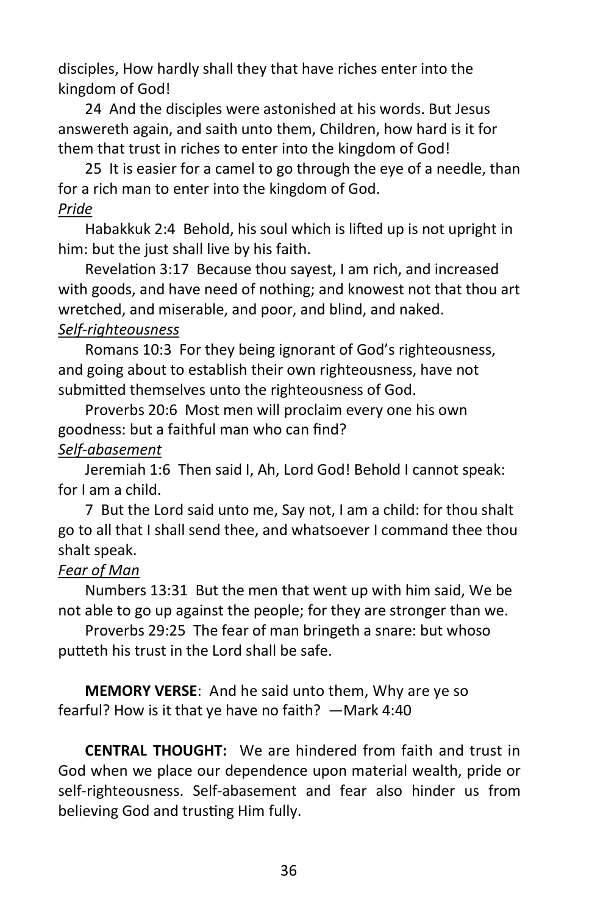disciples, How hardly shall they that have riches enter into the kingdom of God!

24 And the disciples were astonished at his words. But Jesus answereth again, and saith unto them, Children, how hard is it for them that trust in riches to enter into the kingdom of God!

25 It is easier for a camel to go through the eye of a needle, than for a rich man to enter into the kingdom of God.

*Pride*

Habakkuk 2:4 Behold, his soul which is lifted up is not upright in him: but the just shall live by his faith.

Revelation 3:17 Because thou sayest, I am rich, and increased with goods, and have need of nothing; and knowest not that thou art wretched, and miserable, and poor, and blind, and naked.

*Self-righteousness*

Romans 10:3 For they being ignorant of God's righteousness, and going about to establish their own righteousness, have not submitted themselves unto the righteousness of God.

Proverbs 20:6 Most men will proclaim every one his own goodness: but a faithful man who can find?

*Self-abasement*

Jeremiah 1:6 Then said I, Ah, Lord God! Behold I cannot speak: for I am a child.

7 But the Lord said unto me, Say not, I am a child: for thou shalt go to all that I shall send thee, and whatsoever I command thee thou shalt speak.

*Fear of Man*

Numbers 13:31 But the men that went up with him said, We be not able to go up against the people; for they are stronger than we.

Proverbs 29:25 The fear of man bringeth a snare: but whoso putteth his trust in the Lord shall be safe.

**MEMORY VERSE**: And he said unto them, Why are ye so fearful? How is it that ye have no faith? —Mark 4:40

**CENTRAL THOUGHT:** We are hindered from faith and trust in God when we place our dependence upon material wealth, pride or self-righteousness. Self-abasement and fear also hinder us from believing God and trusting Him fully.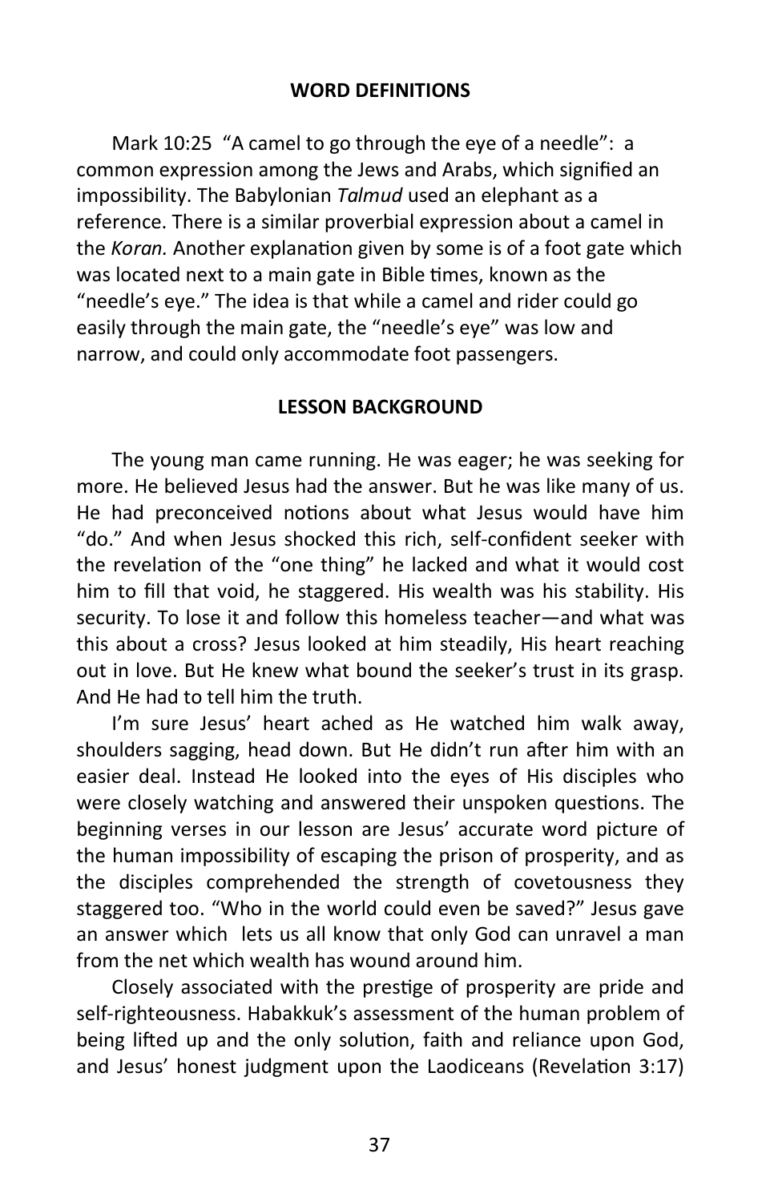## WORD DEFINITIONS

Mark 10:25 "A camel to go through the eye of a needle": a common expression among the Jews and Arabs, which signified an impossibility. The Babylonian *Talmud* used an elephant as a reference. There is a similar proverbial expression about a camel in the *Koran.* Another explanation given by some is of a foot gate which was located next to a main gate in Bible times, known as the "needle's eye." The idea is that while a camel and rider could go easily through the main gate, the "needle's eye" was low and narrow, and could only accommodate foot passengers.

## LESSON BACKGROUND

The young man came running. He was eager; he was seeking for more. He believed Jesus had the answer. But he was like many of us. He had preconceived notions about what Jesus would have him "do." And when Jesus shocked this rich, self-confident seeker with the revelation of the "one thing" he lacked and what it would cost him to fill that void, he staggered. His wealth was his stability. His security. To lose it and follow this homeless teacher—and what was this about a cross? Jesus looked at him steadily, His heart reaching out in love. But He knew what bound the seeker's trust in its grasp. And He had to tell him the truth.

I'm sure Jesus' heart ached as He watched him walk away, shoulders sagging, head down. But He didn't run after him with an easier deal. Instead He looked into the eyes of His disciples who were closely watching and answered their unspoken questions. The beginning verses in our lesson are Jesus' accurate word picture of the human impossibility of escaping the prison of prosperity, and as the disciples comprehended the strength of covetousness they staggered too. "Who in the world could even be saved?" Jesus gave an answer which lets us all know that only God can unravel a man from the net which wealth has wound around him.

Closely associated with the prestige of prosperity are pride and self-righteousness. Habakkuk's assessment of the human problem of being lifted up and the only solution, faith and reliance upon God, and Jesus' honest judgment upon the Laodiceans (Revelation 3:17)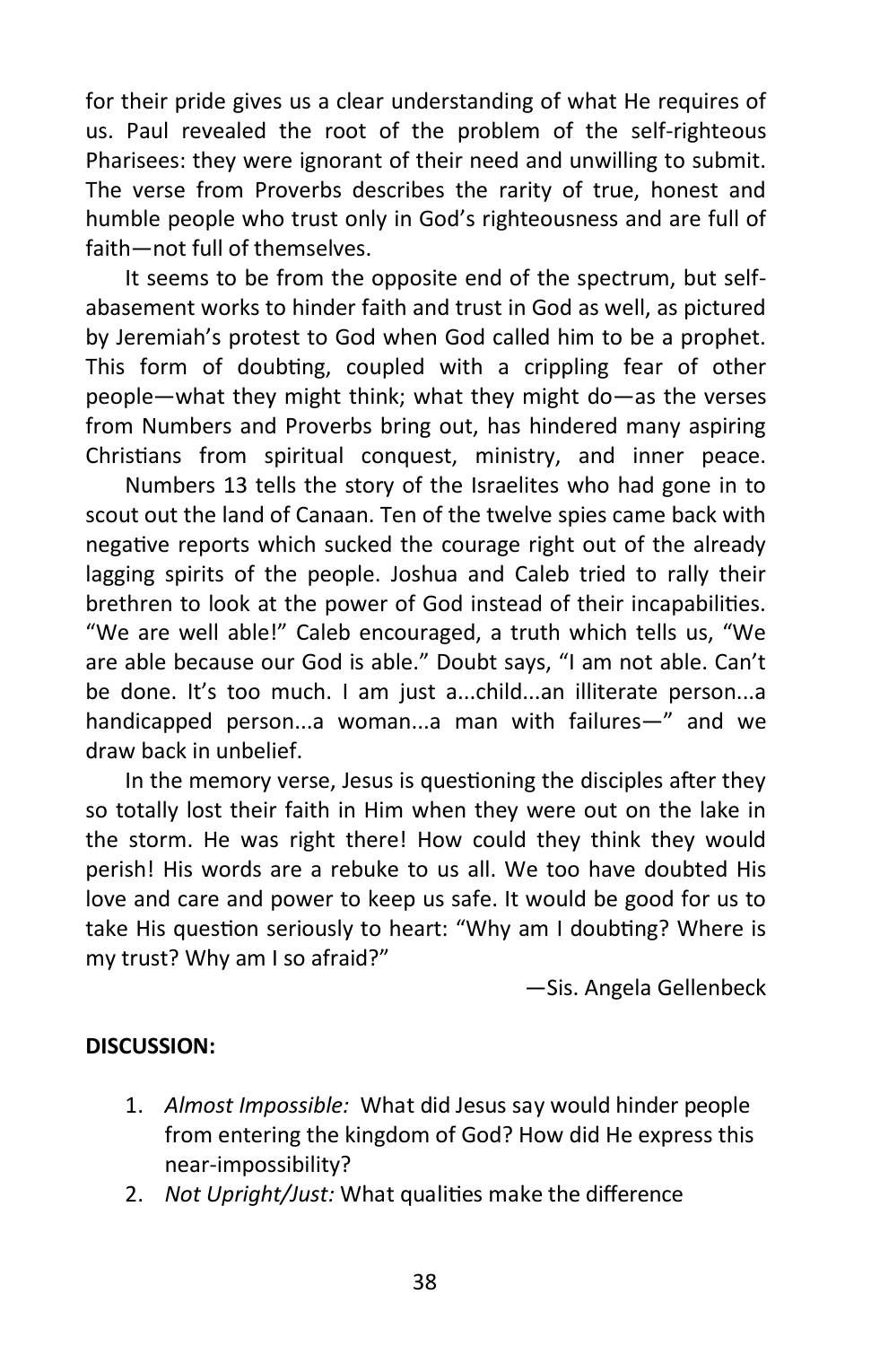for their pride gives us a clear understanding of what He requires of us. Paul revealed the root of the problem of the self-righteous Pharisees: they were ignorant of their need and unwilling to submit. The verse from Proverbs describes the rarity of true, honest and humble people who trust only in God's righteousness and are full of faith—not full of themselves.

It seems to be from the opposite end of the spectrum, but self-abasement works to hinder faith and trust in God as well, as pictured by Jeremiah's protest to God when God called him to be a prophet. This form of doubting, coupled with a crippling fear of other people—what they might think; what they might do—as the verses from Numbers and Proverbs bring out, has hindered many aspiring Christians from spiritual conquest, ministry, and inner peace.

Numbers 13 tells the story of the Israelites who had gone in to scout out the land of Canaan. Ten of the twelve spies came back with negative reports which sucked the courage right out of the already lagging spirits of the people. Joshua and Caleb tried to rally their brethren to look at the power of God instead of their incapabilities. "We are well able!" Caleb encouraged, a truth which tells us, "We are able because our God is able." Doubt says, "I am not able. Can't be done. It's too much. I am just a...child...an illiterate person...a handicapped person...a woman...a man with failures—" and we draw back in unbelief.

In the memory verse, Jesus is questioning the disciples after they so totally lost their faith in Him when they were out on the lake in the storm. He was right there! How could they think they would perish! His words are a rebuke to us all. We too have doubted His love and care and power to keep us safe. It would be good for us to take His question seriously to heart: "Why am I doubting? Where is my trust? Why am I so afraid?"

—Sis. Angela Gellenbeck

**DISCUSSION:**

1. *Almost Impossible:* What did Jesus say would hinder people from entering the kingdom of God? How did He express this near-impossibility?
2. *Not Upright/Just:* What qualities make the difference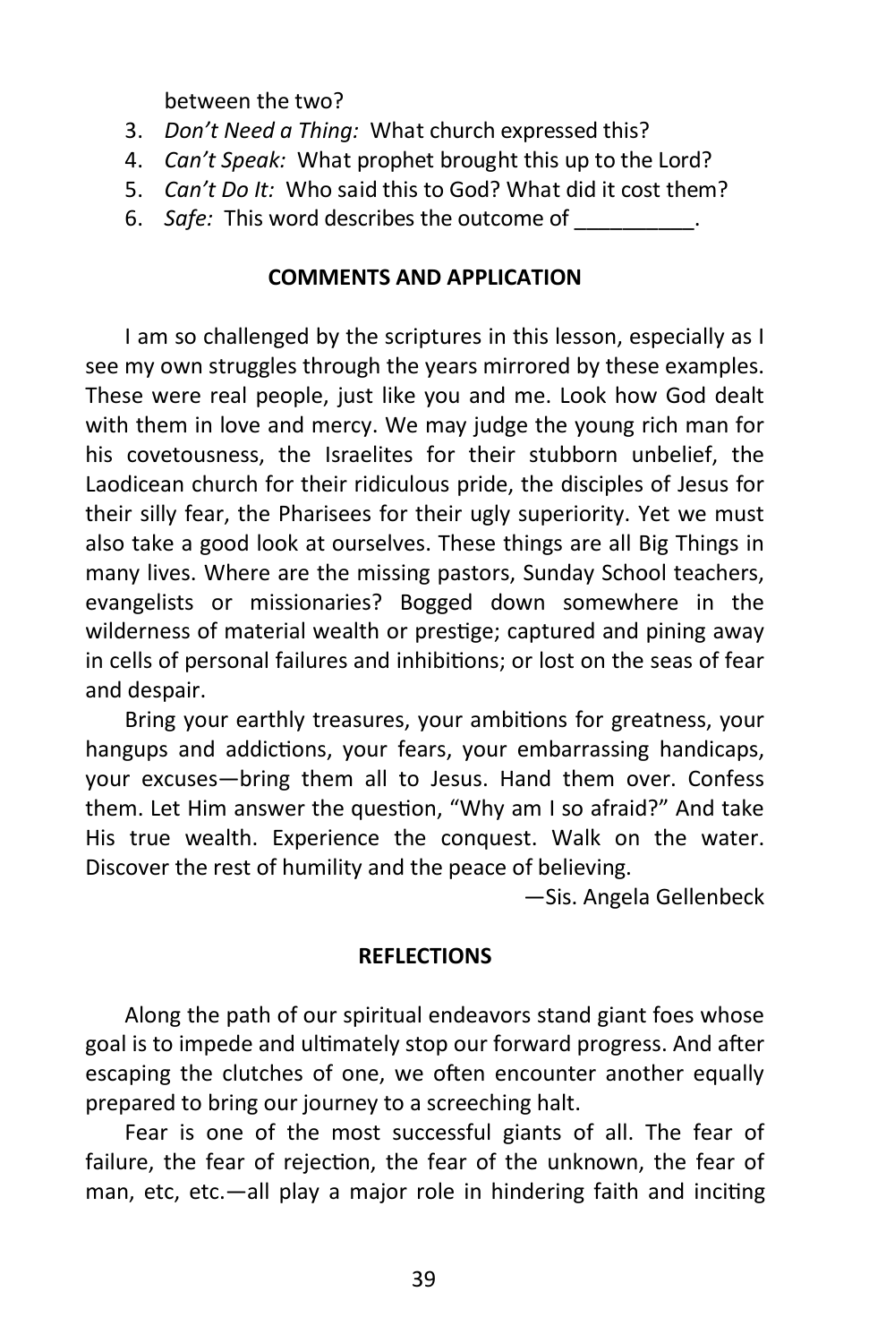between the two?

3. *Don't Need a Thing:* What church expressed this?
4. *Can't Speak:* What prophet brought this up to the Lord?
5. *Can't Do It:* Who said this to God? What did it cost them?
6. *Safe:* This word describes the outcome of __________.

**COMMENTS AND APPLICATION**

I am so challenged by the scriptures in this lesson, especially as I see my own struggles through the years mirrored by these examples. These were real people, just like you and me. Look how God dealt with them in love and mercy. We may judge the young rich man for his covetousness, the Israelites for their stubborn unbelief, the Laodicean church for their ridiculous pride, the disciples of Jesus for their silly fear, the Pharisees for their ugly superiority. Yet we must also take a good look at ourselves. These things are all Big Things in many lives. Where are the missing pastors, Sunday School teachers, evangelists or missionaries? Bogged down somewhere in the wilderness of material wealth or prestige; captured and pining away in cells of personal failures and inhibitions; or lost on the seas of fear and despair.

Bring your earthly treasures, your ambitions for greatness, your hangups and addictions, your fears, your embarrassing handicaps, your excuses—bring them all to Jesus. Hand them over. Confess them. Let Him answer the question, "Why am I so afraid?" And take His true wealth. Experience the conquest. Walk on the water. Discover the rest of humility and the peace of believing.

—Sis. Angela Gellenbeck

**REFLECTIONS**

Along the path of our spiritual endeavors stand giant foes whose goal is to impede and ultimately stop our forward progress. And after escaping the clutches of one, we often encounter another equally prepared to bring our journey to a screeching halt.

Fear is one of the most successful giants of all. The fear of failure, the fear of rejection, the fear of the unknown, the fear of man, etc, etc.—all play a major role in hindering faith and inciting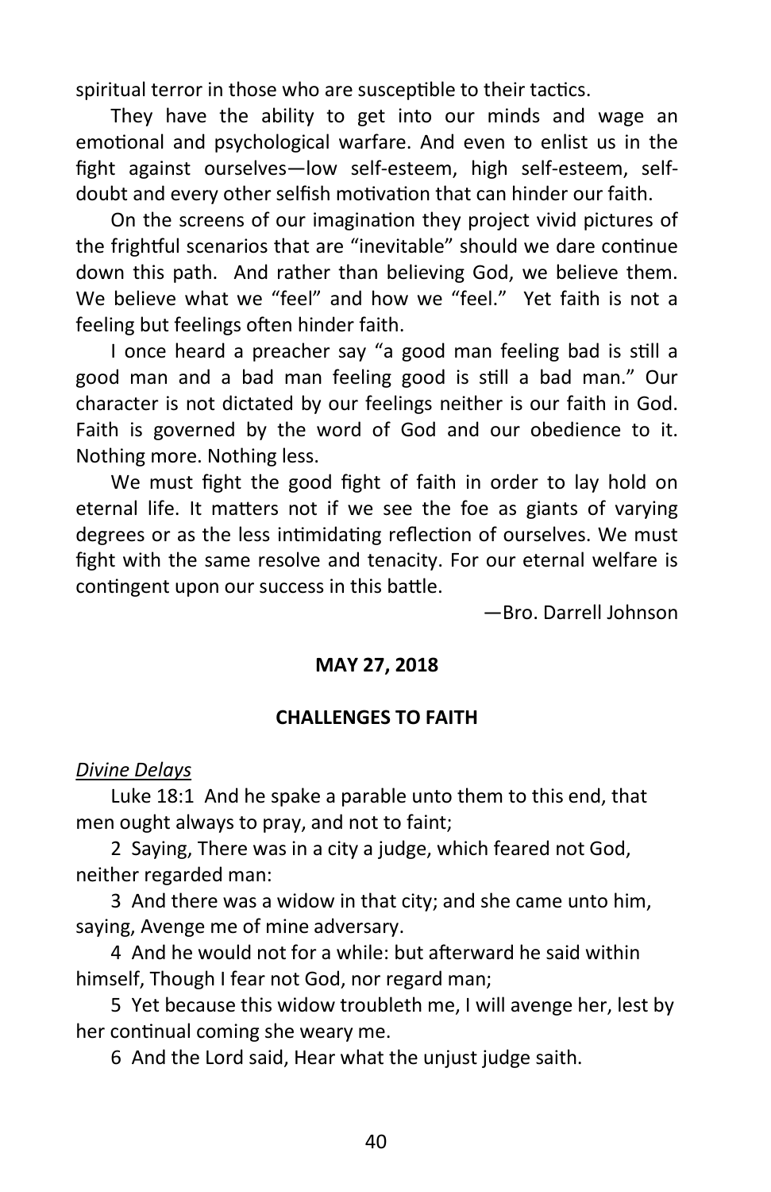spiritual terror in those who are susceptible to their tactics.

They have the ability to get into our minds and wage an emotional and psychological warfare. And even to enlist us in the fight against ourselves—low self-esteem, high self-esteem, self-doubt and every other selfish motivation that can hinder our faith.

On the screens of our imagination they project vivid pictures of the frightful scenarios that are "inevitable" should we dare continue down this path. And rather than believing God, we believe them. We believe what we "feel" and how we "feel." Yet faith is not a feeling but feelings often hinder faith.

I once heard a preacher say "a good man feeling bad is still a good man and a bad man feeling good is still a bad man." Our character is not dictated by our feelings neither is our faith in God. Faith is governed by the word of God and our obedience to it. Nothing more. Nothing less.

We must fight the good fight of faith in order to lay hold on eternal life. It matters not if we see the foe as giants of varying degrees or as the less intimidating reflection of ourselves. We must fight with the same resolve and tenacity. For our eternal welfare is contingent upon our success in this battle.

—Bro. Darrell Johnson

**MAY 27, 2018**

**CHALLENGES TO FAITH**

*Divine Delays*

Luke 18:1 And he spake a parable unto them to this end, that men ought always to pray, and not to faint;

2 Saying, There was in a city a judge, which feared not God, neither regarded man:

3 And there was a widow in that city; and she came unto him, saying, Avenge me of mine adversary.

4 And he would not for a while: but afterward he said within himself, Though I fear not God, nor regard man;

5 Yet because this widow troubleth me, I will avenge her, lest by her continual coming she weary me.

6 And the Lord said, Hear what the unjust judge saith.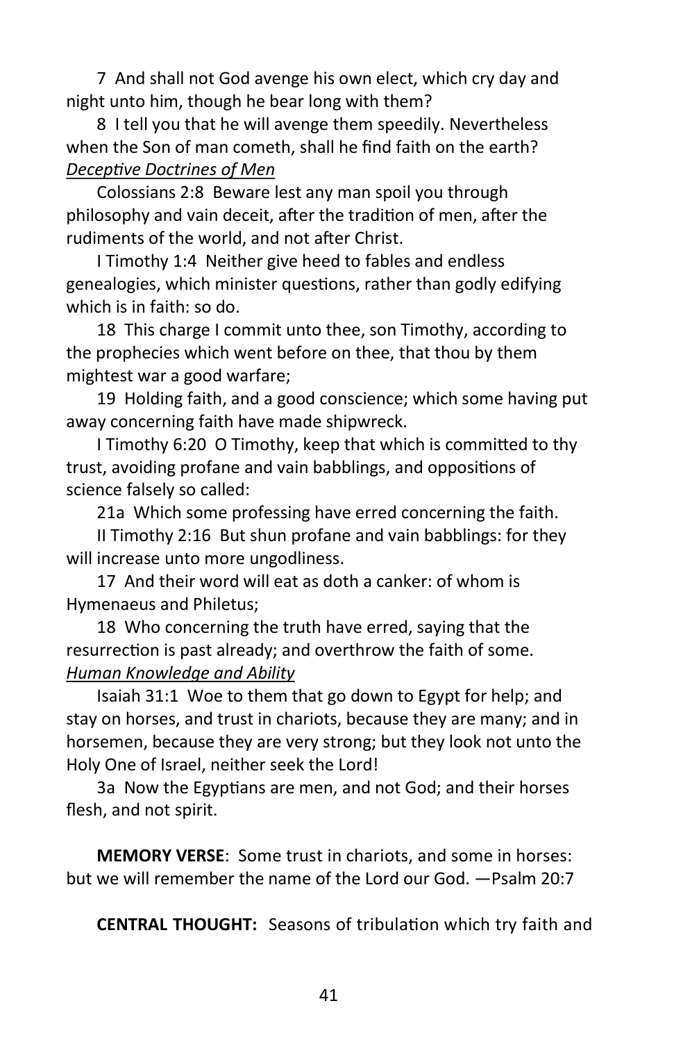7  And shall not God avenge his own elect, which cry day and night unto him, though he bear long with them?

8  I tell you that he will avenge them speedily. Nevertheless when the Son of man cometh, shall he find faith on the earth?

*Deceptive Doctrines of Men*

Colossians 2:8  Beware lest any man spoil you through philosophy and vain deceit, after the tradition of men, after the rudiments of the world, and not after Christ.

I Timothy 1:4  Neither give heed to fables and endless genealogies, which minister questions, rather than godly edifying which is in faith: so do.

18  This charge I commit unto thee, son Timothy, according to the prophecies which went before on thee, that thou by them mightest war a good warfare;

19  Holding faith, and a good conscience; which some having put away concerning faith have made shipwreck.

I Timothy 6:20  O Timothy, keep that which is committed to thy trust, avoiding profane and vain babblings, and oppositions of science falsely so called:

21a  Which some professing have erred concerning the faith.

II Timothy 2:16  But shun profane and vain babblings: for they will increase unto more ungodliness.

17  And their word will eat as doth a canker: of whom is Hymenaeus and Philetus;

18  Who concerning the truth have erred, saying that the resurrection is past already; and overthrow the faith of some.

*Human Knowledge and Ability*

Isaiah 31:1  Woe to them that go down to Egypt for help; and stay on horses, and trust in chariots, because they are many; and in horsemen, because they are very strong; but they look not unto the Holy One of Israel, neither seek the Lord!

3a  Now the Egyptians are men, and not God; and their horses flesh, and not spirit.

**MEMORY VERSE**:  Some trust in chariots, and some in horses: but we will remember the name of the Lord our God. —Psalm 20:7

**CENTRAL THOUGHT:**  Seasons of tribulation which try faith and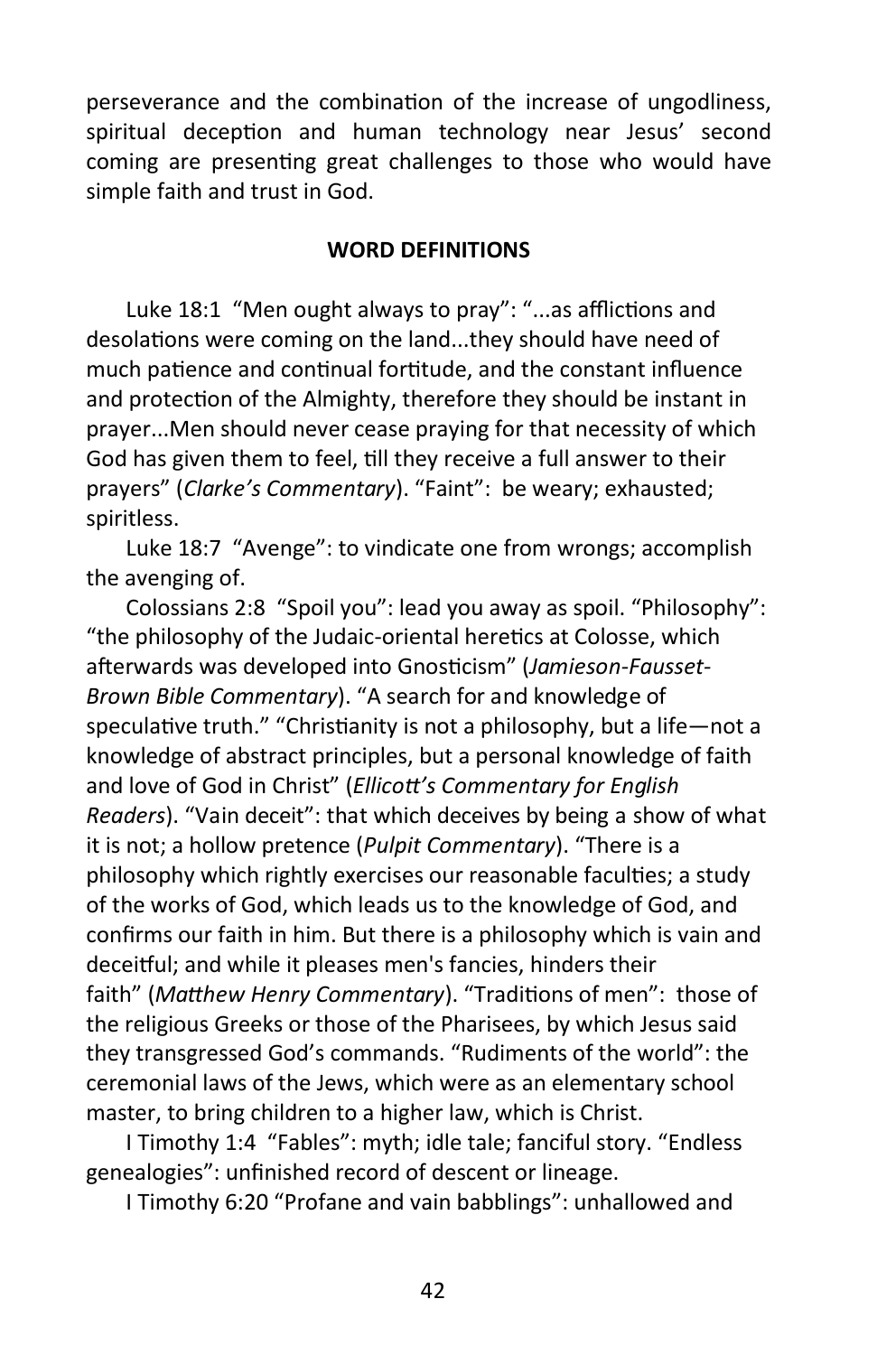perseverance and the combination of the increase of ungodliness, spiritual deception and human technology near Jesus' second coming are presenting great challenges to those who would have simple faith and trust in God.

**WORD DEFINITIONS**

Luke 18:1 "Men ought always to pray": "...as afflictions and desolations were coming on the land...they should have need of much patience and continual fortitude, and the constant influence and protection of the Almighty, therefore they should be instant in prayer...Men should never cease praying for that necessity of which God has given them to feel, till they receive a full answer to their prayers" (*Clarke's Commentary*). "Faint": be weary; exhausted; spiritless.

Luke 18:7 "Avenge": to vindicate one from wrongs; accomplish the avenging of.

Colossians 2:8 "Spoil you": lead you away as spoil. "Philosophy": "the philosophy of the Judaic-oriental heretics at Colosse, which afterwards was developed into Gnosticism" (*Jamieson-Fausset-Brown Bible Commentary*). "A search for and knowledge of speculative truth." "Christianity is not a philosophy, but a life—not a knowledge of abstract principles, but a personal knowledge of faith and love of God in Christ" (*Ellicott's Commentary for English Readers*). "Vain deceit": that which deceives by being a show of what it is not; a hollow pretence (*Pulpit Commentary*). "There is a philosophy which rightly exercises our reasonable faculties; a study of the works of God, which leads us to the knowledge of God, and confirms our faith in him. But there is a philosophy which is vain and deceitful; and while it pleases men's fancies, hinders their faith" (*Matthew Henry Commentary*). "Traditions of men": those of the religious Greeks or those of the Pharisees, by which Jesus said they transgressed God's commands. "Rudiments of the world": the ceremonial laws of the Jews, which were as an elementary school master, to bring children to a higher law, which is Christ.

I Timothy 1:4 "Fables": myth; idle tale; fanciful story. "Endless genealogies": unfinished record of descent or lineage.

I Timothy 6:20 "Profane and vain babblings": unhallowed and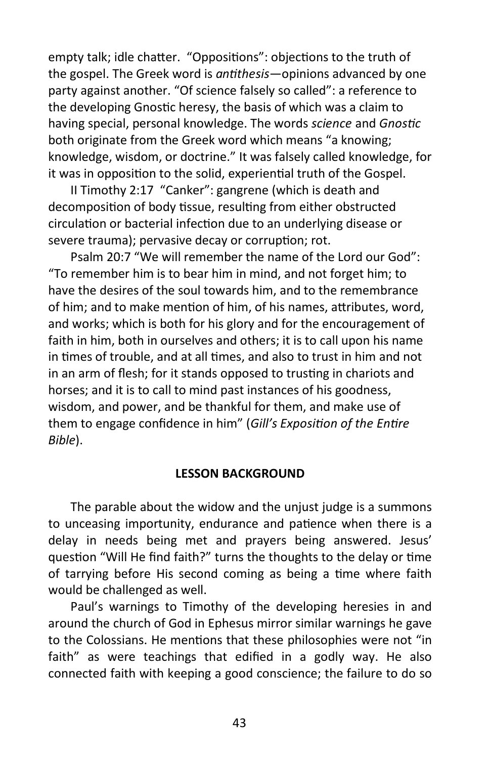empty talk; idle chatter. "Oppositions": objections to the truth of the gospel. The Greek word is *antithesis*—opinions advanced by one party against another. "Of science falsely so called": a reference to the developing Gnostic heresy, the basis of which was a claim to having special, personal knowledge. The words *science* and *Gnostic* both originate from the Greek word which means "a knowing; knowledge, wisdom, or doctrine." It was falsely called knowledge, for it was in opposition to the solid, experiential truth of the Gospel.

II Timothy 2:17 "Canker": gangrene (which is death and decomposition of body tissue, resulting from either obstructed circulation or bacterial infection due to an underlying disease or severe trauma); pervasive decay or corruption; rot.

Psalm 20:7 "We will remember the name of the Lord our God": "To remember him is to bear him in mind, and not forget him; to have the desires of the soul towards him, and to the remembrance of him; and to make mention of him, of his names, attributes, word, and works; which is both for his glory and for the encouragement of faith in him, both in ourselves and others; it is to call upon his name in times of trouble, and at all times, and also to trust in him and not in an arm of flesh; for it stands opposed to trusting in chariots and horses; and it is to call to mind past instances of his goodness, wisdom, and power, and be thankful for them, and make use of them to engage confidence in him" (*Gill's Exposition of the Entire Bible*).

**LESSON BACKGROUND**

The parable about the widow and the unjust judge is a summons to unceasing importunity, endurance and patience when there is a delay in needs being met and prayers being answered. Jesus' question "Will He find faith?" turns the thoughts to the delay or time of tarrying before His second coming as being a time where faith would be challenged as well.

Paul's warnings to Timothy of the developing heresies in and around the church of God in Ephesus mirror similar warnings he gave to the Colossians. He mentions that these philosophies were not "in faith" as were teachings that edified in a godly way. He also connected faith with keeping a good conscience; the failure to do so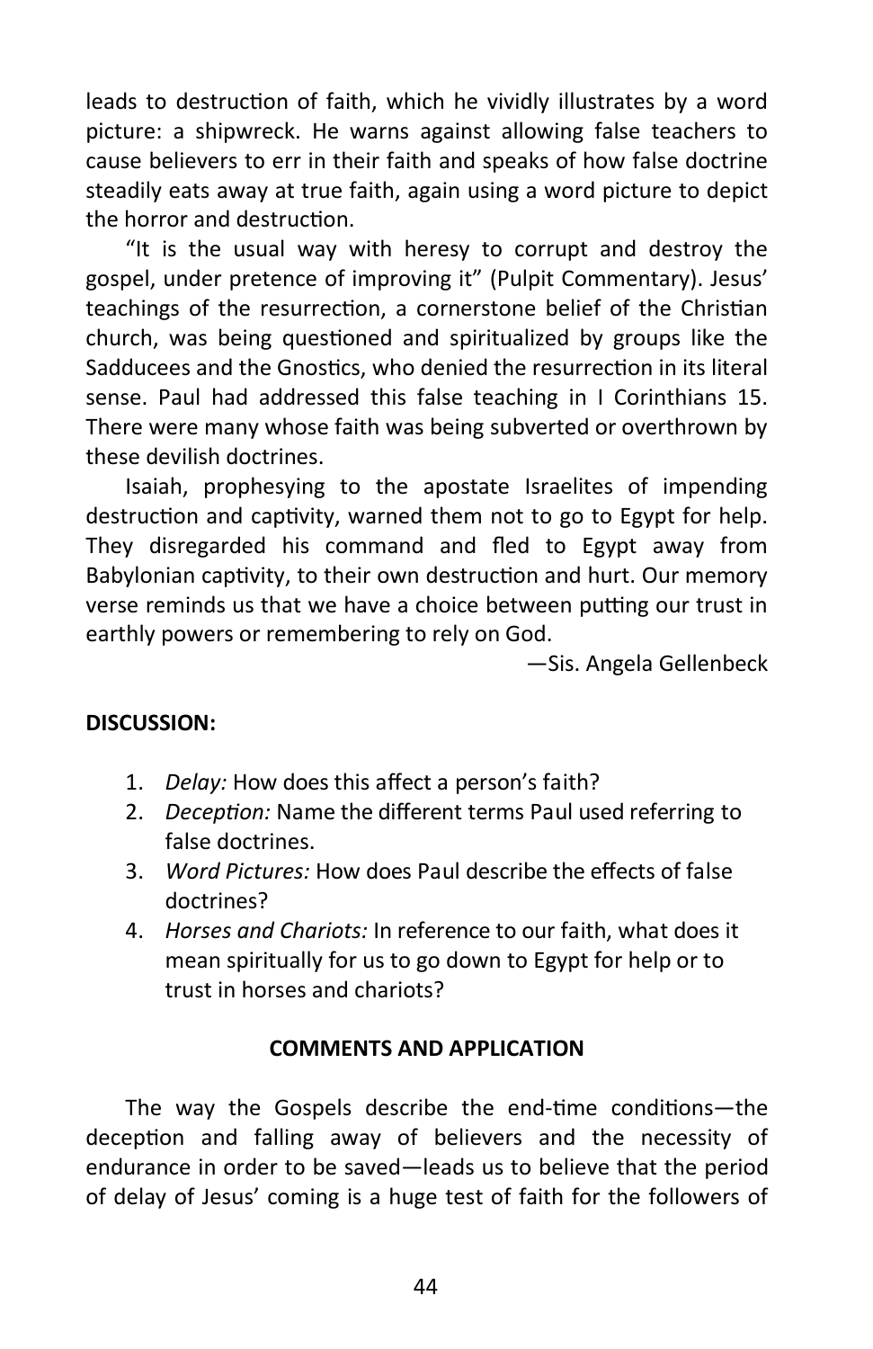leads to destruction of faith, which he vividly illustrates by a word picture: a shipwreck. He warns against allowing false teachers to cause believers to err in their faith and speaks of how false doctrine steadily eats away at true faith, again using a word picture to depict the horror and destruction.

"It is the usual way with heresy to corrupt and destroy the gospel, under pretence of improving it" (Pulpit Commentary). Jesus' teachings of the resurrection, a cornerstone belief of the Christian church, was being questioned and spiritualized by groups like the Sadducees and the Gnostics, who denied the resurrection in its literal sense. Paul had addressed this false teaching in I Corinthians 15. There were many whose faith was being subverted or overthrown by these devilish doctrines.

Isaiah, prophesying to the apostate Israelites of impending destruction and captivity, warned them not to go to Egypt for help. They disregarded his command and fled to Egypt away from Babylonian captivity, to their own destruction and hurt. Our memory verse reminds us that we have a choice between putting our trust in earthly powers or remembering to rely on God.

—Sis. Angela Gellenbeck

**DISCUSSION:**

1. *Delay:* How does this affect a person's faith?
2. *Deception:* Name the different terms Paul used referring to false doctrines.
3. *Word Pictures:* How does Paul describe the effects of false doctrines?
4. *Horses and Chariots:* In reference to our faith, what does it mean spiritually for us to go down to Egypt for help or to trust in horses and chariots?

**COMMENTS AND APPLICATION**

The way the Gospels describe the end-time conditions—the deception and falling away of believers and the necessity of endurance in order to be saved—leads us to believe that the period of delay of Jesus' coming is a huge test of faith for the followers of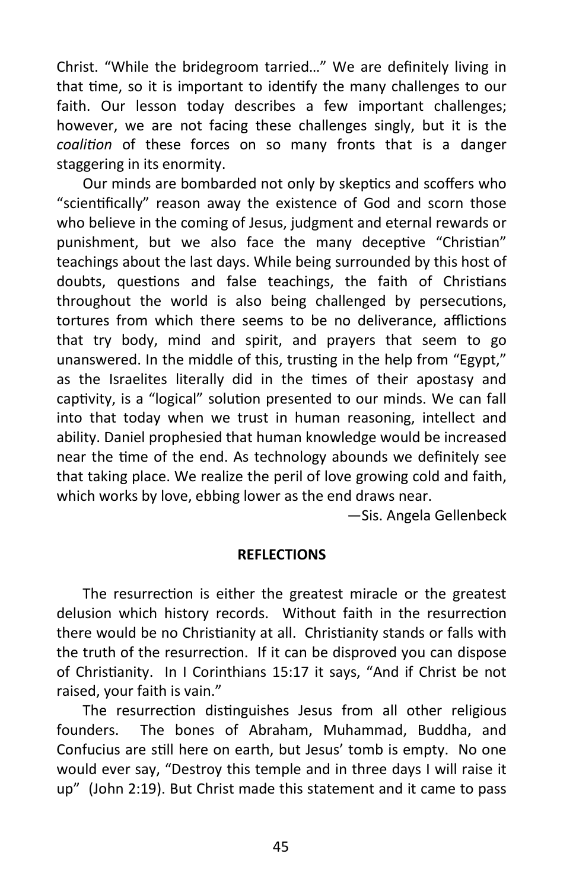Christ. "While the bridegroom tarried…" We are definitely living in that time, so it is important to identify the many challenges to our faith. Our lesson today describes a few important challenges; however, we are not facing these challenges singly, but it is the *coalition* of these forces on so many fronts that is a danger staggering in its enormity.

Our minds are bombarded not only by skeptics and scoffers who "scientifically" reason away the existence of God and scorn those who believe in the coming of Jesus, judgment and eternal rewards or punishment, but we also face the many deceptive "Christian" teachings about the last days. While being surrounded by this host of doubts, questions and false teachings, the faith of Christians throughout the world is also being challenged by persecutions, tortures from which there seems to be no deliverance, afflictions that try body, mind and spirit, and prayers that seem to go unanswered. In the middle of this, trusting in the help from "Egypt," as the Israelites literally did in the times of their apostasy and captivity, is a "logical" solution presented to our minds. We can fall into that today when we trust in human reasoning, intellect and ability. Daniel prophesied that human knowledge would be increased near the time of the end. As technology abounds we definitely see that taking place. We realize the peril of love growing cold and faith, which works by love, ebbing lower as the end draws near.

—Sis. Angela Gellenbeck

**REFLECTIONS**

The resurrection is either the greatest miracle or the greatest delusion which history records. Without faith in the resurrection there would be no Christianity at all. Christianity stands or falls with the truth of the resurrection. If it can be disproved you can dispose of Christianity. In I Corinthians 15:17 it says, "And if Christ be not raised, your faith is vain."

The resurrection distinguishes Jesus from all other religious founders. The bones of Abraham, Muhammad, Buddha, and Confucius are still here on earth, but Jesus' tomb is empty. No one would ever say, "Destroy this temple and in three days I will raise it up" (John 2:19). But Christ made this statement and it came to pass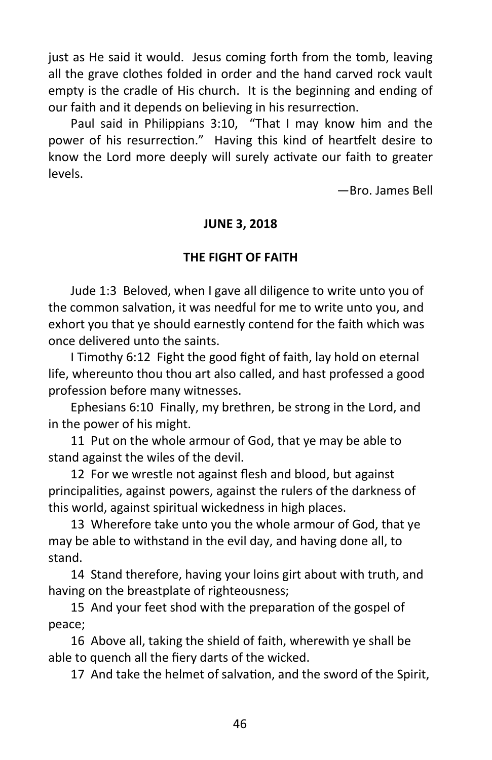just as He said it would. Jesus coming forth from the tomb, leaving all the grave clothes folded in order and the hand carved rock vault empty is the cradle of His church. It is the beginning and ending of our faith and it depends on believing in his resurrection.

Paul said in Philippians 3:10, "That I may know him and the power of his resurrection." Having this kind of heartfelt desire to know the Lord more deeply will surely activate our faith to greater levels.

—Bro. James Bell

**JUNE 3, 2018**

**THE FIGHT OF FAITH**

Jude 1:3 Beloved, when I gave all diligence to write unto you of the common salvation, it was needful for me to write unto you, and exhort you that ye should earnestly contend for the faith which was once delivered unto the saints.

I Timothy 6:12 Fight the good fight of faith, lay hold on eternal life, whereunto thou thou art also called, and hast professed a good profession before many witnesses.

Ephesians 6:10 Finally, my brethren, be strong in the Lord, and in the power of his might.

11 Put on the whole armour of God, that ye may be able to stand against the wiles of the devil.

12 For we wrestle not against flesh and blood, but against principalities, against powers, against the rulers of the darkness of this world, against spiritual wickedness in high places.

13 Wherefore take unto you the whole armour of God, that ye may be able to withstand in the evil day, and having done all, to stand.

14 Stand therefore, having your loins girt about with truth, and having on the breastplate of righteousness;

15 And your feet shod with the preparation of the gospel of peace;

16 Above all, taking the shield of faith, wherewith ye shall be able to quench all the fiery darts of the wicked.

17 And take the helmet of salvation, and the sword of the Spirit,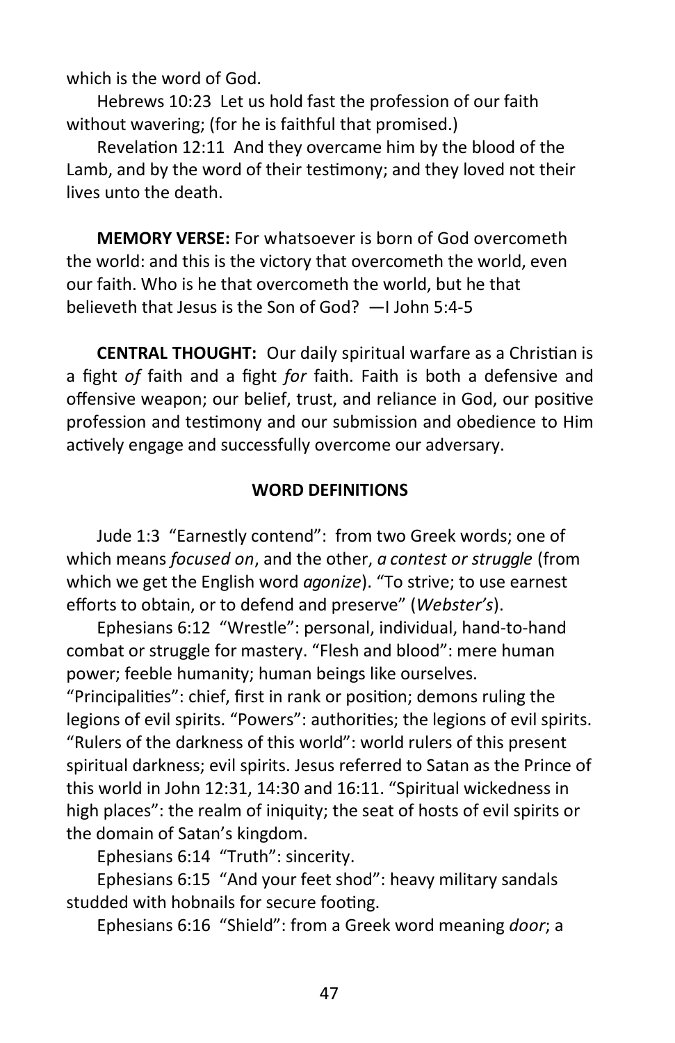which is the word of God.

Hebrews 10:23 Let us hold fast the profession of our faith without wavering; (for he is faithful that promised.)

Revelation 12:11 And they overcame him by the blood of the Lamb, and by the word of their testimony; and they loved not their lives unto the death.

**MEMORY VERSE:** For whatsoever is born of God overcometh the world: and this is the victory that overcometh the world, even our faith. Who is he that overcometh the world, but he that believeth that Jesus is the Son of God? —I John 5:4-5

**CENTRAL THOUGHT:** Our daily spiritual warfare as a Christian is a fight *of* faith and a fight *for* faith. Faith is both a defensive and offensive weapon; our belief, trust, and reliance in God, our positive profession and testimony and our submission and obedience to Him actively engage and successfully overcome our adversary.

## WORD DEFINITIONS

Jude 1:3 "Earnestly contend": from two Greek words; one of which means *focused on*, and the other, *a contest or struggle* (from which we get the English word *agonize*). "To strive; to use earnest efforts to obtain, or to defend and preserve" (*Webster's*).

Ephesians 6:12 "Wrestle": personal, individual, hand-to-hand combat or struggle for mastery. "Flesh and blood": mere human power; feeble humanity; human beings like ourselves. "Principalities": chief, first in rank or position; demons ruling the legions of evil spirits. "Powers": authorities; the legions of evil spirits. "Rulers of the darkness of this world": world rulers of this present spiritual darkness; evil spirits. Jesus referred to Satan as the Prince of this world in John 12:31, 14:30 and 16:11. "Spiritual wickedness in high places": the realm of iniquity; the seat of hosts of evil spirits or the domain of Satan's kingdom.

Ephesians 6:14 "Truth": sincerity.

Ephesians 6:15 "And your feet shod": heavy military sandals studded with hobnails for secure footing.

Ephesians 6:16 "Shield": from a Greek word meaning *door*; a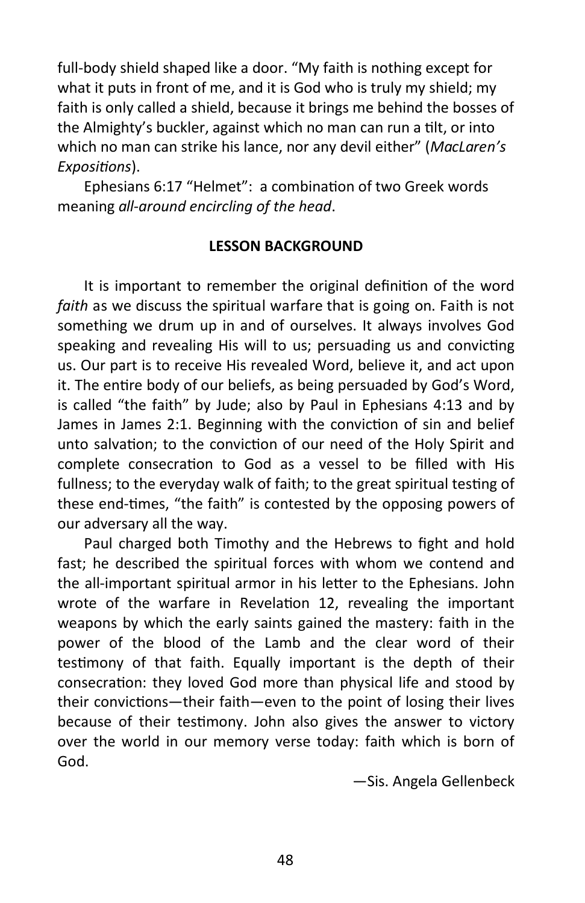full-body shield shaped like a door. "My faith is nothing except for what it puts in front of me, and it is God who is truly my shield; my faith is only called a shield, because it brings me behind the bosses of the Almighty's buckler, against which no man can run a tilt, or into which no man can strike his lance, nor any devil either" (*MacLaren's Expositions*).

Ephesians 6:17 "Helmet": a combination of two Greek words meaning *all-around encircling of the head*.

**LESSON BACKGROUND**

It is important to remember the original definition of the word *faith* as we discuss the spiritual warfare that is going on. Faith is not something we drum up in and of ourselves. It always involves God speaking and revealing His will to us; persuading us and convicting us. Our part is to receive His revealed Word, believe it, and act upon it. The entire body of our beliefs, as being persuaded by God's Word, is called "the faith" by Jude; also by Paul in Ephesians 4:13 and by James in James 2:1. Beginning with the conviction of sin and belief unto salvation; to the conviction of our need of the Holy Spirit and complete consecration to God as a vessel to be filled with His fullness; to the everyday walk of faith; to the great spiritual testing of these end-times, "the faith" is contested by the opposing powers of our adversary all the way.

Paul charged both Timothy and the Hebrews to fight and hold fast; he described the spiritual forces with whom we contend and the all-important spiritual armor in his letter to the Ephesians. John wrote of the warfare in Revelation 12, revealing the important weapons by which the early saints gained the mastery: faith in the power of the blood of the Lamb and the clear word of their testimony of that faith. Equally important is the depth of their consecration: they loved God more than physical life and stood by their convictions—their faith—even to the point of losing their lives because of their testimony. John also gives the answer to victory over the world in our memory verse today: faith which is born of God.

—Sis. Angela Gellenbeck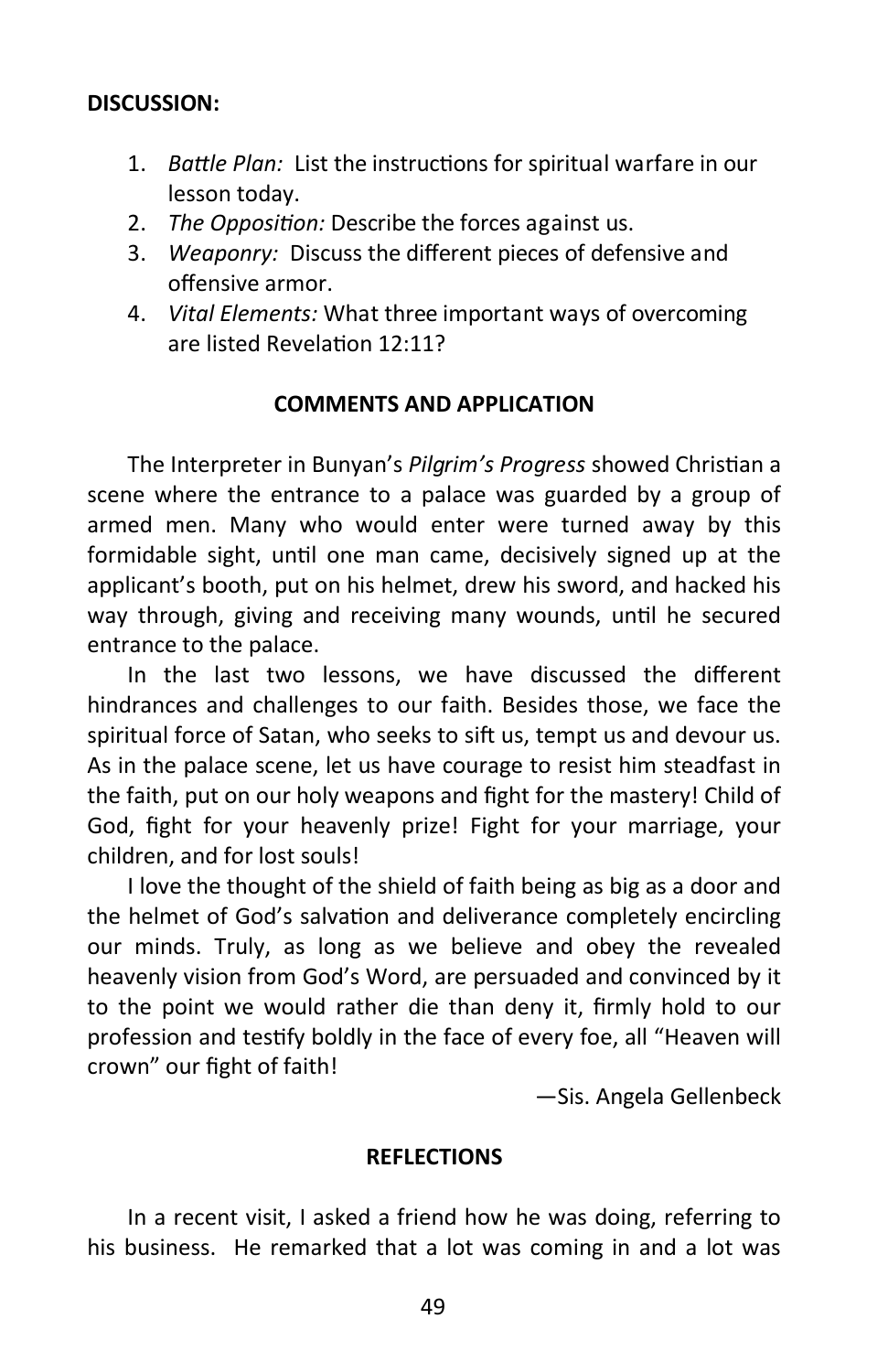**DISCUSSION:**

1. *Battle Plan:* List the instructions for spiritual warfare in our lesson today.
2. *The Opposition:* Describe the forces against us.
3. *Weaponry:* Discuss the different pieces of defensive and offensive armor.
4. *Vital Elements:* What three important ways of overcoming are listed Revelation 12:11?

**COMMENTS AND APPLICATION**

The Interpreter in Bunyan's *Pilgrim's Progress* showed Christian a scene where the entrance to a palace was guarded by a group of armed men. Many who would enter were turned away by this formidable sight, until one man came, decisively signed up at the applicant's booth, put on his helmet, drew his sword, and hacked his way through, giving and receiving many wounds, until he secured entrance to the palace.

In the last two lessons, we have discussed the different hindrances and challenges to our faith. Besides those, we face the spiritual force of Satan, who seeks to sift us, tempt us and devour us. As in the palace scene, let us have courage to resist him steadfast in the faith, put on our holy weapons and fight for the mastery! Child of God, fight for your heavenly prize! Fight for your marriage, your children, and for lost souls!

I love the thought of the shield of faith being as big as a door and the helmet of God's salvation and deliverance completely encircling our minds. Truly, as long as we believe and obey the revealed heavenly vision from God's Word, are persuaded and convinced by it to the point we would rather die than deny it, firmly hold to our profession and testify boldly in the face of every foe, all "Heaven will crown" our fight of faith!

—Sis. Angela Gellenbeck

**REFLECTIONS**

In a recent visit, I asked a friend how he was doing, referring to his business. He remarked that a lot was coming in and a lot was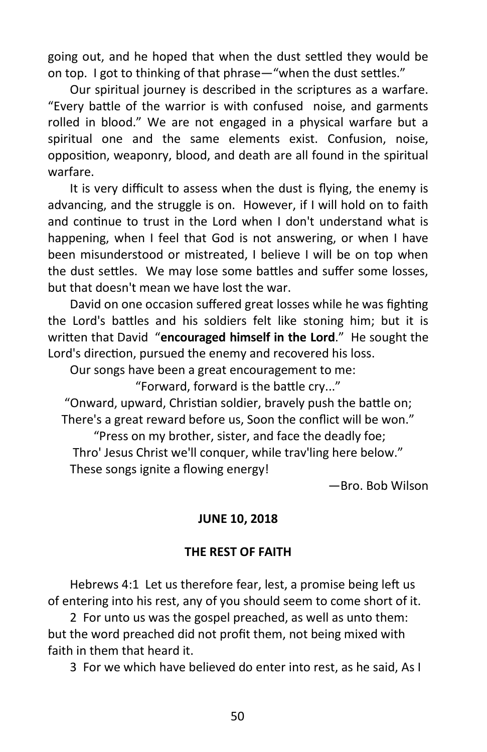going out, and he hoped that when the dust settled they would be on top. I got to thinking of that phrase—"when the dust settles."

Our spiritual journey is described in the scriptures as a warfare. "Every battle of the warrior is with confused noise, and garments rolled in blood." We are not engaged in a physical warfare but a spiritual one and the same elements exist. Confusion, noise, opposition, weaponry, blood, and death are all found in the spiritual warfare.

It is very difficult to assess when the dust is flying, the enemy is advancing, and the struggle is on. However, if I will hold on to faith and continue to trust in the Lord when I don't understand what is happening, when I feel that God is not answering, or when I have been misunderstood or mistreated, I believe I will be on top when the dust settles. We may lose some battles and suffer some losses, but that doesn't mean we have lost the war.

David on one occasion suffered great losses while he was fighting the Lord's battles and his soldiers felt like stoning him; but it is written that David "**encouraged himself in the Lord**." He sought the Lord's direction, pursued the enemy and recovered his loss.

Our songs have been a great encouragement to me:

"Forward, forward is the battle cry..."

"Onward, upward, Christian soldier, bravely push the battle on;
There's a great reward before us, Soon the conflict will be won."

"Press on my brother, sister, and face the deadly foe;
Thro' Jesus Christ we'll conquer, while trav'ling here below."

These songs ignite a flowing energy!

—Bro. Bob Wilson

**JUNE 10, 2018**

## THE REST OF FAITH

Hebrews 4:1 Let us therefore fear, lest, a promise being left us of entering into his rest, any of you should seem to come short of it.

2 For unto us was the gospel preached, as well as unto them: but the word preached did not profit them, not being mixed with faith in them that heard it.

3 For we which have believed do enter into rest, as he said, As I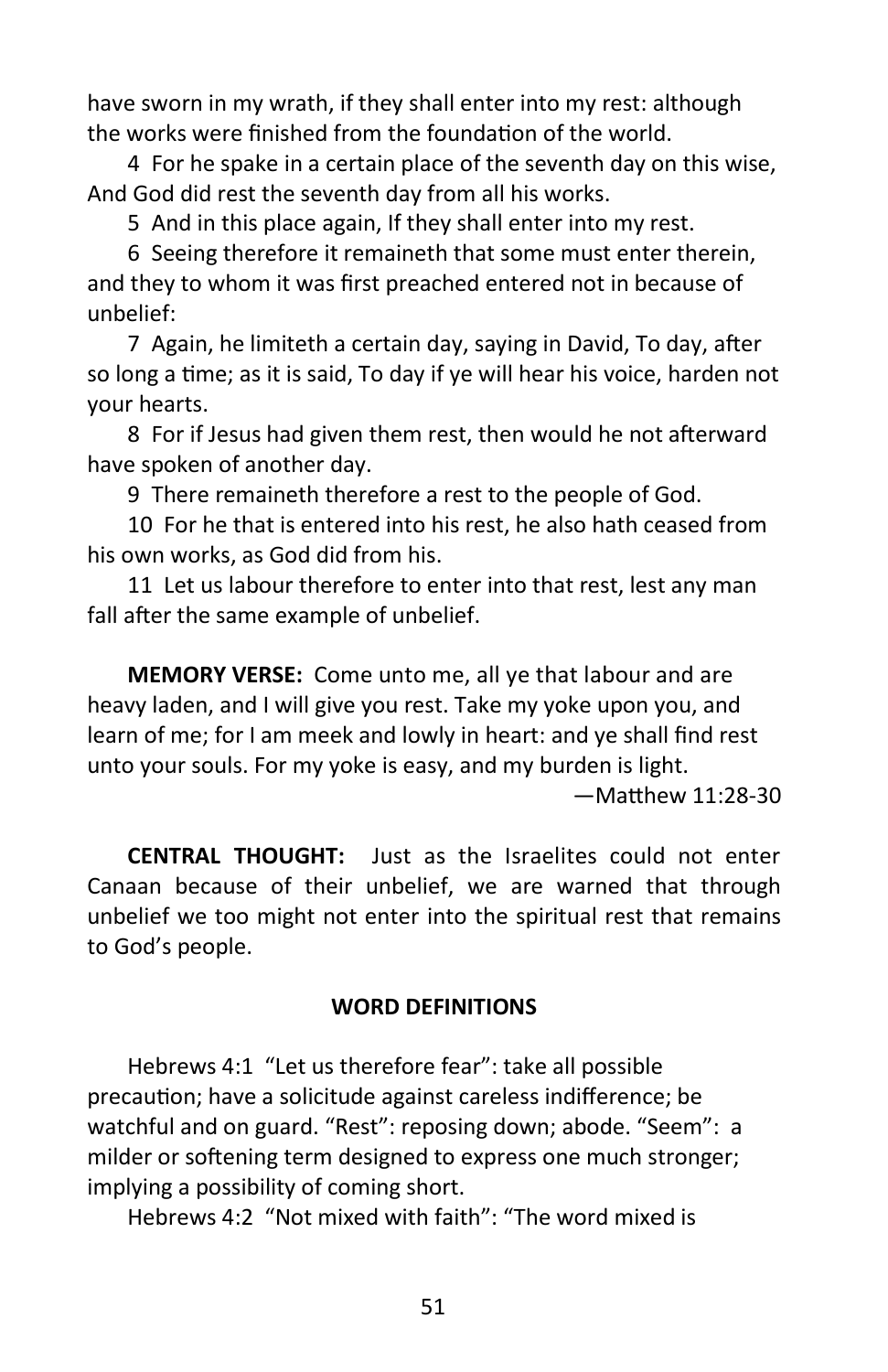have sworn in my wrath, if they shall enter into my rest: although the works were finished from the foundation of the world.

4 For he spake in a certain place of the seventh day on this wise, And God did rest the seventh day from all his works.

5 And in this place again, If they shall enter into my rest.

6 Seeing therefore it remaineth that some must enter therein, and they to whom it was first preached entered not in because of unbelief:

7 Again, he limiteth a certain day, saying in David, To day, after so long a time; as it is said, To day if ye will hear his voice, harden not your hearts.

8 For if Jesus had given them rest, then would he not afterward have spoken of another day.

9 There remaineth therefore a rest to the people of God.

10 For he that is entered into his rest, he also hath ceased from his own works, as God did from his.

11 Let us labour therefore to enter into that rest, lest any man fall after the same example of unbelief.

**MEMORY VERSE:** Come unto me, all ye that labour and are heavy laden, and I will give you rest. Take my yoke upon you, and learn of me; for I am meek and lowly in heart: and ye shall find rest unto your souls. For my yoke is easy, and my burden is light.

—Matthew 11:28-30

**CENTRAL THOUGHT:** Just as the Israelites could not enter Canaan because of their unbelief, we are warned that through unbelief we too might not enter into the spiritual rest that remains to God's people.

**WORD DEFINITIONS**

Hebrews 4:1 "Let us therefore fear": take all possible precaution; have a solicitude against careless indifference; be watchful and on guard. "Rest": reposing down; abode. "Seem": a milder or softening term designed to express one much stronger; implying a possibility of coming short.

Hebrews 4:2 "Not mixed with faith": "The word mixed is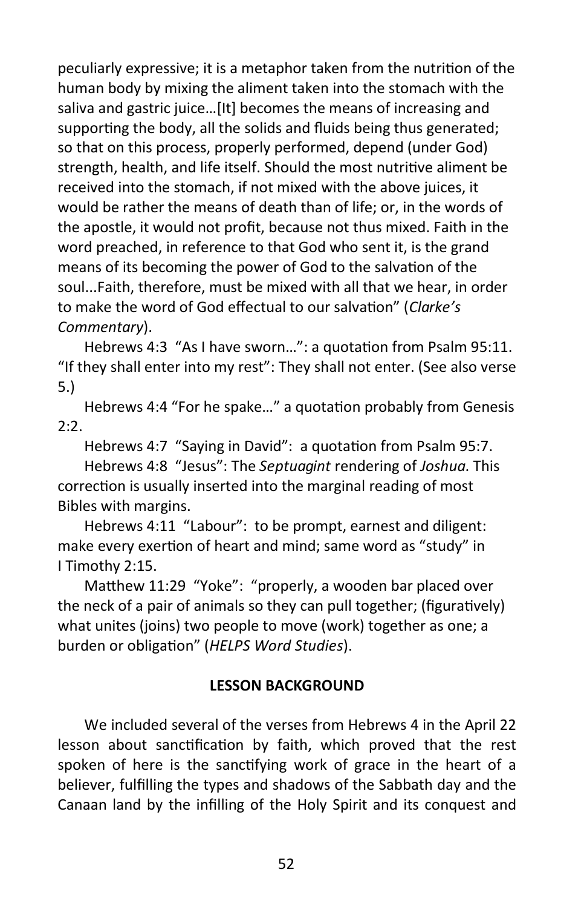peculiarly expressive; it is a metaphor taken from the nutrition of the human body by mixing the aliment taken into the stomach with the saliva and gastric juice…[It] becomes the means of increasing and supporting the body, all the solids and fluids being thus generated; so that on this process, properly performed, depend (under God) strength, health, and life itself. Should the most nutritive aliment be received into the stomach, if not mixed with the above juices, it would be rather the means of death than of life; or, in the words of the apostle, it would not profit, because not thus mixed. Faith in the word preached, in reference to that God who sent it, is the grand means of its becoming the power of God to the salvation of the soul...Faith, therefore, must be mixed with all that we hear, in order to make the word of God effectual to our salvation" (*Clarke's Commentary*).

Hebrews 4:3 "As I have sworn…": a quotation from Psalm 95:11. "If they shall enter into my rest": They shall not enter. (See also verse 5.)

Hebrews 4:4 "For he spake…" a quotation probably from Genesis 2:2.

Hebrews 4:7 "Saying in David": a quotation from Psalm 95:7.

Hebrews 4:8 "Jesus": The *Septuagint* rendering of *Joshua*. This correction is usually inserted into the marginal reading of most Bibles with margins.

Hebrews 4:11 "Labour": to be prompt, earnest and diligent: make every exertion of heart and mind; same word as "study" in I Timothy 2:15.

Matthew 11:29 "Yoke": "properly, a wooden bar placed over the neck of a pair of animals so they can pull together; (figuratively) what unites (joins) two people to move (work) together as one; a burden or obligation" (*HELPS Word Studies*).

**LESSON BACKGROUND**

We included several of the verses from Hebrews 4 in the April 22 lesson about sanctification by faith, which proved that the rest spoken of here is the sanctifying work of grace in the heart of a believer, fulfilling the types and shadows of the Sabbath day and the Canaan land by the infilling of the Holy Spirit and its conquest and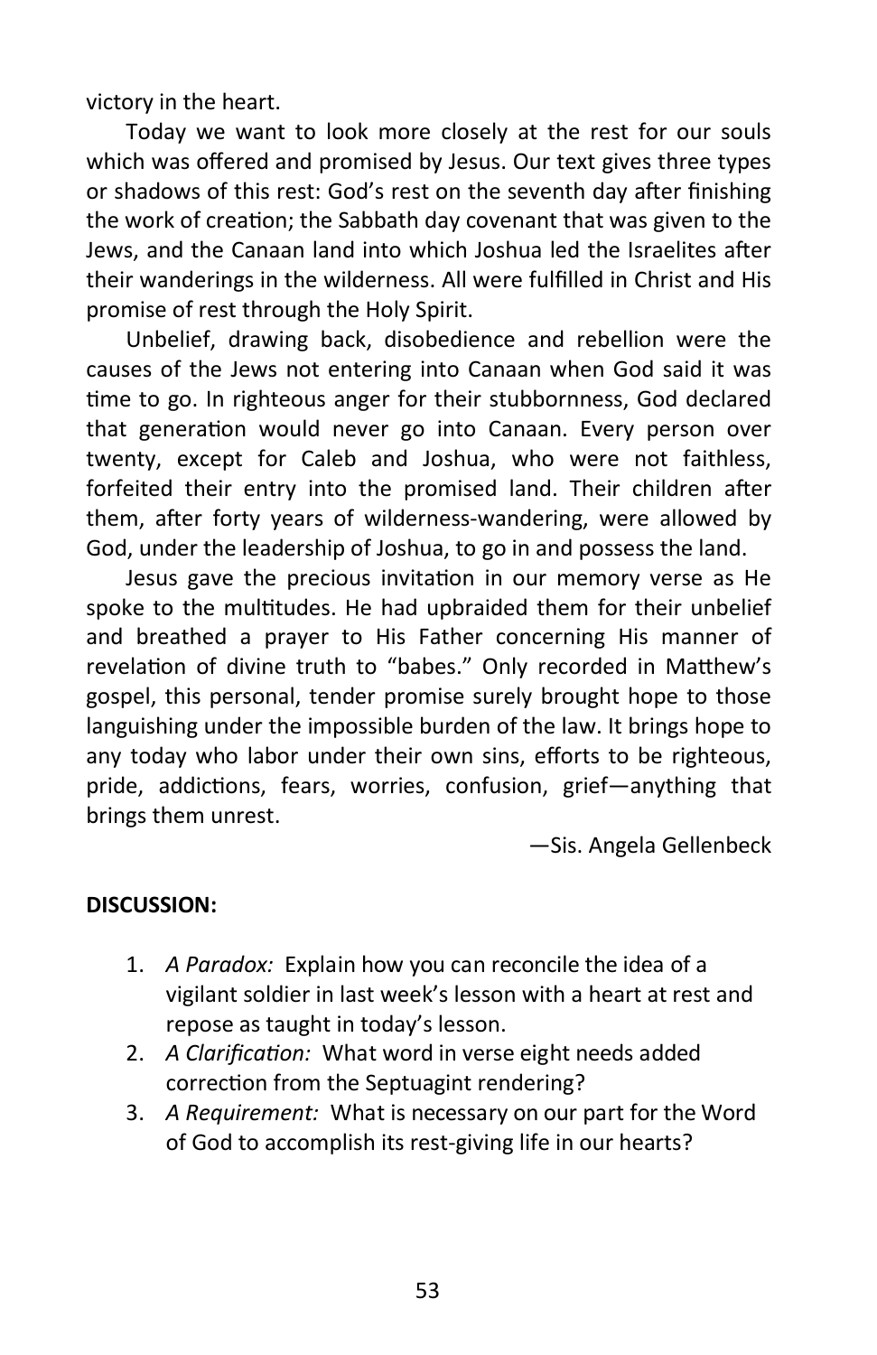victory in the heart.

Today we want to look more closely at the rest for our souls which was offered and promised by Jesus. Our text gives three types or shadows of this rest: God's rest on the seventh day after finishing the work of creation; the Sabbath day covenant that was given to the Jews, and the Canaan land into which Joshua led the Israelites after their wanderings in the wilderness. All were fulfilled in Christ and His promise of rest through the Holy Spirit.

Unbelief, drawing back, disobedience and rebellion were the causes of the Jews not entering into Canaan when God said it was time to go. In righteous anger for their stubbornness, God declared that generation would never go into Canaan. Every person over twenty, except for Caleb and Joshua, who were not faithless, forfeited their entry into the promised land. Their children after them, after forty years of wilderness-wandering, were allowed by God, under the leadership of Joshua, to go in and possess the land.

Jesus gave the precious invitation in our memory verse as He spoke to the multitudes. He had upbraided them for their unbelief and breathed a prayer to His Father concerning His manner of revelation of divine truth to "babes." Only recorded in Matthew's gospel, this personal, tender promise surely brought hope to those languishing under the impossible burden of the law. It brings hope to any today who labor under their own sins, efforts to be righteous, pride, addictions, fears, worries, confusion, grief—anything that brings them unrest.

—Sis. Angela Gellenbeck

**DISCUSSION:**

1. *A Paradox:* Explain how you can reconcile the idea of a vigilant soldier in last week's lesson with a heart at rest and repose as taught in today's lesson.
2. *A Clarification:* What word in verse eight needs added correction from the Septuagint rendering?
3. *A Requirement:* What is necessary on our part for the Word of God to accomplish its rest-giving life in our hearts?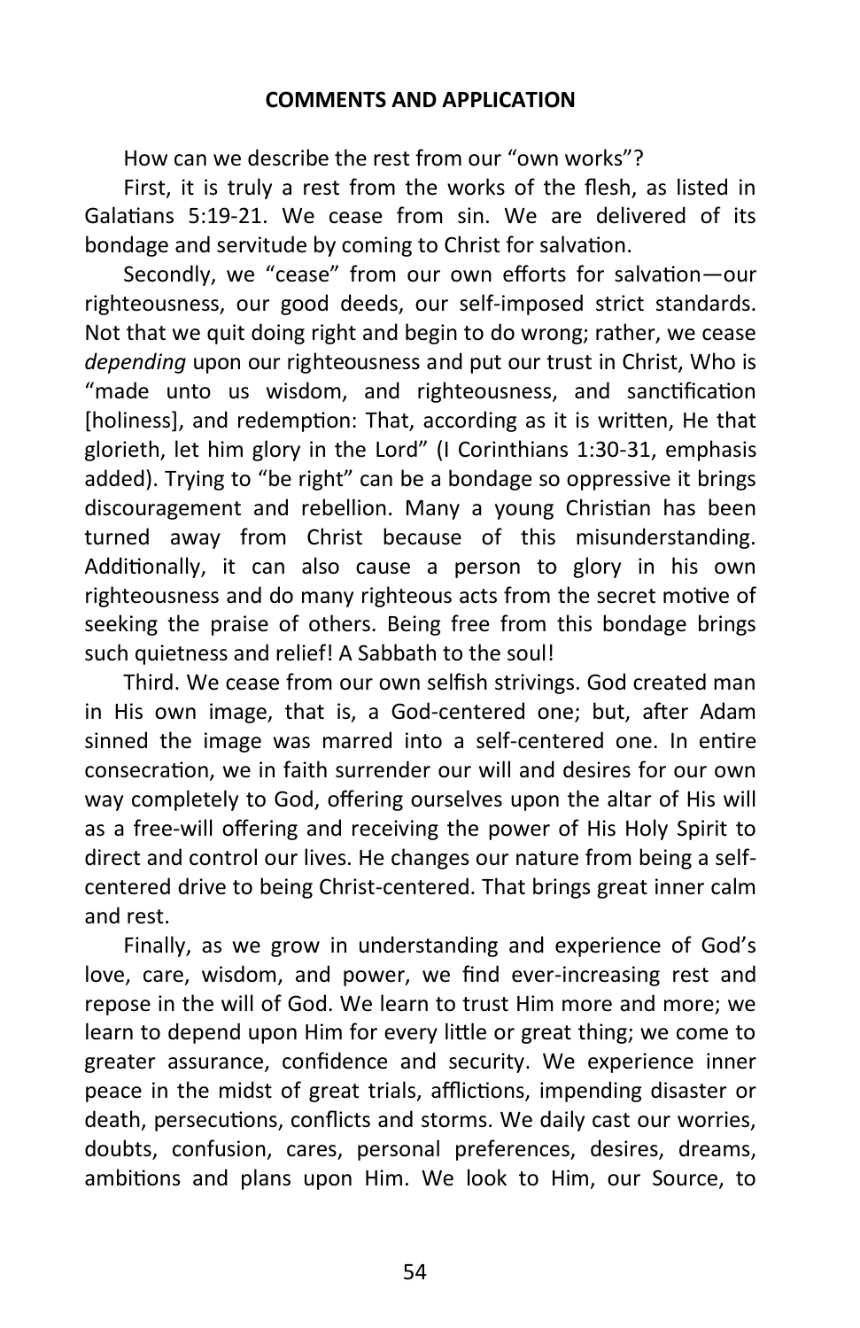**COMMENTS AND APPLICATION**

How can we describe the rest from our "own works"?

First, it is truly a rest from the works of the flesh, as listed in Galatians 5:19-21. We cease from sin. We are delivered of its bondage and servitude by coming to Christ for salvation.

Secondly, we "cease" from our own efforts for salvation—our righteousness, our good deeds, our self-imposed strict standards. Not that we quit doing right and begin to do wrong; rather, we cease *depending* upon our righteousness and put our trust in Christ, Who is "made unto us wisdom, and righteousness, and sanctification [holiness], and redemption: That, according as it is written, He that glorieth, let him glory in the Lord" (I Corinthians 1:30-31, emphasis added). Trying to "be right" can be a bondage so oppressive it brings discouragement and rebellion. Many a young Christian has been turned away from Christ because of this misunderstanding. Additionally, it can also cause a person to glory in his own righteousness and do many righteous acts from the secret motive of seeking the praise of others. Being free from this bondage brings such quietness and relief! A Sabbath to the soul!

Third. We cease from our own selfish strivings. God created man in His own image, that is, a God-centered one; but, after Adam sinned the image was marred into a self-centered one. In entire consecration, we in faith surrender our will and desires for our own way completely to God, offering ourselves upon the altar of His will as a free-will offering and receiving the power of His Holy Spirit to direct and control our lives. He changes our nature from being a self-centered drive to being Christ-centered. That brings great inner calm and rest.

Finally, as we grow in understanding and experience of God's love, care, wisdom, and power, we find ever-increasing rest and repose in the will of God. We learn to trust Him more and more; we learn to depend upon Him for every little or great thing; we come to greater assurance, confidence and security. We experience inner peace in the midst of great trials, afflictions, impending disaster or death, persecutions, conflicts and storms. We daily cast our worries, doubts, confusion, cares, personal preferences, desires, dreams, ambitions and plans upon Him. We look to Him, our Source, to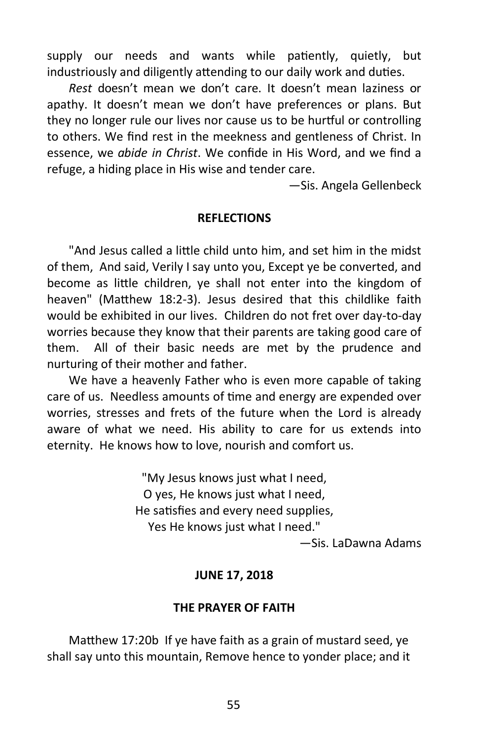supply our needs and wants while patiently, quietly, but industriously and diligently attending to our daily work and duties.

*Rest* doesn't mean we don't care. It doesn't mean laziness or apathy. It doesn't mean we don't have preferences or plans. But they no longer rule our lives nor cause us to be hurtful or controlling to others. We find rest in the meekness and gentleness of Christ. In essence, we *abide in Christ*. We confide in His Word, and we find a refuge, a hiding place in His wise and tender care.

—Sis. Angela Gellenbeck

**REFLECTIONS**

"And Jesus called a little child unto him, and set him in the midst of them, And said, Verily I say unto you, Except ye be converted, and become as little children, ye shall not enter into the kingdom of heaven" (Matthew 18:2-3). Jesus desired that this childlike faith would be exhibited in our lives. Children do not fret over day-to-day worries because they know that their parents are taking good care of them. All of their basic needs are met by the prudence and nurturing of their mother and father.

We have a heavenly Father who is even more capable of taking care of us. Needless amounts of time and energy are expended over worries, stresses and frets of the future when the Lord is already aware of what we need. His ability to care for us extends into eternity. He knows how to love, nourish and comfort us.

"My Jesus knows just what I need,
O yes, He knows just what I need,
He satisfies and every need supplies,
Yes He knows just what I need."

—Sis. LaDawna Adams

**JUNE 17, 2018**

**THE PRAYER OF FAITH**

Matthew 17:20b If ye have faith as a grain of mustard seed, ye shall say unto this mountain, Remove hence to yonder place; and it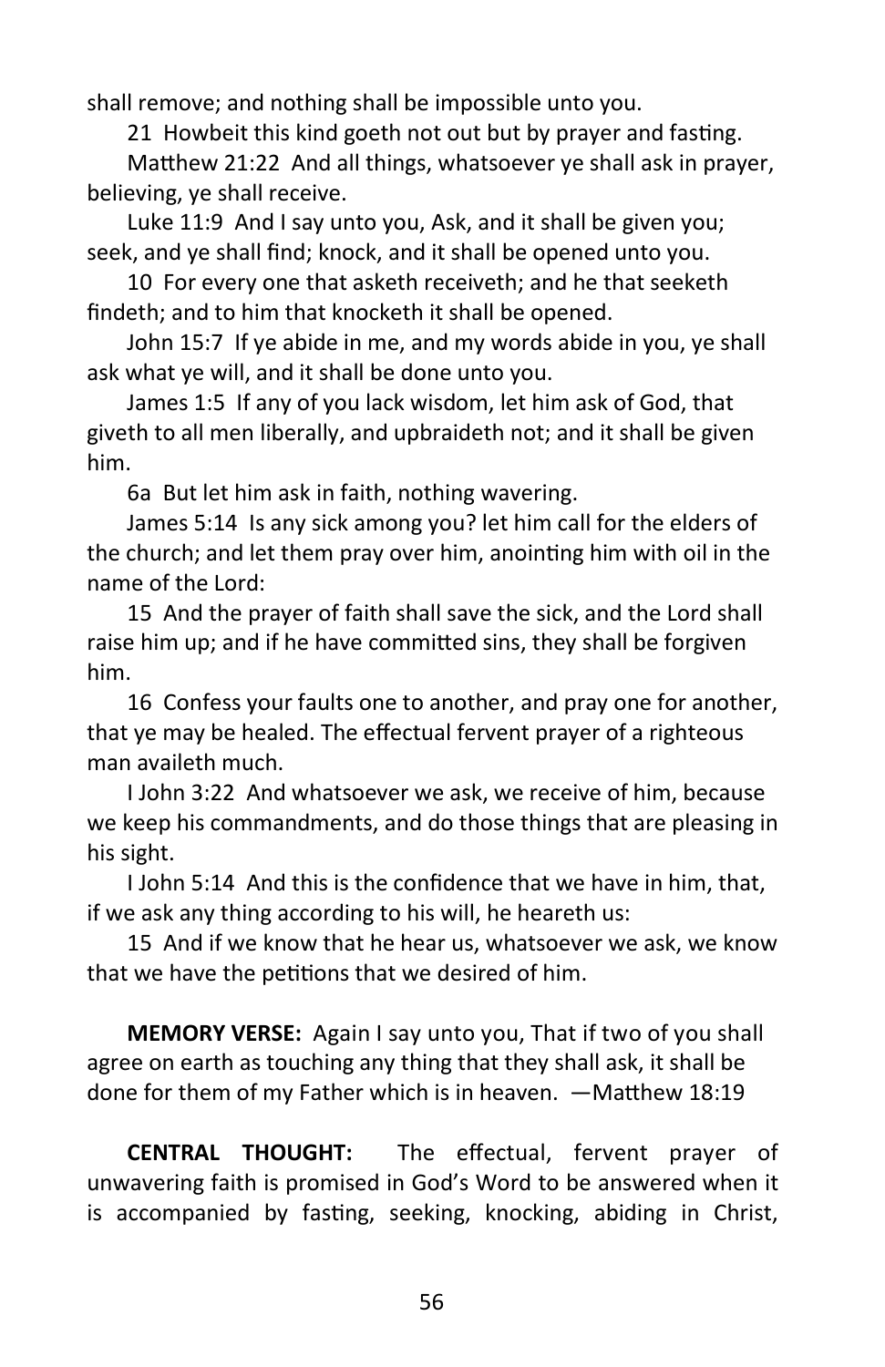shall remove; and nothing shall be impossible unto you.

21 Howbeit this kind goeth not out but by prayer and fasting.

Matthew 21:22 And all things, whatsoever ye shall ask in prayer, believing, ye shall receive.

Luke 11:9 And I say unto you, Ask, and it shall be given you; seek, and ye shall find; knock, and it shall be opened unto you.

10 For every one that asketh receiveth; and he that seeketh findeth; and to him that knocketh it shall be opened.

John 15:7 If ye abide in me, and my words abide in you, ye shall ask what ye will, and it shall be done unto you.

James 1:5 If any of you lack wisdom, let him ask of God, that giveth to all men liberally, and upbraideth not; and it shall be given him.

6a But let him ask in faith, nothing wavering.

James 5:14 Is any sick among you? let him call for the elders of the church; and let them pray over him, anointing him with oil in the name of the Lord:

15 And the prayer of faith shall save the sick, and the Lord shall raise him up; and if he have committed sins, they shall be forgiven him.

16 Confess your faults one to another, and pray one for another, that ye may be healed. The effectual fervent prayer of a righteous man availeth much.

I John 3:22 And whatsoever we ask, we receive of him, because we keep his commandments, and do those things that are pleasing in his sight.

I John 5:14 And this is the confidence that we have in him, that, if we ask any thing according to his will, he heareth us:

15 And if we know that he hear us, whatsoever we ask, we know that we have the petitions that we desired of him.

**MEMORY VERSE:** Again I say unto you, That if two of you shall agree on earth as touching any thing that they shall ask, it shall be done for them of my Father which is in heaven. —Matthew 18:19

**CENTRAL THOUGHT:** The effectual, fervent prayer of unwavering faith is promised in God's Word to be answered when it is accompanied by fasting, seeking, knocking, abiding in Christ,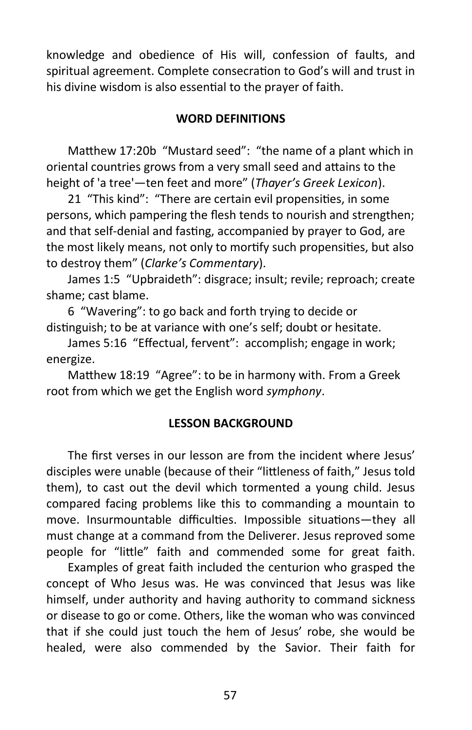knowledge and obedience of His will, confession of faults, and spiritual agreement. Complete consecration to God's will and trust in his divine wisdom is also essential to the prayer of faith.

## WORD DEFINITIONS

Matthew 17:20b "Mustard seed": "the name of a plant which in oriental countries grows from a very small seed and attains to the height of 'a tree'—ten feet and more" (*Thayer's Greek Lexicon*).

21 "This kind": "There are certain evil propensities, in some persons, which pampering the flesh tends to nourish and strengthen; and that self-denial and fasting, accompanied by prayer to God, are the most likely means, not only to mortify such propensities, but also to destroy them" (*Clarke's Commentary*).

James 1:5 "Upbraideth": disgrace; insult; revile; reproach; create shame; cast blame.

6 "Wavering": to go back and forth trying to decide or distinguish; to be at variance with one's self; doubt or hesitate.

James 5:16 "Effectual, fervent": accomplish; engage in work; energize.

Matthew 18:19 "Agree": to be in harmony with. From a Greek root from which we get the English word *symphony*.

## LESSON BACKGROUND

The first verses in our lesson are from the incident where Jesus' disciples were unable (because of their "littleness of faith," Jesus told them), to cast out the devil which tormented a young child. Jesus compared facing problems like this to commanding a mountain to move. Insurmountable difficulties. Impossible situations—they all must change at a command from the Deliverer. Jesus reproved some people for "little" faith and commended some for great faith.

Examples of great faith included the centurion who grasped the concept of Who Jesus was. He was convinced that Jesus was like himself, under authority and having authority to command sickness or disease to go or come. Others, like the woman who was convinced that if she could just touch the hem of Jesus' robe, she would be healed, were also commended by the Savior. Their faith for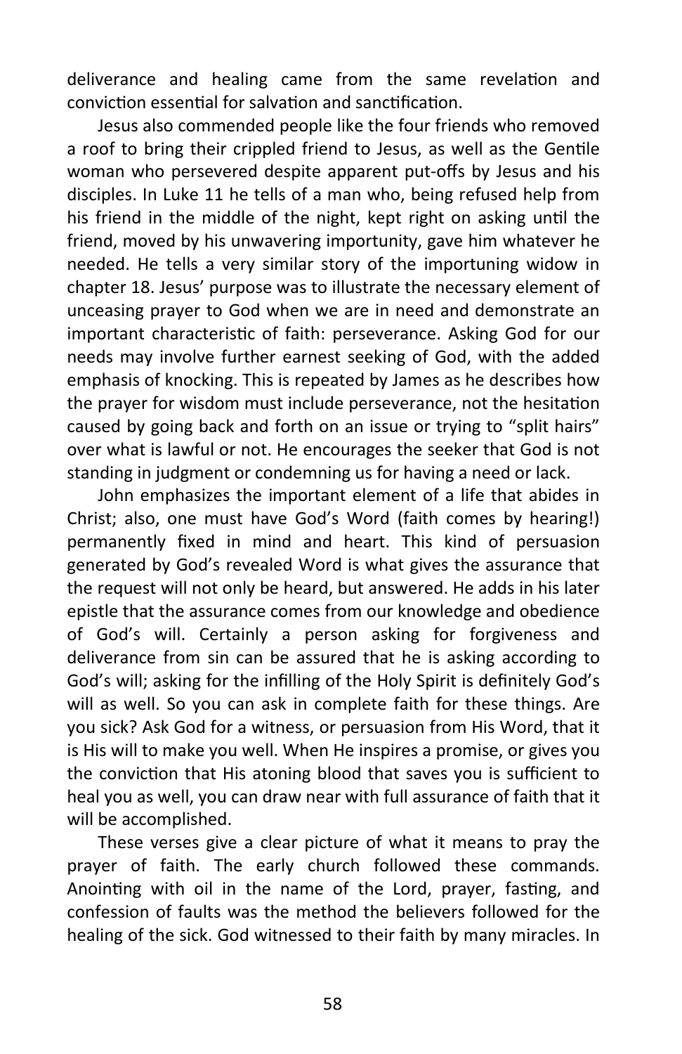deliverance and healing came from the same revelation and conviction essential for salvation and sanctification.

Jesus also commended people like the four friends who removed a roof to bring their crippled friend to Jesus, as well as the Gentile woman who persevered despite apparent put-offs by Jesus and his disciples. In Luke 11 he tells of a man who, being refused help from his friend in the middle of the night, kept right on asking until the friend, moved by his unwavering importunity, gave him whatever he needed. He tells a very similar story of the importuning widow in chapter 18. Jesus' purpose was to illustrate the necessary element of unceasing prayer to God when we are in need and demonstrate an important characteristic of faith: perseverance. Asking God for our needs may involve further earnest seeking of God, with the added emphasis of knocking. This is repeated by James as he describes how the prayer for wisdom must include perseverance, not the hesitation caused by going back and forth on an issue or trying to "split hairs" over what is lawful or not. He encourages the seeker that God is not standing in judgment or condemning us for having a need or lack.

John emphasizes the important element of a life that abides in Christ; also, one must have God's Word (faith comes by hearing!) permanently fixed in mind and heart. This kind of persuasion generated by God's revealed Word is what gives the assurance that the request will not only be heard, but answered. He adds in his later epistle that the assurance comes from our knowledge and obedience of God's will. Certainly a person asking for forgiveness and deliverance from sin can be assured that he is asking according to God's will; asking for the infilling of the Holy Spirit is definitely God's will as well. So you can ask in complete faith for these things. Are you sick? Ask God for a witness, or persuasion from His Word, that it is His will to make you well. When He inspires a promise, or gives you the conviction that His atoning blood that saves you is sufficient to heal you as well, you can draw near with full assurance of faith that it will be accomplished.

These verses give a clear picture of what it means to pray the prayer of faith. The early church followed these commands. Anointing with oil in the name of the Lord, prayer, fasting, and confession of faults was the method the believers followed for the healing of the sick. God witnessed to their faith by many miracles. In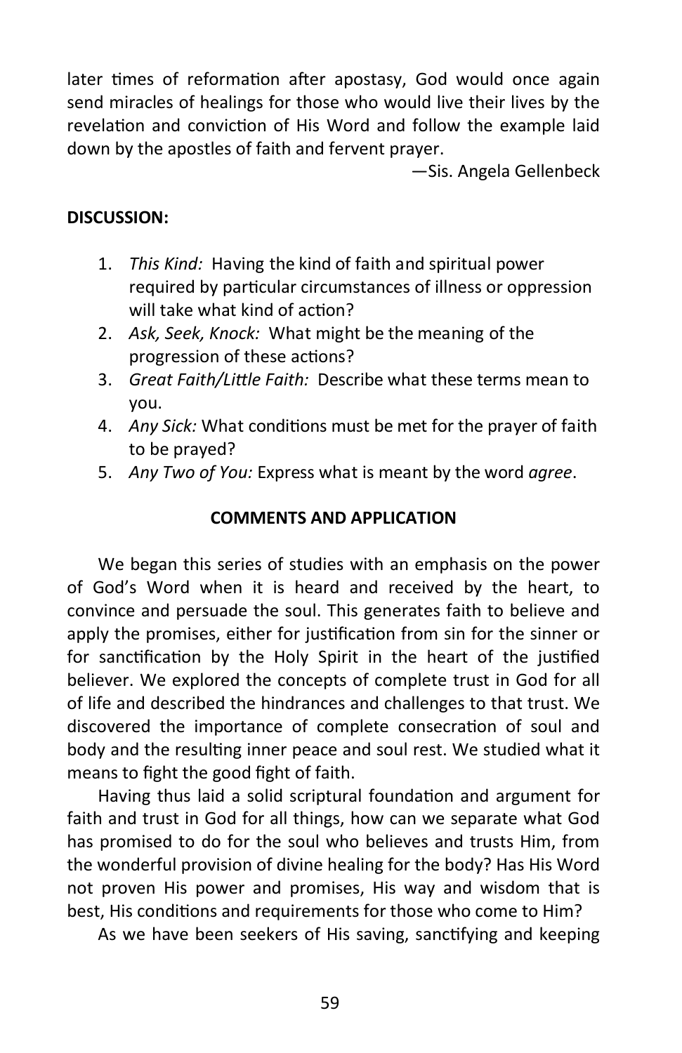later times of reformation after apostasy, God would once again send miracles of healings for those who would live their lives by the revelation and conviction of His Word and follow the example laid down by the apostles of faith and fervent prayer.

—Sis. Angela Gellenbeck

**DISCUSSION:**

1. *This Kind:* Having the kind of faith and spiritual power required by particular circumstances of illness or oppression will take what kind of action?
2. *Ask, Seek, Knock:* What might be the meaning of the progression of these actions?
3. *Great Faith/Little Faith:* Describe what these terms mean to you.
4. *Any Sick:* What conditions must be met for the prayer of faith to be prayed?
5. *Any Two of You:* Express what is meant by the word *agree*.

**COMMENTS AND APPLICATION**

We began this series of studies with an emphasis on the power of God's Word when it is heard and received by the heart, to convince and persuade the soul. This generates faith to believe and apply the promises, either for justification from sin for the sinner or for sanctification by the Holy Spirit in the heart of the justified believer. We explored the concepts of complete trust in God for all of life and described the hindrances and challenges to that trust. We discovered the importance of complete consecration of soul and body and the resulting inner peace and soul rest. We studied what it means to fight the good fight of faith.

Having thus laid a solid scriptural foundation and argument for faith and trust in God for all things, how can we separate what God has promised to do for the soul who believes and trusts Him, from the wonderful provision of divine healing for the body? Has His Word not proven His power and promises, His way and wisdom that is best, His conditions and requirements for those who come to Him?

As we have been seekers of His saving, sanctifying and keeping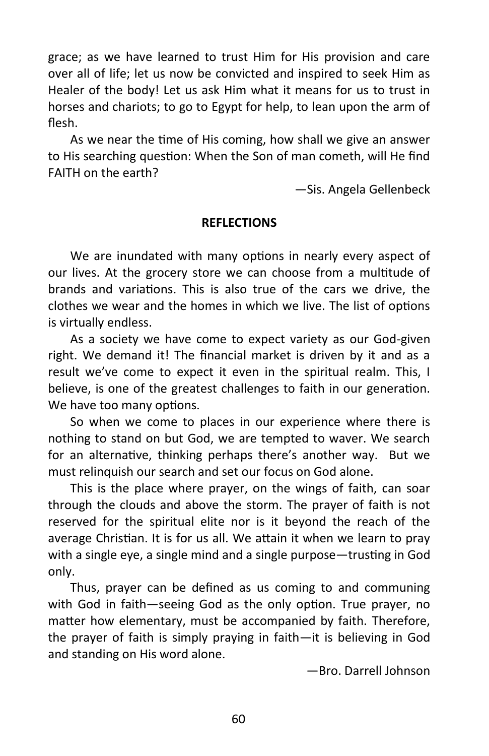grace; as we have learned to trust Him for His provision and care over all of life; let us now be convicted and inspired to seek Him as Healer of the body! Let us ask Him what it means for us to trust in horses and chariots; to go to Egypt for help, to lean upon the arm of flesh.

As we near the time of His coming, how shall we give an answer to His searching question: When the Son of man cometh, will He find FAITH on the earth?

—Sis. Angela Gellenbeck

**REFLECTIONS**

We are inundated with many options in nearly every aspect of our lives. At the grocery store we can choose from a multitude of brands and variations. This is also true of the cars we drive, the clothes we wear and the homes in which we live. The list of options is virtually endless.

As a society we have come to expect variety as our God-given right. We demand it! The financial market is driven by it and as a result we've come to expect it even in the spiritual realm. This, I believe, is one of the greatest challenges to faith in our generation. We have too many options.

So when we come to places in our experience where there is nothing to stand on but God, we are tempted to waver. We search for an alternative, thinking perhaps there's another way. But we must relinquish our search and set our focus on God alone.

This is the place where prayer, on the wings of faith, can soar through the clouds and above the storm. The prayer of faith is not reserved for the spiritual elite nor is it beyond the reach of the average Christian. It is for us all. We attain it when we learn to pray with a single eye, a single mind and a single purpose—trusting in God only.

Thus, prayer can be defined as us coming to and communing with God in faith—seeing God as the only option. True prayer, no matter how elementary, must be accompanied by faith. Therefore, the prayer of faith is simply praying in faith—it is believing in God and standing on His word alone.

—Bro. Darrell Johnson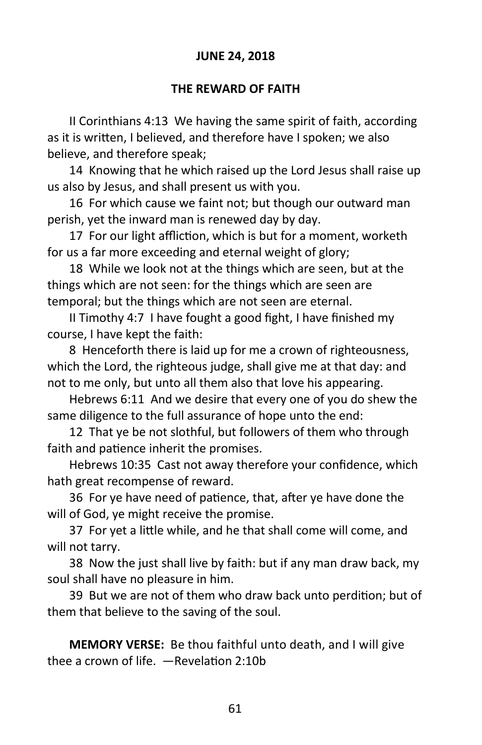**JUNE 24, 2018**

**THE REWARD OF FAITH**

II Corinthians 4:13 We having the same spirit of faith, according as it is written, I believed, and therefore have I spoken; we also believe, and therefore speak;

14 Knowing that he which raised up the Lord Jesus shall raise up us also by Jesus, and shall present us with you.

16 For which cause we faint not; but though our outward man perish, yet the inward man is renewed day by day.

17 For our light affliction, which is but for a moment, worketh for us a far more exceeding and eternal weight of glory;

18 While we look not at the things which are seen, but at the things which are not seen: for the things which are seen are temporal; but the things which are not seen are eternal.

II Timothy 4:7 I have fought a good fight, I have finished my course, I have kept the faith:

8 Henceforth there is laid up for me a crown of righteousness, which the Lord, the righteous judge, shall give me at that day: and not to me only, but unto all them also that love his appearing.

Hebrews 6:11 And we desire that every one of you do shew the same diligence to the full assurance of hope unto the end:

12 That ye be not slothful, but followers of them who through faith and patience inherit the promises.

Hebrews 10:35 Cast not away therefore your confidence, which hath great recompense of reward.

36 For ye have need of patience, that, after ye have done the will of God, ye might receive the promise.

37 For yet a little while, and he that shall come will come, and will not tarry.

38 Now the just shall live by faith: but if any man draw back, my soul shall have no pleasure in him.

39 But we are not of them who draw back unto perdition; but of them that believe to the saving of the soul.

**MEMORY VERSE:** Be thou faithful unto death, and I will give thee a crown of life. —Revelation 2:10b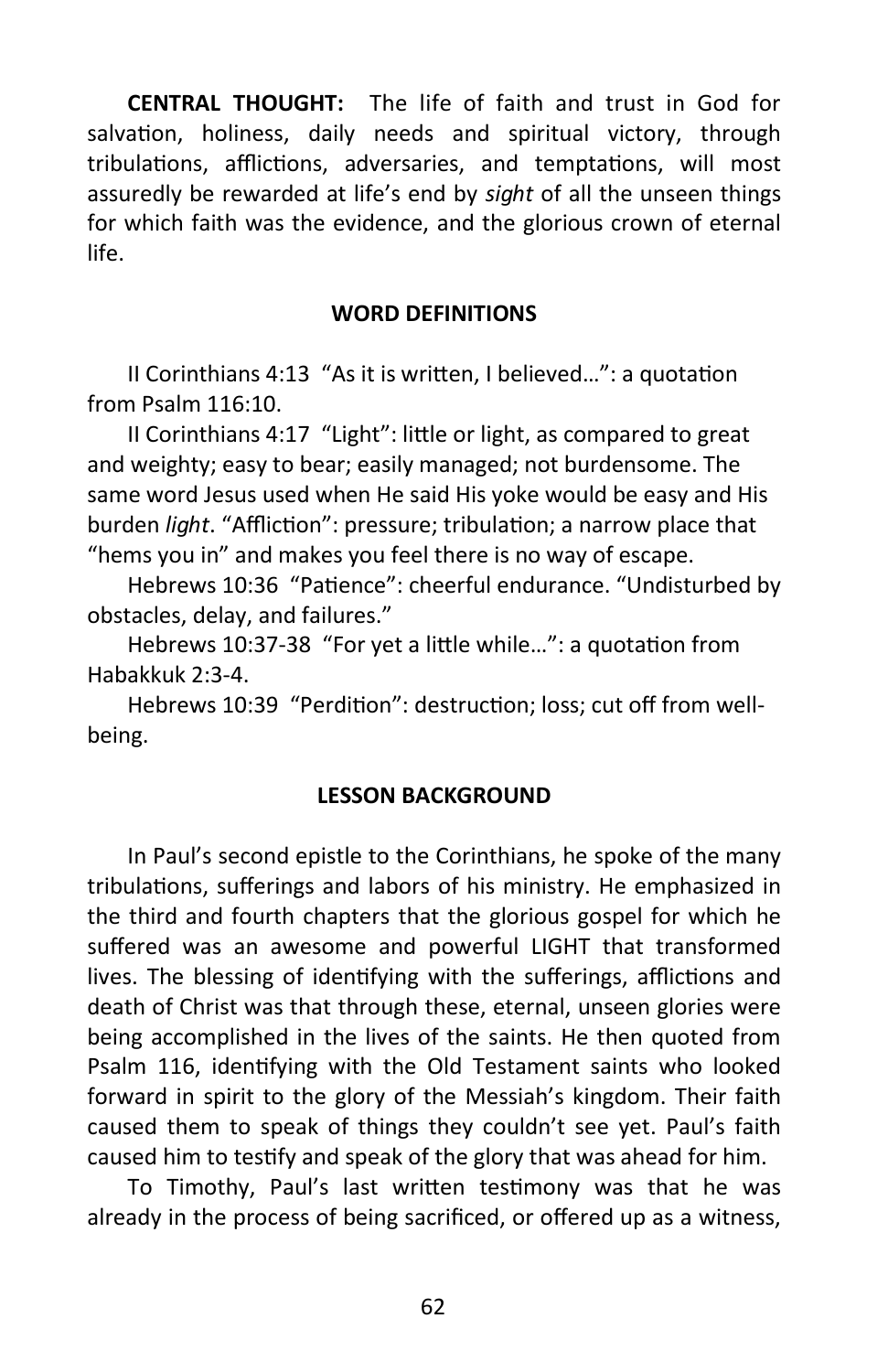**CENTRAL THOUGHT:** The life of faith and trust in God for salvation, holiness, daily needs and spiritual victory, through tribulations, afflictions, adversaries, and temptations, will most assuredly be rewarded at life's end by *sight* of all the unseen things for which faith was the evidence, and the glorious crown of eternal life.

### WORD DEFINITIONS

II Corinthians 4:13 "As it is written, I believed…": a quotation from Psalm 116:10.

II Corinthians 4:17 "Light": little or light, as compared to great and weighty; easy to bear; easily managed; not burdensome. The same word Jesus used when He said His yoke would be easy and His burden *light*. "Affliction": pressure; tribulation; a narrow place that "hems you in" and makes you feel there is no way of escape.

Hebrews 10:36 "Patience": cheerful endurance. "Undisturbed by obstacles, delay, and failures."

Hebrews 10:37-38 "For yet a little while…": a quotation from Habakkuk 2:3-4.

Hebrews 10:39 "Perdition": destruction; loss; cut off from well-being.

### LESSON BACKGROUND

In Paul's second epistle to the Corinthians, he spoke of the many tribulations, sufferings and labors of his ministry. He emphasized in the third and fourth chapters that the glorious gospel for which he suffered was an awesome and powerful LIGHT that transformed lives. The blessing of identifying with the sufferings, afflictions and death of Christ was that through these, eternal, unseen glories were being accomplished in the lives of the saints. He then quoted from Psalm 116, identifying with the Old Testament saints who looked forward in spirit to the glory of the Messiah's kingdom. Their faith caused them to speak of things they couldn't see yet. Paul's faith caused him to testify and speak of the glory that was ahead for him.

To Timothy, Paul's last written testimony was that he was already in the process of being sacrificed, or offered up as a witness,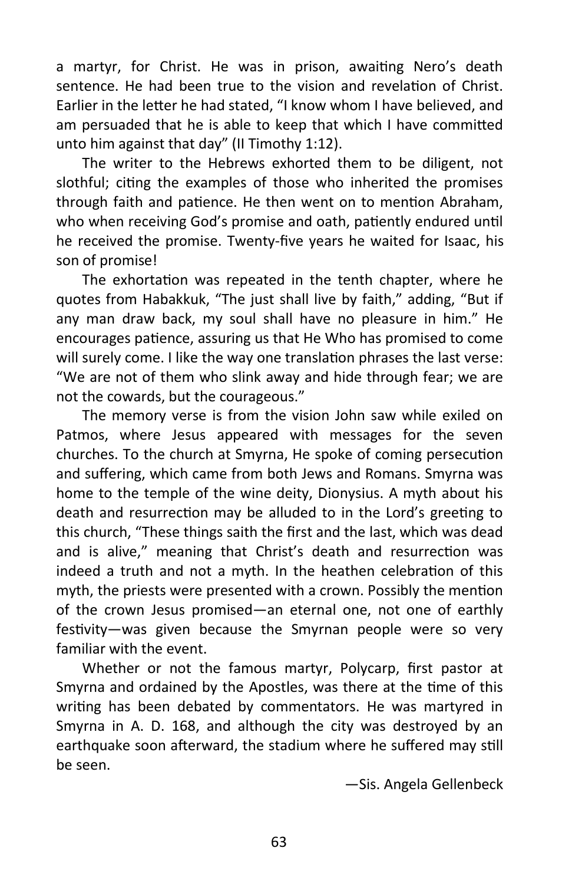a martyr, for Christ. He was in prison, awaiting Nero's death sentence. He had been true to the vision and revelation of Christ. Earlier in the letter he had stated, "I know whom I have believed, and am persuaded that he is able to keep that which I have committed unto him against that day" (II Timothy 1:12).

The writer to the Hebrews exhorted them to be diligent, not slothful; citing the examples of those who inherited the promises through faith and patience. He then went on to mention Abraham, who when receiving God's promise and oath, patiently endured until he received the promise. Twenty-five years he waited for Isaac, his son of promise!

The exhortation was repeated in the tenth chapter, where he quotes from Habakkuk, "The just shall live by faith," adding, "But if any man draw back, my soul shall have no pleasure in him." He encourages patience, assuring us that He Who has promised to come will surely come. I like the way one translation phrases the last verse: "We are not of them who slink away and hide through fear; we are not the cowards, but the courageous."

The memory verse is from the vision John saw while exiled on Patmos, where Jesus appeared with messages for the seven churches. To the church at Smyrna, He spoke of coming persecution and suffering, which came from both Jews and Romans. Smyrna was home to the temple of the wine deity, Dionysius. A myth about his death and resurrection may be alluded to in the Lord's greeting to this church, "These things saith the first and the last, which was dead and is alive," meaning that Christ's death and resurrection was indeed a truth and not a myth. In the heathen celebration of this myth, the priests were presented with a crown. Possibly the mention of the crown Jesus promised—an eternal one, not one of earthly festivity—was given because the Smyrnan people were so very familiar with the event.

Whether or not the famous martyr, Polycarp, first pastor at Smyrna and ordained by the Apostles, was there at the time of this writing has been debated by commentators. He was martyred in Smyrna in A. D. 168, and although the city was destroyed by an earthquake soon afterward, the stadium where he suffered may still be seen.

—Sis. Angela Gellenbeck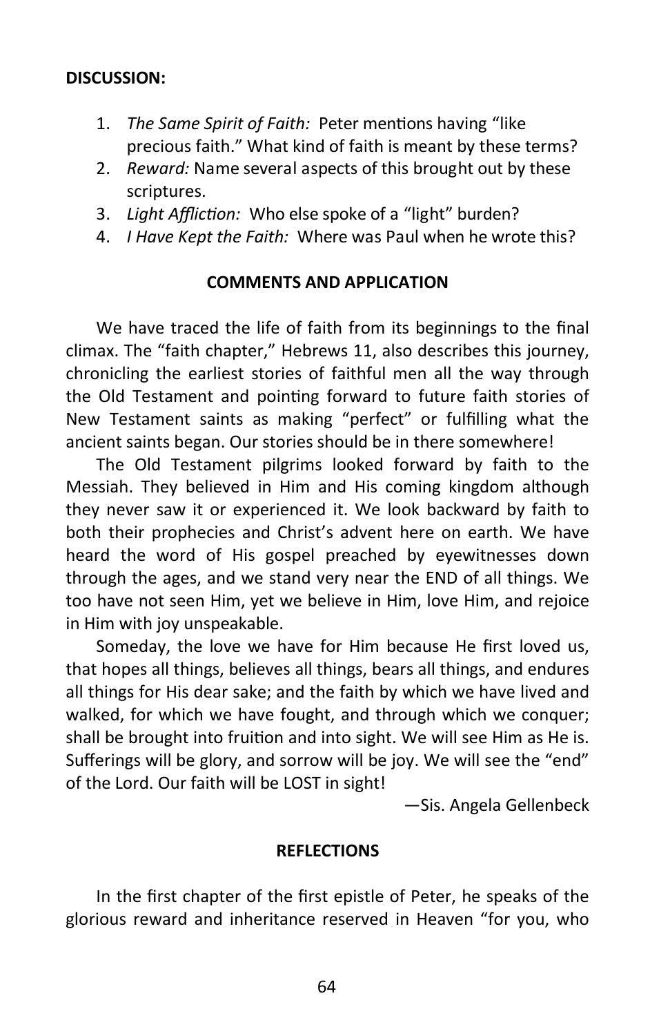**DISCUSSION:**

1. *The Same Spirit of Faith:* Peter mentions having "like precious faith." What kind of faith is meant by these terms?
2. *Reward:* Name several aspects of this brought out by these scriptures.
3. *Light Affliction:* Who else spoke of a "light" burden?
4. *I Have Kept the Faith:* Where was Paul when he wrote this?

**COMMENTS AND APPLICATION**

We have traced the life of faith from its beginnings to the final climax. The "faith chapter," Hebrews 11, also describes this journey, chronicling the earliest stories of faithful men all the way through the Old Testament and pointing forward to future faith stories of New Testament saints as making "perfect" or fulfilling what the ancient saints began. Our stories should be in there somewhere!

The Old Testament pilgrims looked forward by faith to the Messiah. They believed in Him and His coming kingdom although they never saw it or experienced it. We look backward by faith to both their prophecies and Christ's advent here on earth. We have heard the word of His gospel preached by eyewitnesses down through the ages, and we stand very near the END of all things. We too have not seen Him, yet we believe in Him, love Him, and rejoice in Him with joy unspeakable.

Someday, the love we have for Him because He first loved us, that hopes all things, believes all things, bears all things, and endures all things for His dear sake; and the faith by which we have lived and walked, for which we have fought, and through which we conquer; shall be brought into fruition and into sight. We will see Him as He is. Sufferings will be glory, and sorrow will be joy. We will see the "end" of the Lord. Our faith will be LOST in sight!

—Sis. Angela Gellenbeck

**REFLECTIONS**

In the first chapter of the first epistle of Peter, he speaks of the glorious reward and inheritance reserved in Heaven "for you, who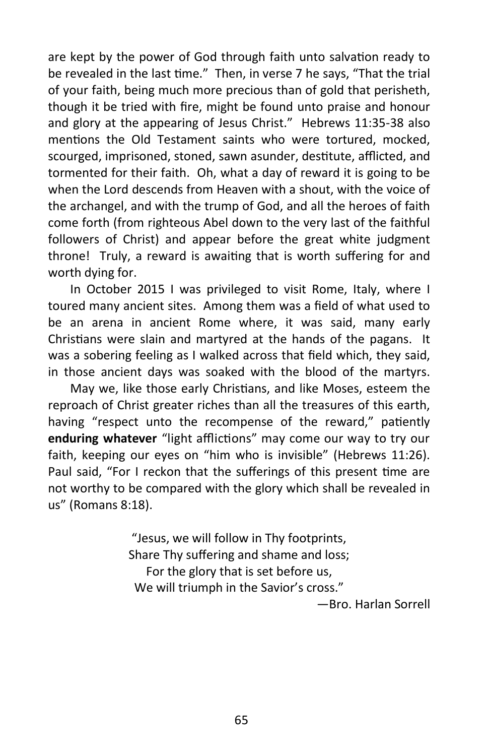are kept by the power of God through faith unto salvation ready to be revealed in the last time." Then, in verse 7 he says, "That the trial of your faith, being much more precious than of gold that perisheth, though it be tried with fire, might be found unto praise and honour and glory at the appearing of Jesus Christ." Hebrews 11:35-38 also mentions the Old Testament saints who were tortured, mocked, scourged, imprisoned, stoned, sawn asunder, destitute, afflicted, and tormented for their faith. Oh, what a day of reward it is going to be when the Lord descends from Heaven with a shout, with the voice of the archangel, and with the trump of God, and all the heroes of faith come forth (from righteous Abel down to the very last of the faithful followers of Christ) and appear before the great white judgment throne! Truly, a reward is awaiting that is worth suffering for and worth dying for.

In October 2015 I was privileged to visit Rome, Italy, where I toured many ancient sites. Among them was a field of what used to be an arena in ancient Rome where, it was said, many early Christians were slain and martyred at the hands of the pagans. It was a sobering feeling as I walked across that field which, they said, in those ancient days was soaked with the blood of the martyrs.

May we, like those early Christians, and like Moses, esteem the reproach of Christ greater riches than all the treasures of this earth, having "respect unto the recompense of the reward," patiently **enduring whatever** "light afflictions" may come our way to try our faith, keeping our eyes on "him who is invisible" (Hebrews 11:26). Paul said, "For I reckon that the sufferings of this present time are not worthy to be compared with the glory which shall be revealed in us" (Romans 8:18).

"Jesus, we will follow in Thy footprints,
Share Thy suffering and shame and loss;
For the glory that is set before us,
We will triumph in the Savior's cross."

—Bro. Harlan Sorrell